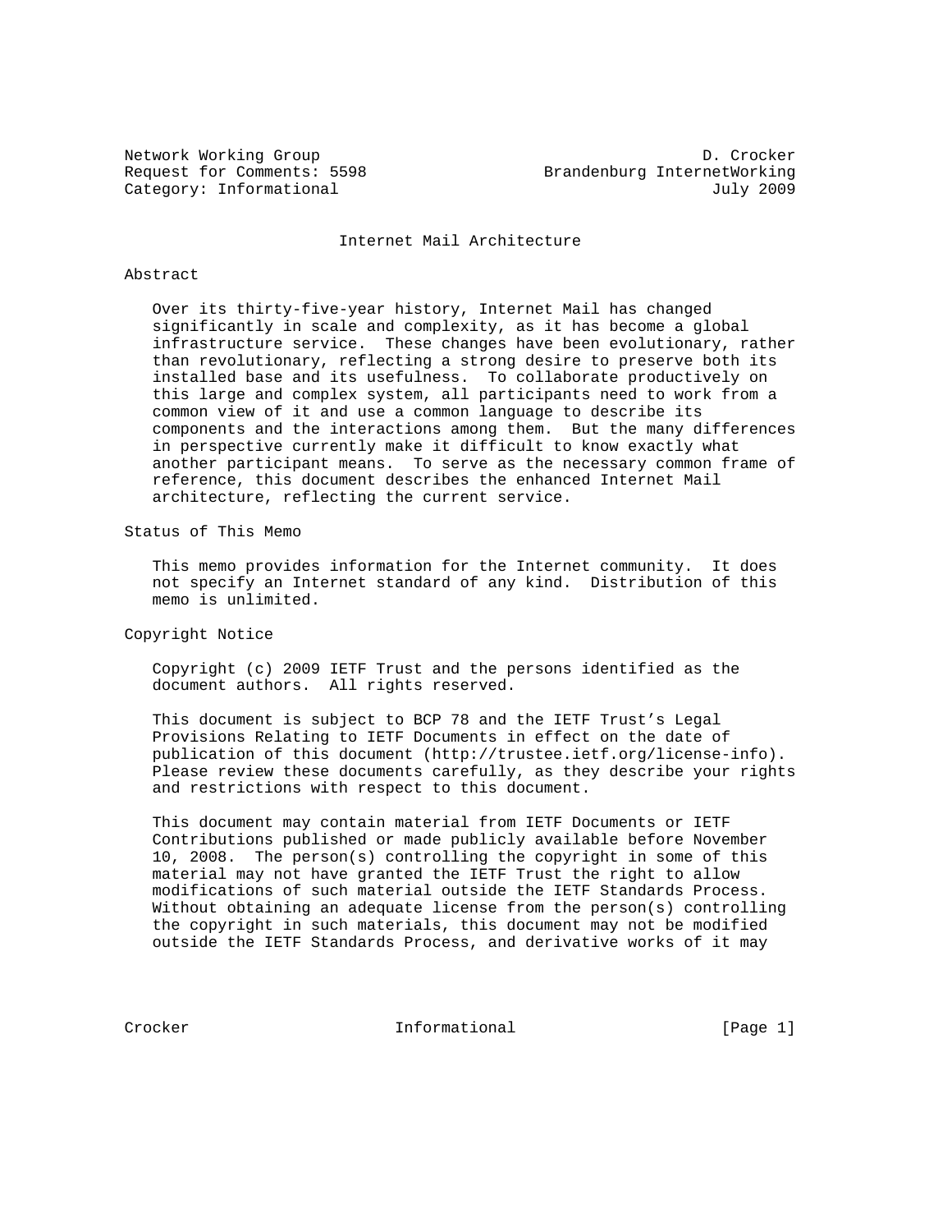Network Working Group D. Crocker
Request for Comments: 5598 Brandenburg InternetWorking
Category: Informational July 2009

# Internet Mail Architecture

## Abstract

Over its thirty-five-year history, Internet Mail has changed significantly in scale and complexity, as it has become a global infrastructure service. These changes have been evolutionary, rather than revolutionary, reflecting a strong desire to preserve both its installed base and its usefulness. To collaborate productively on this large and complex system, all participants need to work from a common view of it and use a common language to describe its components and the interactions among them. But the many differences in perspective currently make it difficult to know exactly what another participant means. To serve as the necessary common frame of reference, this document describes the enhanced Internet Mail architecture, reflecting the current service.

## Status of This Memo

This memo provides information for the Internet community. It does not specify an Internet standard of any kind. Distribution of this memo is unlimited.

## Copyright Notice

Copyright (c) 2009 IETF Trust and the persons identified as the document authors. All rights reserved.

This document is subject to BCP 78 and the IETF Trust's Legal Provisions Relating to IETF Documents in effect on the date of publication of this document (http://trustee.ietf.org/license-info). Please review these documents carefully, as they describe your rights and restrictions with respect to this document.

This document may contain material from IETF Documents or IETF Contributions published or made publicly available before November 10, 2008. The person(s) controlling the copyright in some of this material may not have granted the IETF Trust the right to allow modifications of such material outside the IETF Standards Process. Without obtaining an adequate license from the person(s) controlling the copyright in such materials, this document may not be modified outside the IETF Standards Process, and derivative works of it may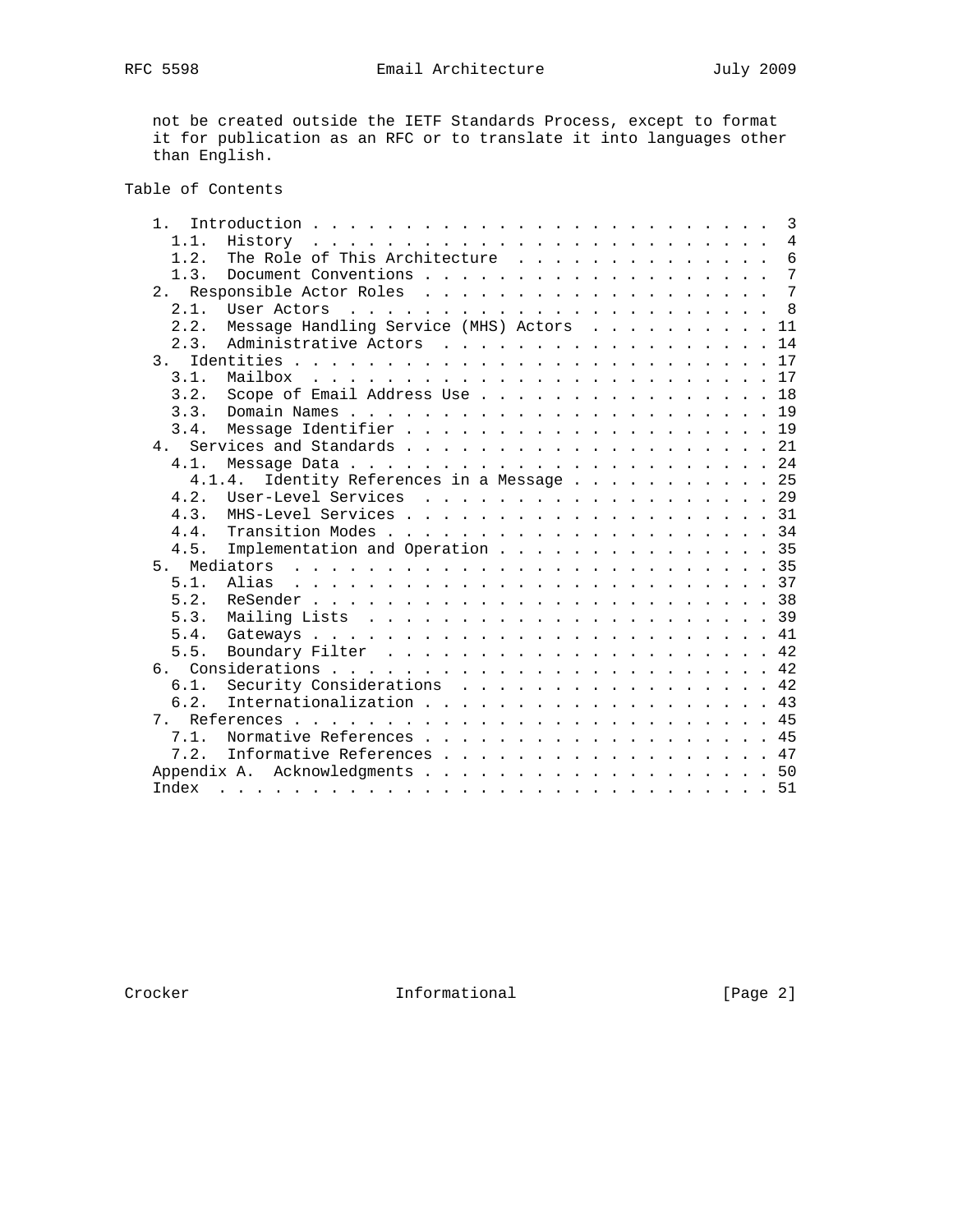not be created outside the IETF Standards Process, except to format it for publication as an RFC or to translate it into languages other than English.

## Table of Contents

```
   1.  Introduction . . . . . . . . . . . . . . . . . . . . . . . . .  3
     1.1.  History  . . . . . . . . . . . . . . . . . . . . . . . . .  4
     1.2.  The Role of This Architecture  . . . . . . . . . . . . . .  6
     1.3.  Document Conventions . . . . . . . . . . . . . . . . . . .  7
   2.  Responsible Actor Roles  . . . . . . . . . . . . . . . . . . .  7
     2.1.  User Actors  . . . . . . . . . . . . . . . . . . . . . . .  8
     2.2.  Message Handling Service (MHS) Actors  . . . . . . . . . . 11
     2.3.  Administrative Actors  . . . . . . . . . . . . . . . . . . 14
   3.  Identities . . . . . . . . . . . . . . . . . . . . . . . . . . 17
     3.1.  Mailbox  . . . . . . . . . . . . . . . . . . . . . . . . . 17
     3.2.  Scope of Email Address Use . . . . . . . . . . . . . . . . 18
     3.3.  Domain Names . . . . . . . . . . . . . . . . . . . . . . . 19
     3.4.  Message Identifier . . . . . . . . . . . . . . . . . . . . 19
   4.  Services and Standards . . . . . . . . . . . . . . . . . . . . 21
     4.1.  Message Data . . . . . . . . . . . . . . . . . . . . . . . 24
       4.1.4.  Identity References in a Message . . . . . . . . . . . 25
     4.2.  User-Level Services  . . . . . . . . . . . . . . . . . . . 29
     4.3.  MHS-Level Services . . . . . . . . . . . . . . . . . . . . 31
     4.4.  Transition Modes . . . . . . . . . . . . . . . . . . . . . 34
     4.5.  Implementation and Operation . . . . . . . . . . . . . . . 35
   5.  Mediators  . . . . . . . . . . . . . . . . . . . . . . . . . . 35
     5.1.  Alias  . . . . . . . . . . . . . . . . . . . . . . . . . . 37
     5.2.  ReSender . . . . . . . . . . . . . . . . . . . . . . . . . 38
     5.3.  Mailing Lists  . . . . . . . . . . . . . . . . . . . . . . 39
     5.4.  Gateways . . . . . . . . . . . . . . . . . . . . . . . . . 41
     5.5.  Boundary Filter  . . . . . . . . . . . . . . . . . . . . . 42
   6.  Considerations . . . . . . . . . . . . . . . . . . . . . . . . 42
     6.1.  Security Considerations  . . . . . . . . . . . . . . . . . 42
     6.2.  Internationalization . . . . . . . . . . . . . . . . . . . 43
   7.  References . . . . . . . . . . . . . . . . . . . . . . . . . . 45
     7.1.  Normative References . . . . . . . . . . . . . . . . . . . 45
     7.2.  Informative References . . . . . . . . . . . . . . . . . . 47
   Appendix A.  Acknowledgments . . . . . . . . . . . . . . . . . . . 50
   Index  . . . . . . . . . . . . . . . . . . . . . . . . . . . . . . 51
```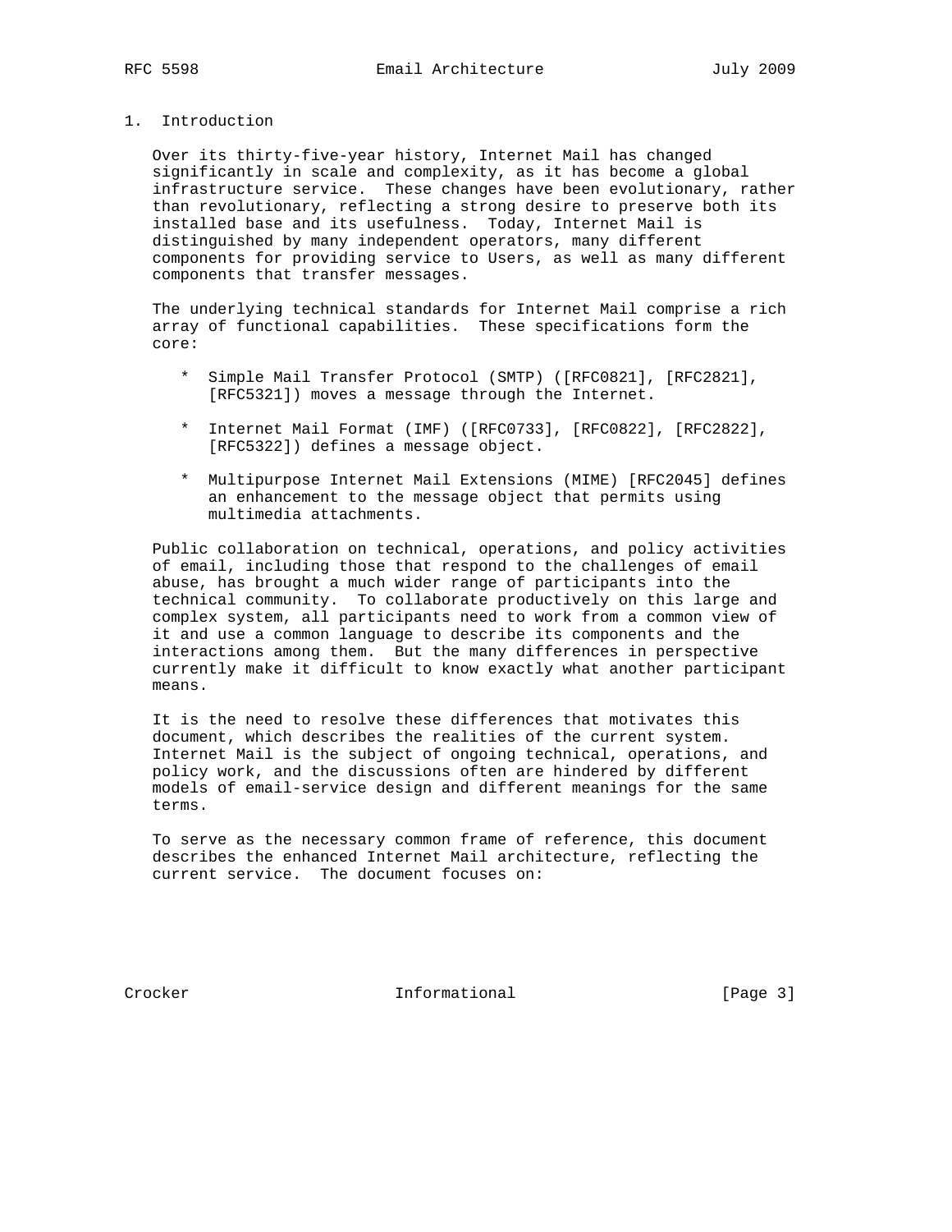# 1. Introduction

Over its thirty-five-year history, Internet Mail has changed significantly in scale and complexity, as it has become a global infrastructure service. These changes have been evolutionary, rather than revolutionary, reflecting a strong desire to preserve both its installed base and its usefulness. Today, Internet Mail is distinguished by many independent operators, many different components for providing service to Users, as well as many different components that transfer messages.

The underlying technical standards for Internet Mail comprise a rich array of functional capabilities. These specifications form the core:

* Simple Mail Transfer Protocol (SMTP) ([RFC0821], [RFC2821], [RFC5321]) moves a message through the Internet.

* Internet Mail Format (IMF) ([RFC0733], [RFC0822], [RFC2822], [RFC5322]) defines a message object.

* Multipurpose Internet Mail Extensions (MIME) [RFC2045] defines an enhancement to the message object that permits using multimedia attachments.

Public collaboration on technical, operations, and policy activities of email, including those that respond to the challenges of email abuse, has brought a much wider range of participants into the technical community. To collaborate productively on this large and complex system, all participants need to work from a common view of it and use a common language to describe its components and the interactions among them. But the many differences in perspective currently make it difficult to know exactly what another participant means.

It is the need to resolve these differences that motivates this document, which describes the realities of the current system. Internet Mail is the subject of ongoing technical, operations, and policy work, and the discussions often are hindered by different models of email-service design and different meanings for the same terms.

To serve as the necessary common frame of reference, this document describes the enhanced Internet Mail architecture, reflecting the current service. The document focuses on: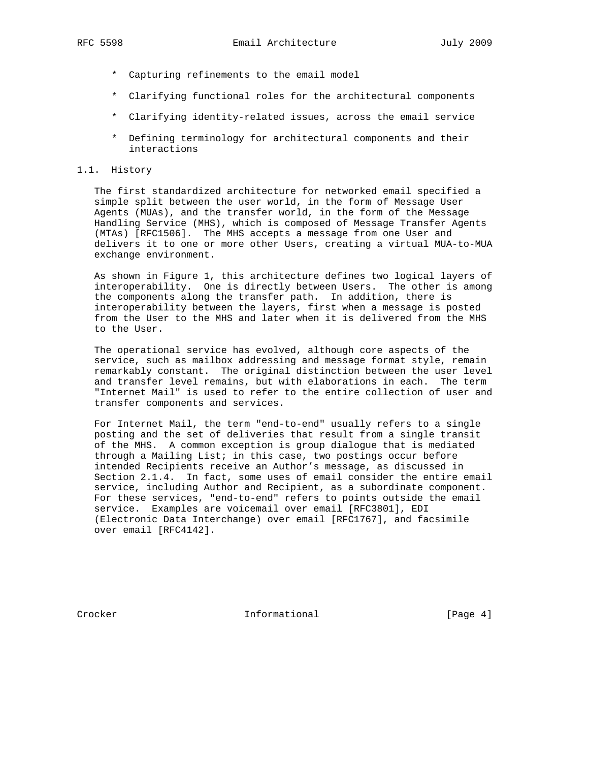* Capturing refinements to the email model

* Clarifying functional roles for the architectural components

* Clarifying identity-related issues, across the email service

* Defining terminology for architectural components and their interactions

## 1.1. History

The first standardized architecture for networked email specified a simple split between the user world, in the form of Message User Agents (MUAs), and the transfer world, in the form of the Message Handling Service (MHS), which is composed of Message Transfer Agents (MTAs) [RFC1506]. The MHS accepts a message from one User and delivers it to one or more other Users, creating a virtual MUA-to-MUA exchange environment.

As shown in Figure 1, this architecture defines two logical layers of interoperability. One is directly between Users. The other is among the components along the transfer path. In addition, there is interoperability between the layers, first when a message is posted from the User to the MHS and later when it is delivered from the MHS to the User.

The operational service has evolved, although core aspects of the service, such as mailbox addressing and message format style, remain remarkably constant. The original distinction between the user level and transfer level remains, but with elaborations in each. The term "Internet Mail" is used to refer to the entire collection of user and transfer components and services.

For Internet Mail, the term "end-to-end" usually refers to a single posting and the set of deliveries that result from a single transit of the MHS. A common exception is group dialogue that is mediated through a Mailing List; in this case, two postings occur before intended Recipients receive an Author's message, as discussed in Section 2.1.4. In fact, some uses of email consider the entire email service, including Author and Recipient, as a subordinate component. For these services, "end-to-end" refers to points outside the email service. Examples are voicemail over email [RFC3801], EDI (Electronic Data Interchange) over email [RFC1767], and facsimile over email [RFC4142].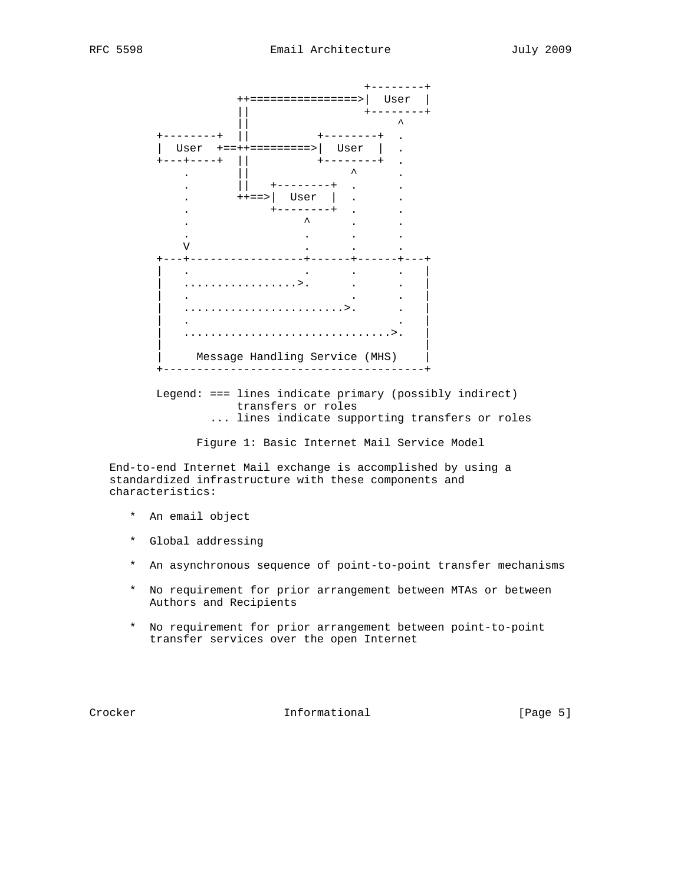```
                                   +--------+
                 ++================>|  User  |
                 ||                 +--------+
                 ||                      ^
      +--------+ ||          +--------+  .
      |  User  +==++=========>|  User  |  .
      +---+----+ ||          +--------+  .
          .      ||               ^      .
          .      ||   +--------+  .      .
          .      ++==>|  User  |  .      .
          .           +--------+  .      .
          .                ^      .      .
          .                .      .      .
          V                .      .      .
      +---+----------------+------+------+---+
      |   .                .      .      .   |
      |   ................>.      .      .   |
      |   .                       .      .   |
      |   ........................>.      .   |
      |   .                              .   |
      |   ...............................>.   |
      |                                      |
      |     Message Handling Service (MHS)   |
      +--------------------------------------+

      Legend: === lines indicate primary (possibly indirect)
                  transfers or roles
              ... lines indicate supporting transfers or roles
```

Figure 1: Basic Internet Mail Service Model

End-to-end Internet Mail exchange is accomplished by using a standardized infrastructure with these components and characteristics:

* An email object

* Global addressing

* An asynchronous sequence of point-to-point transfer mechanisms

* No requirement for prior arrangement between MTAs or between Authors and Recipients

* No requirement for prior arrangement between point-to-point transfer services over the open Internet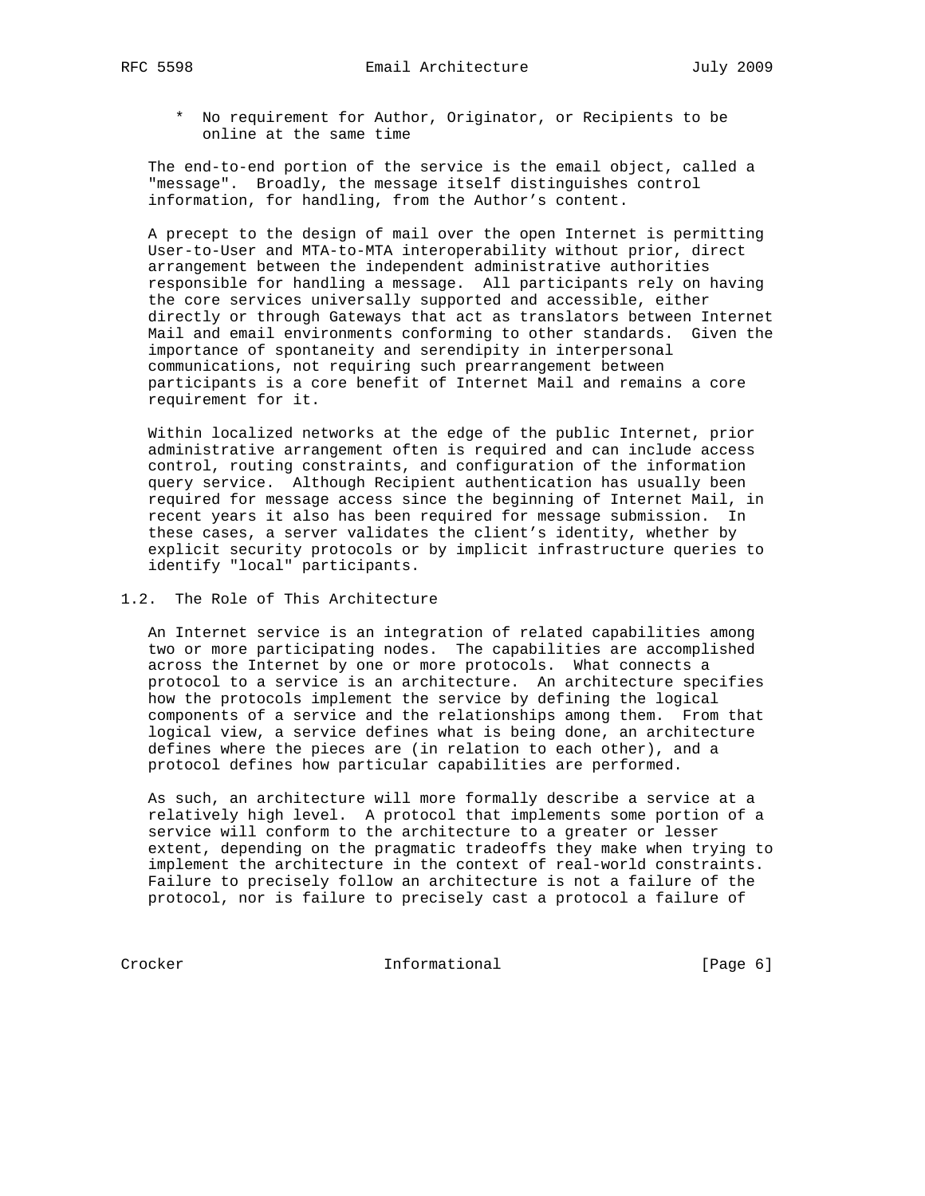* No requirement for Author, Originator, or Recipients to be online at the same time

The end-to-end portion of the service is the email object, called a "message". Broadly, the message itself distinguishes control information, for handling, from the Author's content.

A precept to the design of mail over the open Internet is permitting User-to-User and MTA-to-MTA interoperability without prior, direct arrangement between the independent administrative authorities responsible for handling a message. All participants rely on having the core services universally supported and accessible, either directly or through Gateways that act as translators between Internet Mail and email environments conforming to other standards. Given the importance of spontaneity and serendipity in interpersonal communications, not requiring such prearrangement between participants is a core benefit of Internet Mail and remains a core requirement for it.

Within localized networks at the edge of the public Internet, prior administrative arrangement often is required and can include access control, routing constraints, and configuration of the information query service. Although Recipient authentication has usually been required for message access since the beginning of Internet Mail, in recent years it also has been required for message submission. In these cases, a server validates the client's identity, whether by explicit security protocols or by implicit infrastructure queries to identify "local" participants.

### 1.2. The Role of This Architecture

An Internet service is an integration of related capabilities among two or more participating nodes. The capabilities are accomplished across the Internet by one or more protocols. What connects a protocol to a service is an architecture. An architecture specifies how the protocols implement the service by defining the logical components of a service and the relationships among them. From that logical view, a service defines what is being done, an architecture defines where the pieces are (in relation to each other), and a protocol defines how particular capabilities are performed.

As such, an architecture will more formally describe a service at a relatively high level. A protocol that implements some portion of a service will conform to the architecture to a greater or lesser extent, depending on the pragmatic tradeoffs they make when trying to implement the architecture in the context of real-world constraints. Failure to precisely follow an architecture is not a failure of the protocol, nor is failure to precisely cast a protocol a failure of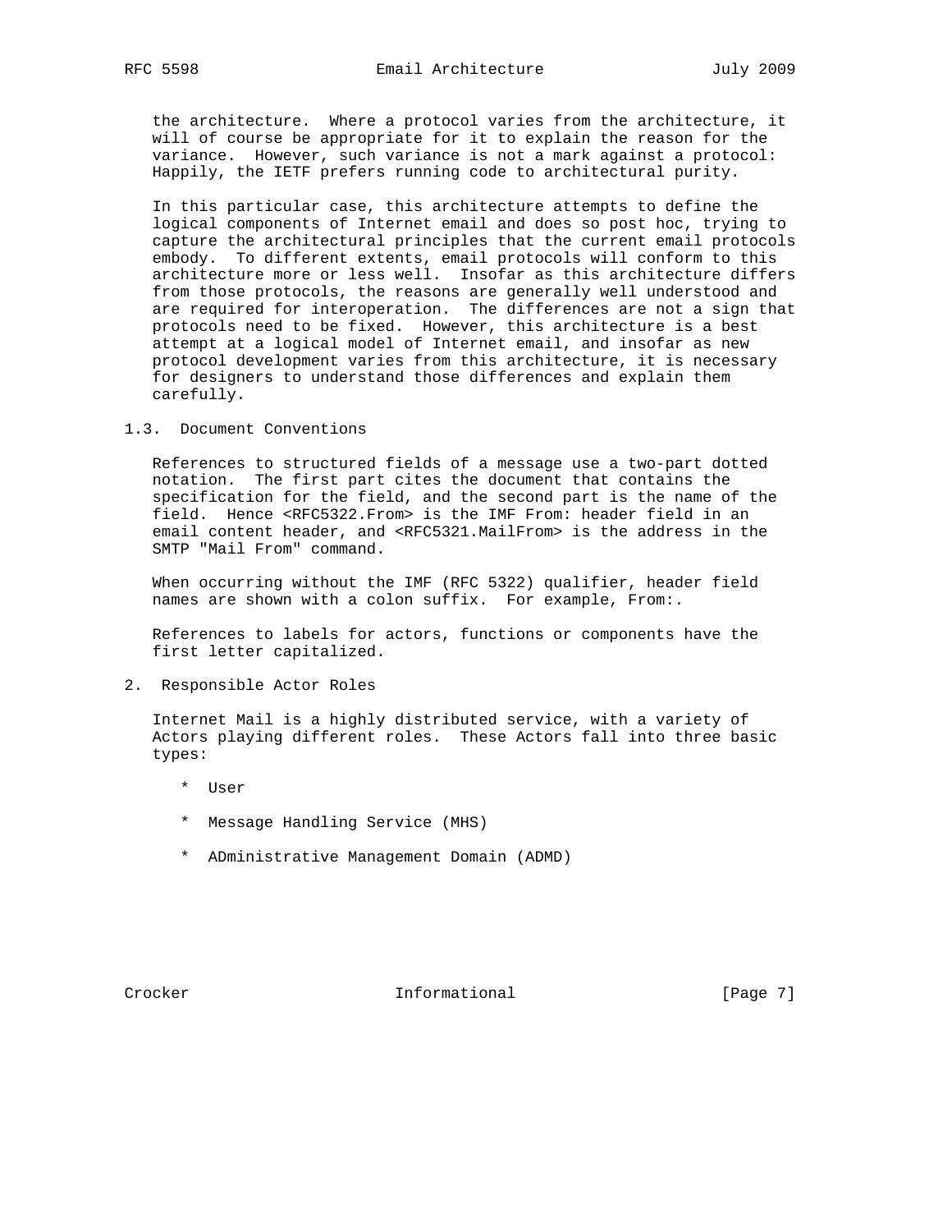the architecture. Where a protocol varies from the architecture, it will of course be appropriate for it to explain the reason for the variance. However, such variance is not a mark against a protocol: Happily, the IETF prefers running code to architectural purity.

In this particular case, this architecture attempts to define the logical components of Internet email and does so post hoc, trying to capture the architectural principles that the current email protocols embody. To different extents, email protocols will conform to this architecture more or less well. Insofar as this architecture differs from those protocols, the reasons are generally well understood and are required for interoperation. The differences are not a sign that protocols need to be fixed. However, this architecture is a best attempt at a logical model of Internet email, and insofar as new protocol development varies from this architecture, it is necessary for designers to understand those differences and explain them carefully.

### 1.3. Document Conventions

References to structured fields of a message use a two-part dotted notation. The first part cites the document that contains the specification for the field, and the second part is the name of the field. Hence <RFC5322.From> is the IMF From: header field in an email content header, and <RFC5321.MailFrom> is the address in the SMTP "Mail From" command.

When occurring without the IMF (RFC 5322) qualifier, header field names are shown with a colon suffix. For example, From:.

References to labels for actors, functions or components have the first letter capitalized.

## 2. Responsible Actor Roles

Internet Mail is a highly distributed service, with a variety of Actors playing different roles. These Actors fall into three basic types:

* User

* Message Handling Service (MHS)

* ADministrative Management Domain (ADMD)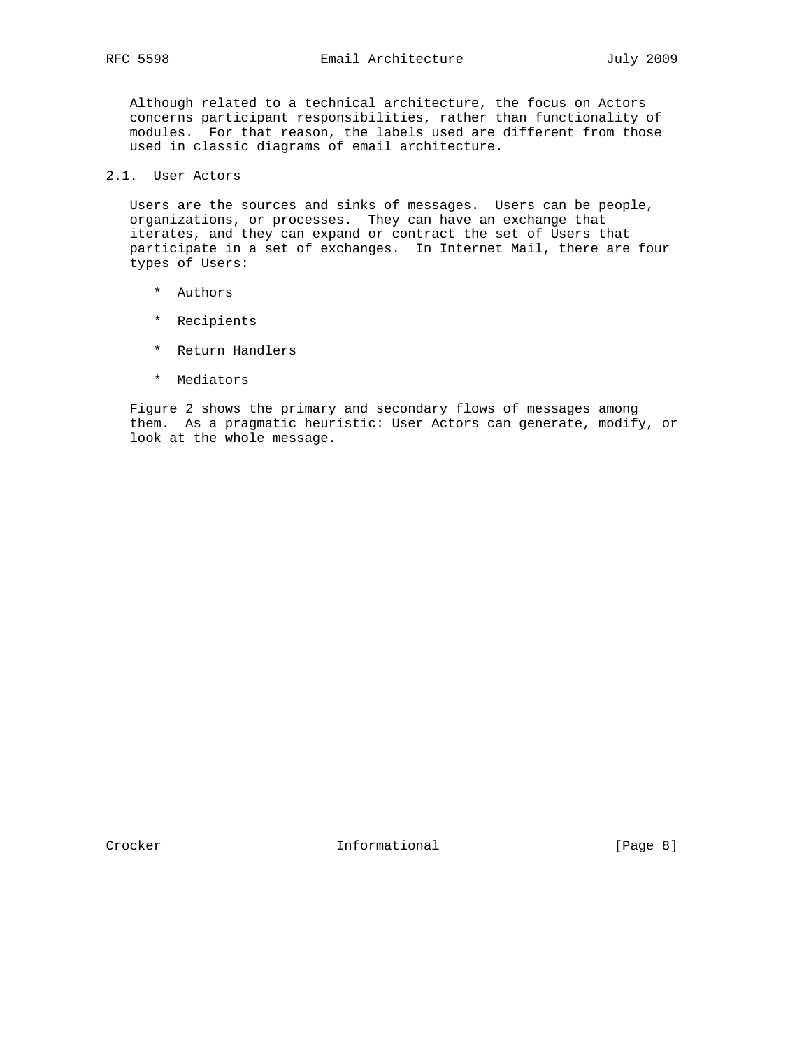Although related to a technical architecture, the focus on Actors concerns participant responsibilities, rather than functionality of modules. For that reason, the labels used are different from those used in classic diagrams of email architecture.

### 2.1. User Actors

Users are the sources and sinks of messages. Users can be people, organizations, or processes. They can have an exchange that iterates, and they can expand or contract the set of Users that participate in a set of exchanges. In Internet Mail, there are four types of Users:

* Authors
* Recipients
* Return Handlers
* Mediators

Figure 2 shows the primary and secondary flows of messages among them. As a pragmatic heuristic: User Actors can generate, modify, or look at the whole message.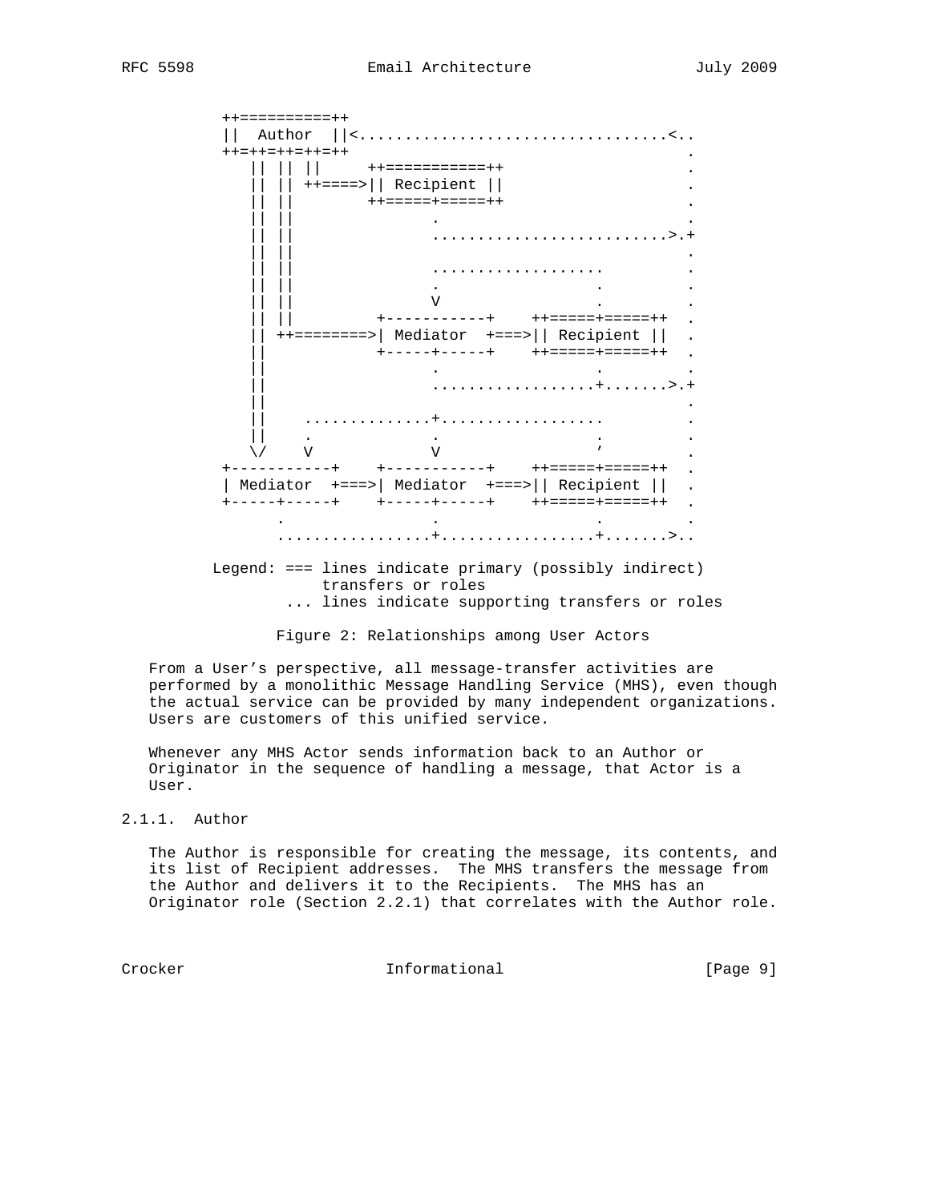```
          ++==========++
          ||  Author  ||<..................................<..
          ++=++=++=++=++                                      .
             || || ||     ++===========++                     .
             || || ++====>|| Recipient ||                     .
             || ||        ++=====+=====++                     .
             || ||               .                            .
             || ||               ..........................>.+
             || ||                                            .
             || ||               ...................          .
             || ||               .                 .          .
             || ||               V                 .          .
             || ||          +-----------+    ++=====+=====++  .
             || ++=========>| Mediator  +===>|| Recipient ||  .
             ||             +-----+-----+    ++=====+=====++  .
             ||                   .                 .         .
             ||                   ..................+.......>.+
             ||                                               .
             ||    ..............+..................          .
             ||    .              .                 ;         .
             \/    V              V                 '         .
          +-----------+    +-----------+    ++=====+=====++   .
          | Mediator  +===>| Mediator  +===>|| Recipient ||   .
          +-----+-----+    +-----+-----+    ++=====+=====++   .
                .                .                 .          .
                .................+.................+.......>..

        Legend: === lines indicate primary (possibly indirect)
                    transfers or roles
                ... lines indicate supporting transfers or roles
```

Figure 2: Relationships among User Actors

From a User's perspective, all message-transfer activities are performed by a monolithic Message Handling Service (MHS), even though the actual service can be provided by many independent organizations. Users are customers of this unified service.

Whenever any MHS Actor sends information back to an Author or Originator in the sequence of handling a message, that Actor is a User.

### 2.1.1. Author

The Author is responsible for creating the message, its contents, and its list of Recipient addresses. The MHS transfers the message from the Author and delivers it to the Recipients. The MHS has an Originator role (Section 2.2.1) that correlates with the Author role.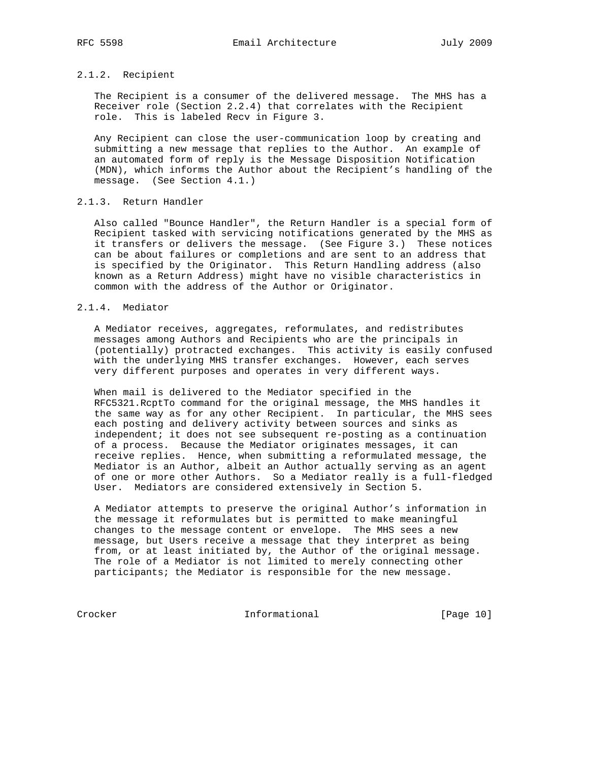#### 2.1.2. Recipient

The Recipient is a consumer of the delivered message. The MHS has a Receiver role (Section 2.2.4) that correlates with the Recipient role. This is labeled Recv in Figure 3.

Any Recipient can close the user-communication loop by creating and submitting a new message that replies to the Author. An example of an automated form of reply is the Message Disposition Notification (MDN), which informs the Author about the Recipient's handling of the message. (See Section 4.1.)

#### 2.1.3. Return Handler

Also called "Bounce Handler", the Return Handler is a special form of Recipient tasked with servicing notifications generated by the MHS as it transfers or delivers the message. (See Figure 3.) These notices can be about failures or completions and are sent to an address that is specified by the Originator. This Return Handling address (also known as a Return Address) might have no visible characteristics in common with the address of the Author or Originator.

#### 2.1.4. Mediator

A Mediator receives, aggregates, reformulates, and redistributes messages among Authors and Recipients who are the principals in (potentially) protracted exchanges. This activity is easily confused with the underlying MHS transfer exchanges. However, each serves very different purposes and operates in very different ways.

When mail is delivered to the Mediator specified in the RFC5321.RcptTo command for the original message, the MHS handles it the same way as for any other Recipient. In particular, the MHS sees each posting and delivery activity between sources and sinks as independent; it does not see subsequent re-posting as a continuation of a process. Because the Mediator originates messages, it can receive replies. Hence, when submitting a reformulated message, the Mediator is an Author, albeit an Author actually serving as an agent of one or more other Authors. So a Mediator really is a full-fledged User. Mediators are considered extensively in Section 5.

A Mediator attempts to preserve the original Author's information in the message it reformulates but is permitted to make meaningful changes to the message content or envelope. The MHS sees a new message, but Users receive a message that they interpret as being from, or at least initiated by, the Author of the original message. The role of a Mediator is not limited to merely connecting other participants; the Mediator is responsible for the new message.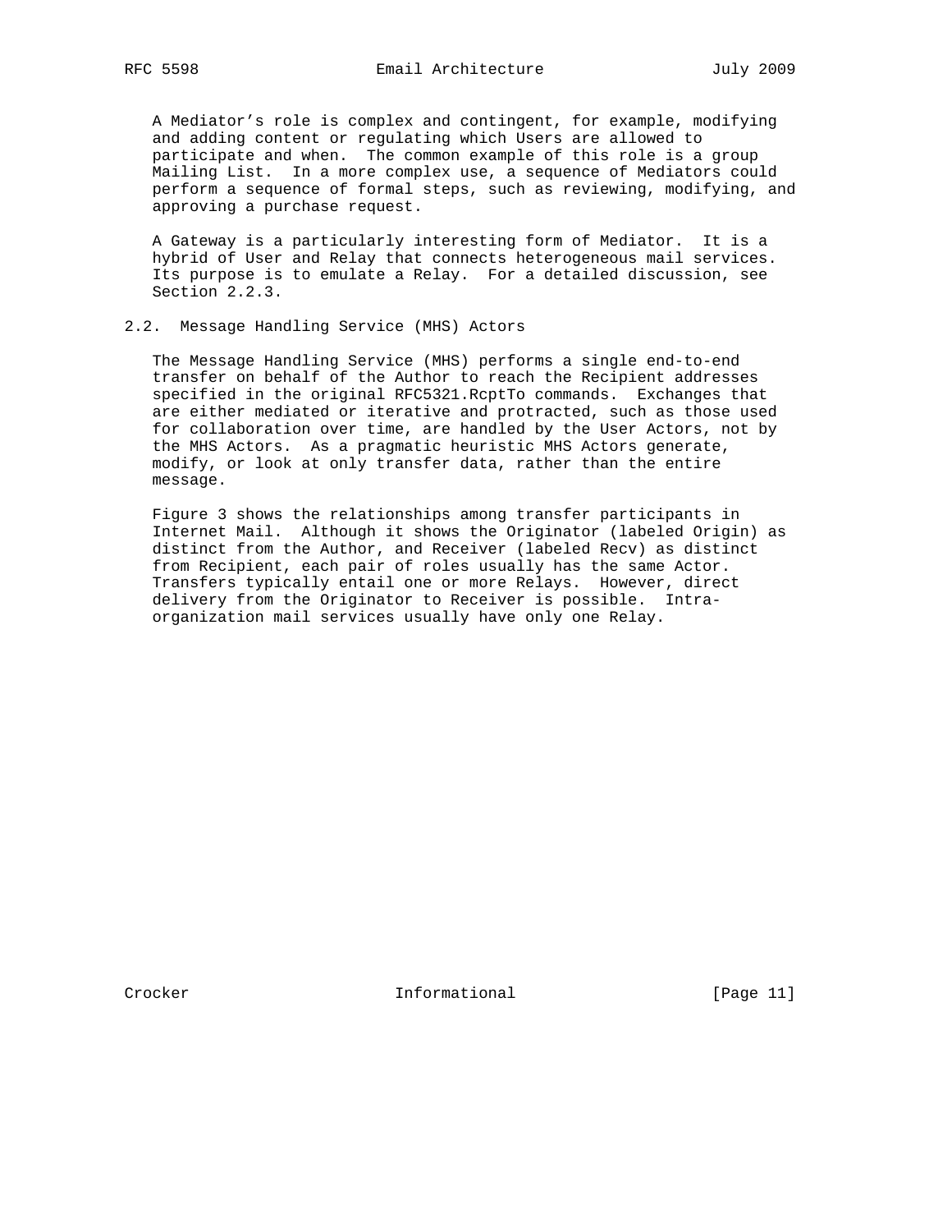A Mediator's role is complex and contingent, for example, modifying and adding content or regulating which Users are allowed to participate and when. The common example of this role is a group Mailing List. In a more complex use, a sequence of Mediators could perform a sequence of formal steps, such as reviewing, modifying, and approving a purchase request.

A Gateway is a particularly interesting form of Mediator. It is a hybrid of User and Relay that connects heterogeneous mail services. Its purpose is to emulate a Relay. For a detailed discussion, see Section 2.2.3.

### 2.2. Message Handling Service (MHS) Actors

The Message Handling Service (MHS) performs a single end-to-end transfer on behalf of the Author to reach the Recipient addresses specified in the original RFC5321.RcptTo commands. Exchanges that are either mediated or iterative and protracted, such as those used for collaboration over time, are handled by the User Actors, not by the MHS Actors. As a pragmatic heuristic MHS Actors generate, modify, or look at only transfer data, rather than the entire message.

Figure 3 shows the relationships among transfer participants in Internet Mail. Although it shows the Originator (labeled Origin) as distinct from the Author, and Receiver (labeled Recv) as distinct from Recipient, each pair of roles usually has the same Actor. Transfers typically entail one or more Relays. However, direct delivery from the Originator to Receiver is possible. Intra-organization mail services usually have only one Relay.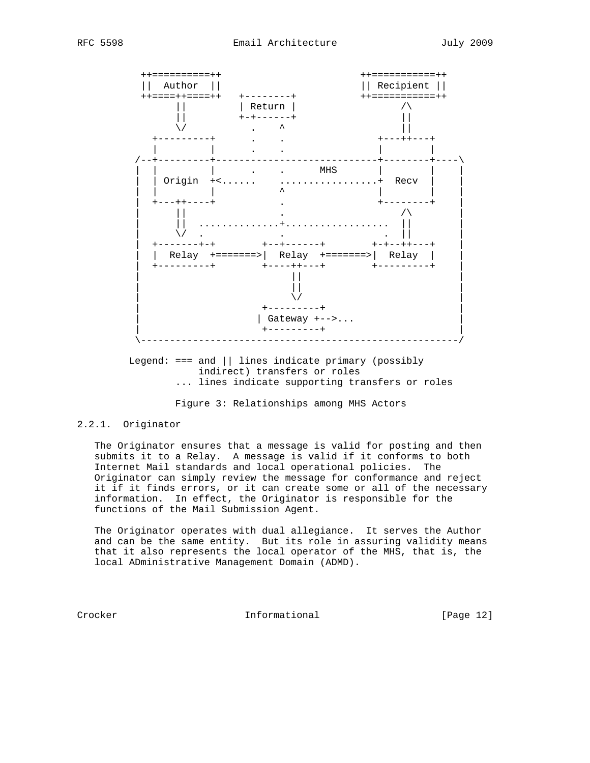```
      ++==========++                     ++===========++
      ||  Author  ||                     || Recipient ||
      ++====++====++   +--------+        ++===========++
            ||         | Return |              /\
            ||         +-+------+              ||
            \/           .    ^                ||
        +---------+      .    .            +---++---+
        |         |      .    .            |        |
     /--+---------+------------------------+--------+----\
     |  |         |      .    .      MHS   |        |    |
     |  | Origin  +<......    .................+  Recv  |    |
     |  |         |           ^            |        |    |
     |  +---++----+           .            +--------+    |
     |      ||                .                /\        |
     |      ||  ..............+.................  ||        |
     |      \/  .             .              .  ||        |
     |  +-------+-+        +--+------+        +-+--++---+    |
     |  |  Relay  +=======>|  Relay  +=======>|  Relay  |    |
     |  +---------+        +----++---+        +---------+    |
     |                          ||                          |
     |                          ||                          |
     |                          \/                          |
     |                     +---------+                      |
     |                     | Gateway +-->...                |
     |                     +---------+                      |
     \------------------------------------------------------/

      Legend: === and || lines indicate primary (possibly
                   indirect) transfers or roles
              ... lines indicate supporting transfers or roles
```

Figure 3: Relationships among MHS Actors

### 2.2.1. Originator

The Originator ensures that a message is valid for posting and then submits it to a Relay. A message is valid if it conforms to both Internet Mail standards and local operational policies. The Originator can simply review the message for conformance and reject it if it finds errors, or it can create some or all of the necessary information. In effect, the Originator is responsible for the functions of the Mail Submission Agent.

The Originator operates with dual allegiance. It serves the Author and can be the same entity. But its role in assuring validity means that it also represents the local operator of the MHS, that is, the local ADministrative Management Domain (ADMD).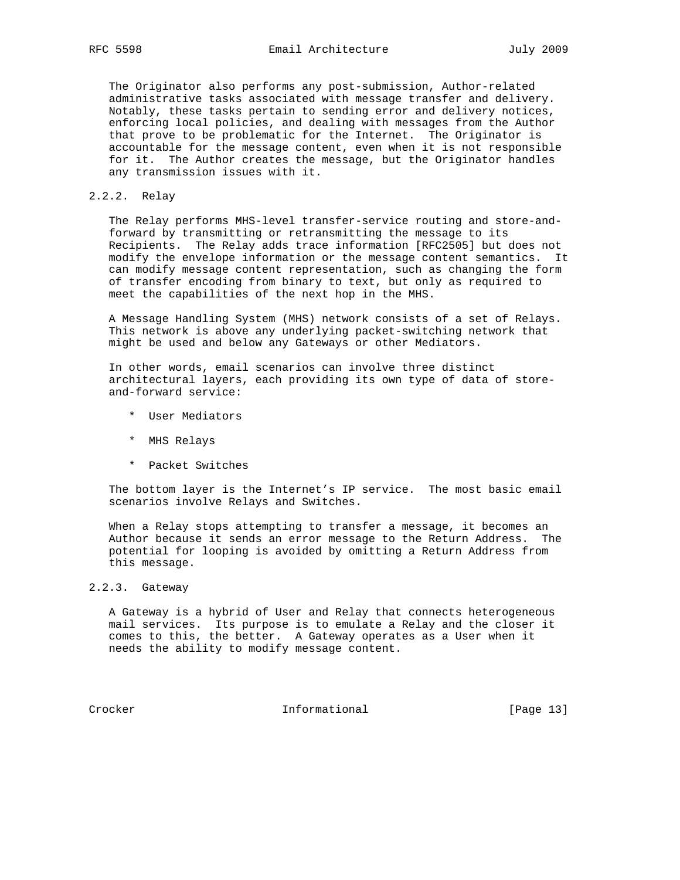The Originator also performs any post-submission, Author-related administrative tasks associated with message transfer and delivery. Notably, these tasks pertain to sending error and delivery notices, enforcing local policies, and dealing with messages from the Author that prove to be problematic for the Internet. The Originator is accountable for the message content, even when it is not responsible for it. The Author creates the message, but the Originator handles any transmission issues with it.

### 2.2.2. Relay

The Relay performs MHS-level transfer-service routing and store-and-forward by transmitting or retransmitting the message to its Recipients. The Relay adds trace information [RFC2505] but does not modify the envelope information or the message content semantics. It can modify message content representation, such as changing the form of transfer encoding from binary to text, but only as required to meet the capabilities of the next hop in the MHS.

A Message Handling System (MHS) network consists of a set of Relays. This network is above any underlying packet-switching network that might be used and below any Gateways or other Mediators.

In other words, email scenarios can involve three distinct architectural layers, each providing its own type of data of store-and-forward service:

* User Mediators
* MHS Relays
* Packet Switches

The bottom layer is the Internet's IP service. The most basic email scenarios involve Relays and Switches.

When a Relay stops attempting to transfer a message, it becomes an Author because it sends an error message to the Return Address. The potential for looping is avoided by omitting a Return Address from this message.

### 2.2.3. Gateway

A Gateway is a hybrid of User and Relay that connects heterogeneous mail services. Its purpose is to emulate a Relay and the closer it comes to this, the better. A Gateway operates as a User when it needs the ability to modify message content.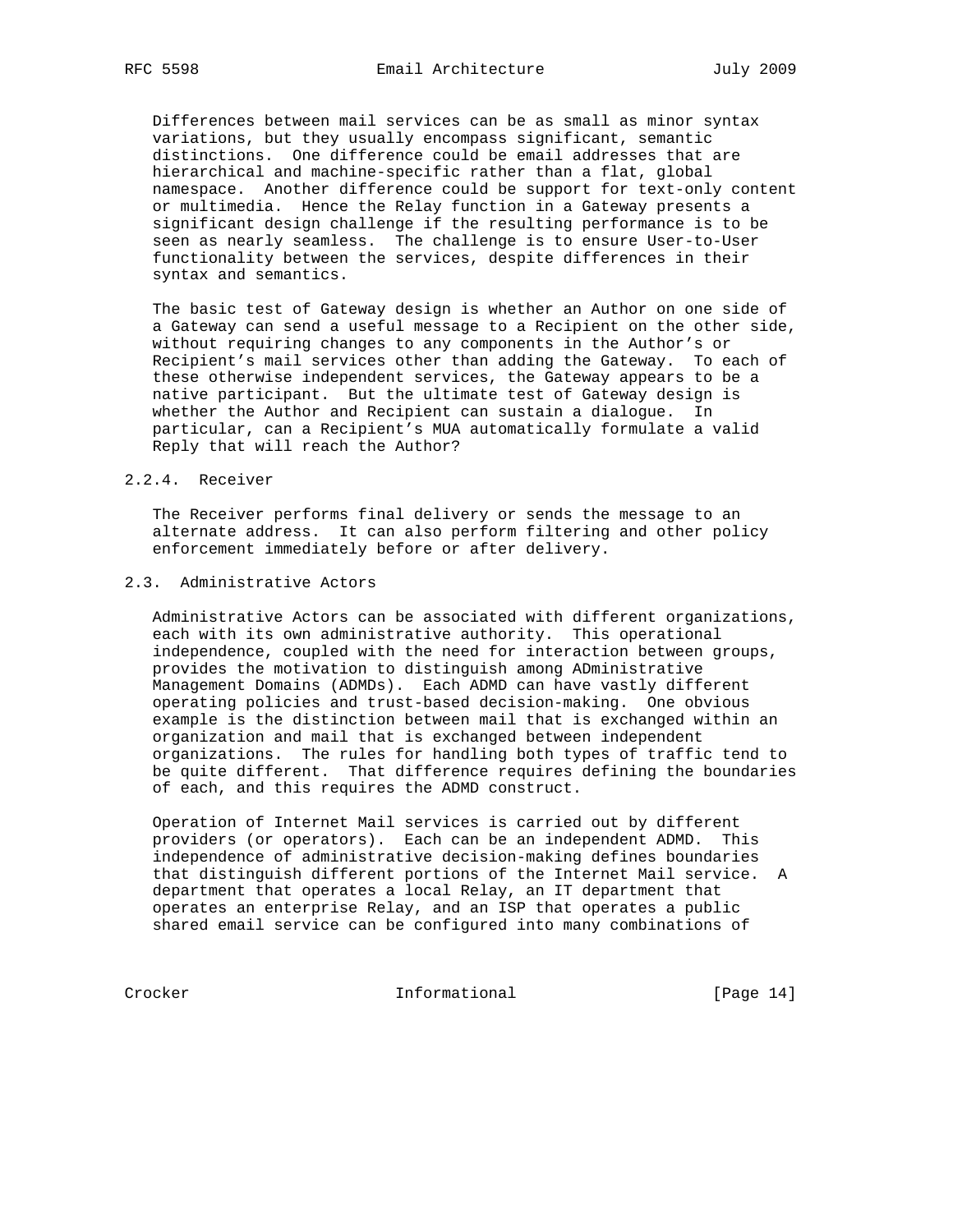Differences between mail services can be as small as minor syntax variations, but they usually encompass significant, semantic distinctions. One difference could be email addresses that are hierarchical and machine-specific rather than a flat, global namespace. Another difference could be support for text-only content or multimedia. Hence the Relay function in a Gateway presents a significant design challenge if the resulting performance is to be seen as nearly seamless. The challenge is to ensure User-to-User functionality between the services, despite differences in their syntax and semantics.

The basic test of Gateway design is whether an Author on one side of a Gateway can send a useful message to a Recipient on the other side, without requiring changes to any components in the Author's or Recipient's mail services other than adding the Gateway. To each of these otherwise independent services, the Gateway appears to be a native participant. But the ultimate test of Gateway design is whether the Author and Recipient can sustain a dialogue. In particular, can a Recipient's MUA automatically formulate a valid Reply that will reach the Author?

#### 2.2.4. Receiver

The Receiver performs final delivery or sends the message to an alternate address. It can also perform filtering and other policy enforcement immediately before or after delivery.

### 2.3. Administrative Actors

Administrative Actors can be associated with different organizations, each with its own administrative authority. This operational independence, coupled with the need for interaction between groups, provides the motivation to distinguish among ADministrative Management Domains (ADMDs). Each ADMD can have vastly different operating policies and trust-based decision-making. One obvious example is the distinction between mail that is exchanged within an organization and mail that is exchanged between independent organizations. The rules for handling both types of traffic tend to be quite different. That difference requires defining the boundaries of each, and this requires the ADMD construct.

Operation of Internet Mail services is carried out by different providers (or operators). Each can be an independent ADMD. This independence of administrative decision-making defines boundaries that distinguish different portions of the Internet Mail service. A department that operates a local Relay, an IT department that operates an enterprise Relay, and an ISP that operates a public shared email service can be configured into many combinations of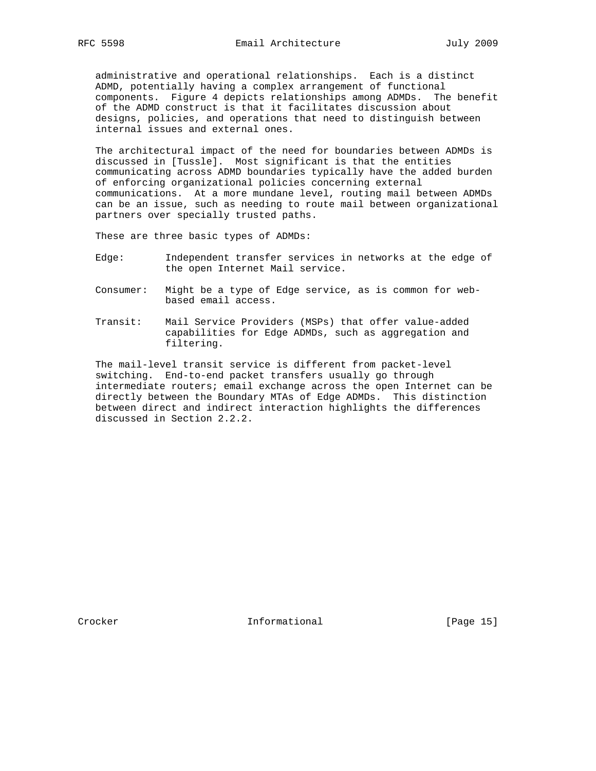administrative and operational relationships. Each is a distinct ADMD, potentially having a complex arrangement of functional components. Figure 4 depicts relationships among ADMDs. The benefit of the ADMD construct is that it facilitates discussion about designs, policies, and operations that need to distinguish between internal issues and external ones.

The architectural impact of the need for boundaries between ADMDs is discussed in [Tussle]. Most significant is that the entities communicating across ADMD boundaries typically have the added burden of enforcing organizational policies concerning external communications. At a more mundane level, routing mail between ADMDs can be an issue, such as needing to route mail between organizational partners over specially trusted paths.

These are three basic types of ADMDs:

Edge: Independent transfer services in networks at the edge of the open Internet Mail service.

Consumer: Might be a type of Edge service, as is common for web-based email access.

Transit: Mail Service Providers (MSPs) that offer value-added capabilities for Edge ADMDs, such as aggregation and filtering.

The mail-level transit service is different from packet-level switching. End-to-end packet transfers usually go through intermediate routers; email exchange across the open Internet can be directly between the Boundary MTAs of Edge ADMDs. This distinction between direct and indirect interaction highlights the differences discussed in Section 2.2.2.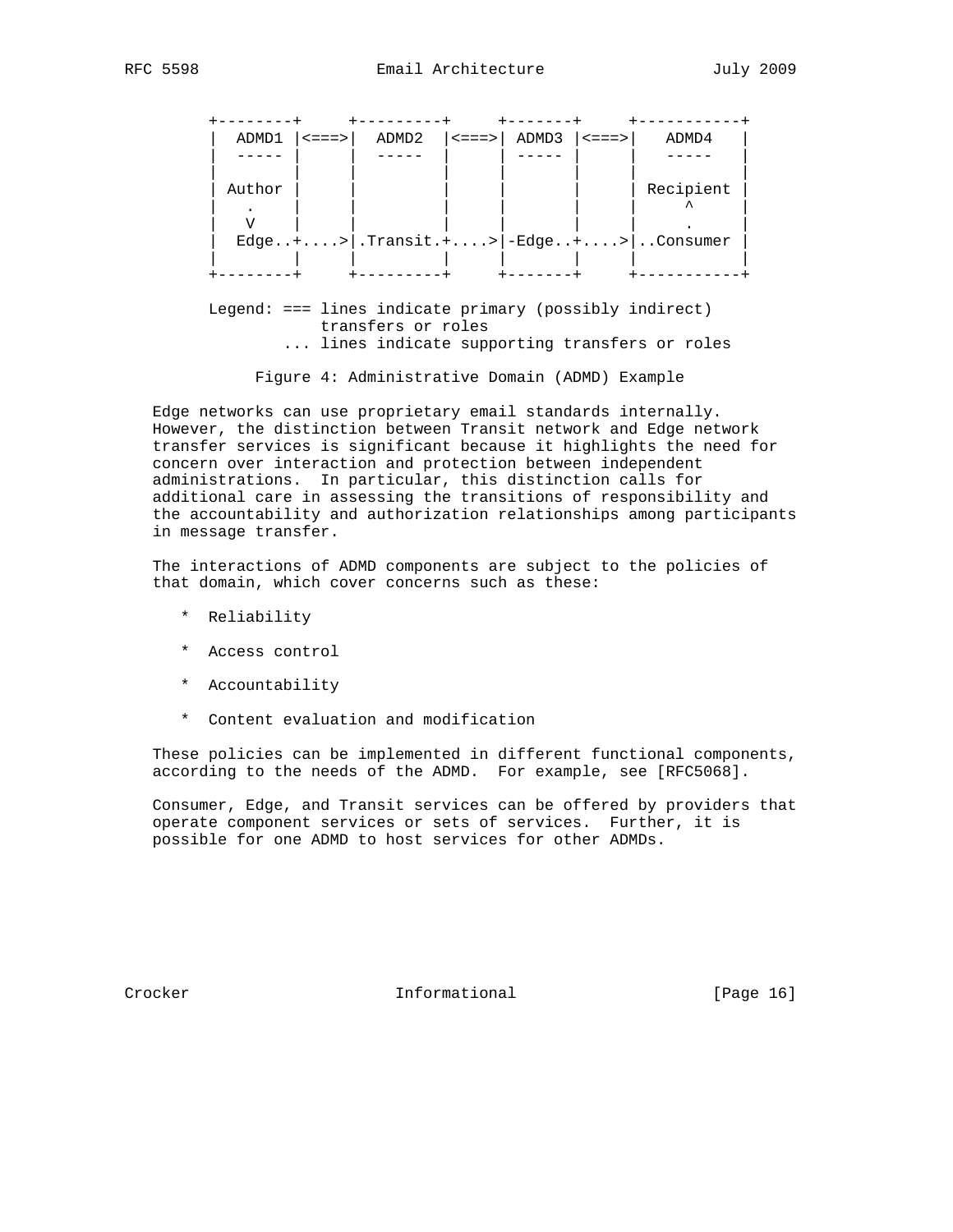```
   +--------+     +---------+     +-------+     +-----------+
   |  ADMD1 |<===>|  ADMD2  |<===>| ADMD3 |<===>|   ADMD4   |
   |  ----- |     |  -----  |     | ----- |     |   -----   |
   |        |     |         |     |       |     |           |
   | Author |     |         |     |       |     | Recipient |
   |   .    |     |         |     |       |     |     ^     |
   |   V    |     |         |     |       |     |     .     |
   |  Edge..+....>|.Transit.+....>|-Edge..+....>|..Consumer |
   |        |     |         |     |       |     |           |
   +--------+     +---------+     +-------+     +-----------+

   Legend: === lines indicate primary (possibly indirect)
               transfers or roles
           ... lines indicate supporting transfers or roles
```

Figure 4: Administrative Domain (ADMD) Example

Edge networks can use proprietary email standards internally. However, the distinction between Transit network and Edge network transfer services is significant because it highlights the need for concern over interaction and protection between independent administrations. In particular, this distinction calls for additional care in assessing the transitions of responsibility and the accountability and authorization relationships among participants in message transfer.

The interactions of ADMD components are subject to the policies of that domain, which cover concerns such as these:

* Reliability
* Access control
* Accountability
* Content evaluation and modification

These policies can be implemented in different functional components, according to the needs of the ADMD. For example, see [RFC5068].

Consumer, Edge, and Transit services can be offered by providers that operate component services or sets of services. Further, it is possible for one ADMD to host services for other ADMDs.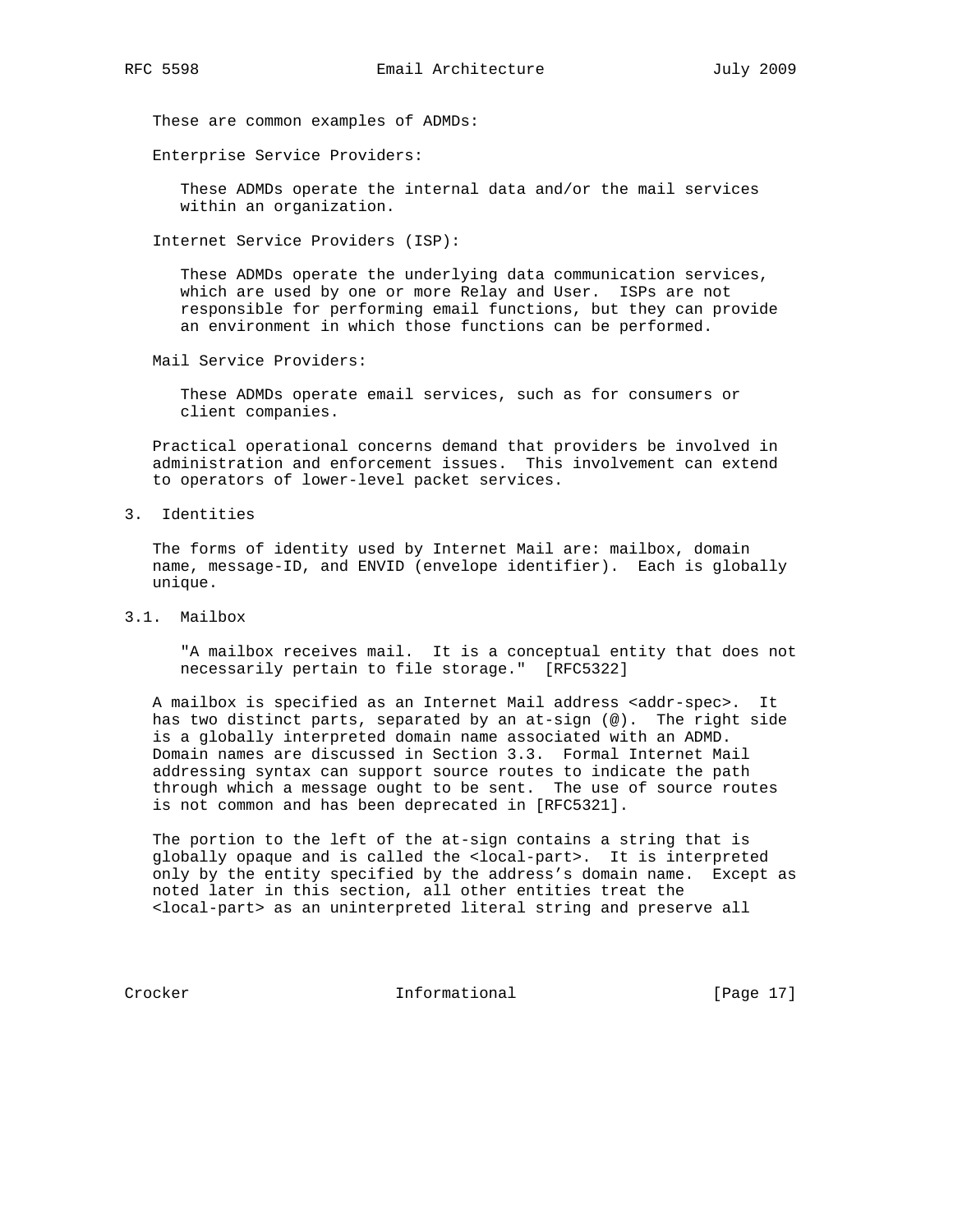These are common examples of ADMDs:

Enterprise Service Providers:

> These ADMDs operate the internal data and/or the mail services within an organization.

Internet Service Providers (ISP):

> These ADMDs operate the underlying data communication services, which are used by one or more Relay and User. ISPs are not responsible for performing email functions, but they can provide an environment in which those functions can be performed.

Mail Service Providers:

> These ADMDs operate email services, such as for consumers or client companies.

Practical operational concerns demand that providers be involved in administration and enforcement issues. This involvement can extend to operators of lower-level packet services.

# 3. Identities

The forms of identity used by Internet Mail are: mailbox, domain name, message-ID, and ENVID (envelope identifier). Each is globally unique.

## 3.1. Mailbox

> "A mailbox receives mail. It is a conceptual entity that does not necessarily pertain to file storage." [RFC5322]

A mailbox is specified as an Internet Mail address <addr-spec>. It has two distinct parts, separated by an at-sign (@). The right side is a globally interpreted domain name associated with an ADMD. Domain names are discussed in Section 3.3. Formal Internet Mail addressing syntax can support source routes to indicate the path through which a message ought to be sent. The use of source routes is not common and has been deprecated in [RFC5321].

The portion to the left of the at-sign contains a string that is globally opaque and is called the <local-part>. It is interpreted only by the entity specified by the address's domain name. Except as noted later in this section, all other entities treat the <local-part> as an uninterpreted literal string and preserve all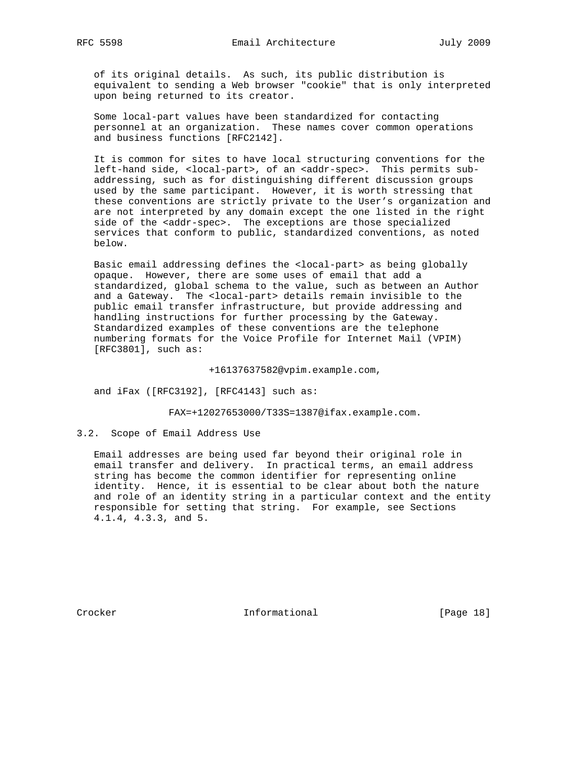of its original details. As such, its public distribution is equivalent to sending a Web browser "cookie" that is only interpreted upon being returned to its creator.

Some local-part values have been standardized for contacting personnel at an organization. These names cover common operations and business functions [RFC2142].

It is common for sites to have local structuring conventions for the left-hand side, <local-part>, of an <addr-spec>. This permits sub-addressing, such as for distinguishing different discussion groups used by the same participant. However, it is worth stressing that these conventions are strictly private to the User's organization and are not interpreted by any domain except the one listed in the right side of the <addr-spec>. The exceptions are those specialized services that conform to public, standardized conventions, as noted below.

Basic email addressing defines the <local-part> as being globally opaque. However, there are some uses of email that add a standardized, global schema to the value, such as between an Author and a Gateway. The <local-part> details remain invisible to the public email transfer infrastructure, but provide addressing and handling instructions for further processing by the Gateway. Standardized examples of these conventions are the telephone numbering formats for the Voice Profile for Internet Mail (VPIM) [RFC3801], such as:

```
+16137637582@vpim.example.com,
```

and iFax ([RFC3192], [RFC4143] such as:

```
FAX=+12027653000/T33S=1387@ifax.example.com.
```

### 3.2. Scope of Email Address Use

Email addresses are being used far beyond their original role in email transfer and delivery. In practical terms, an email address string has become the common identifier for representing online identity. Hence, it is essential to be clear about both the nature and role of an identity string in a particular context and the entity responsible for setting that string. For example, see Sections 4.1.4, 4.3.3, and 5.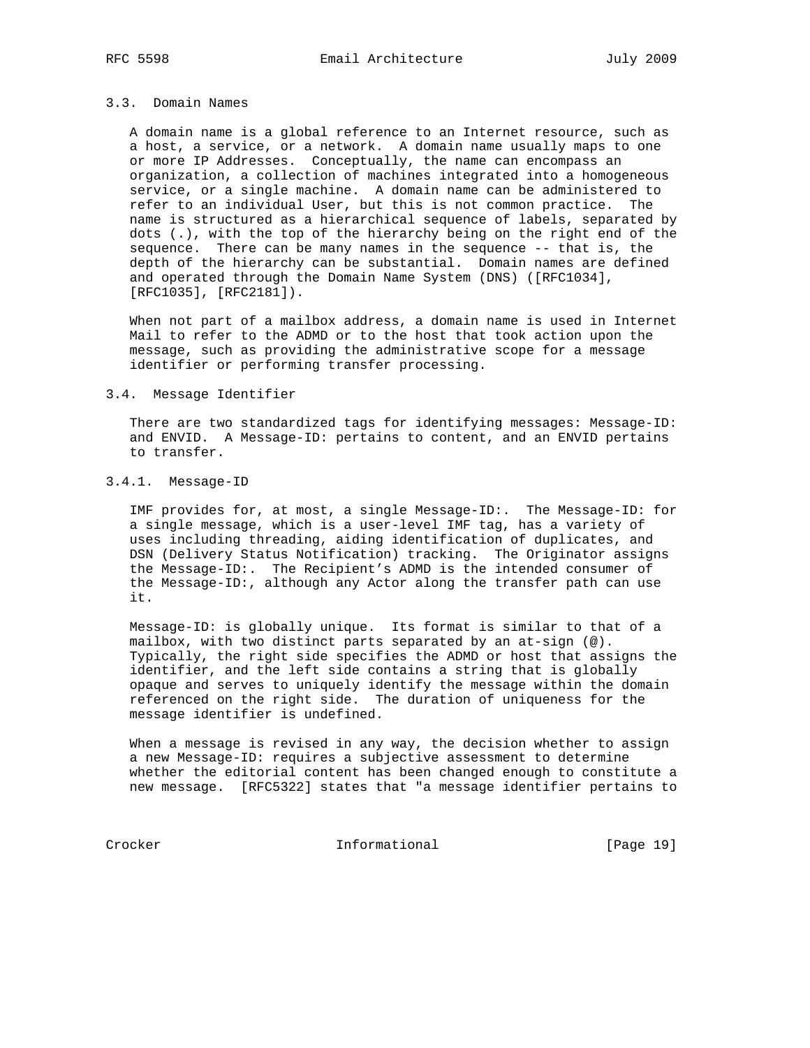### 3.3. Domain Names

A domain name is a global reference to an Internet resource, such as a host, a service, or a network. A domain name usually maps to one or more IP Addresses. Conceptually, the name can encompass an organization, a collection of machines integrated into a homogeneous service, or a single machine. A domain name can be administered to refer to an individual User, but this is not common practice. The name is structured as a hierarchical sequence of labels, separated by dots (.), with the top of the hierarchy being on the right end of the sequence. There can be many names in the sequence -- that is, the depth of the hierarchy can be substantial. Domain names are defined and operated through the Domain Name System (DNS) ([RFC1034], [RFC1035], [RFC2181]).

When not part of a mailbox address, a domain name is used in Internet Mail to refer to the ADMD or to the host that took action upon the message, such as providing the administrative scope for a message identifier or performing transfer processing.

### 3.4. Message Identifier

There are two standardized tags for identifying messages: Message-ID: and ENVID. A Message-ID: pertains to content, and an ENVID pertains to transfer.

#### 3.4.1. Message-ID

IMF provides for, at most, a single Message-ID:. The Message-ID: for a single message, which is a user-level IMF tag, has a variety of uses including threading, aiding identification of duplicates, and DSN (Delivery Status Notification) tracking. The Originator assigns the Message-ID:. The Recipient's ADMD is the intended consumer of the Message-ID:, although any Actor along the transfer path can use it.

Message-ID: is globally unique. Its format is similar to that of a mailbox, with two distinct parts separated by an at-sign (@). Typically, the right side specifies the ADMD or host that assigns the identifier, and the left side contains a string that is globally opaque and serves to uniquely identify the message within the domain referenced on the right side. The duration of uniqueness for the message identifier is undefined.

When a message is revised in any way, the decision whether to assign a new Message-ID: requires a subjective assessment to determine whether the editorial content has been changed enough to constitute a new message. [RFC5322] states that "a message identifier pertains to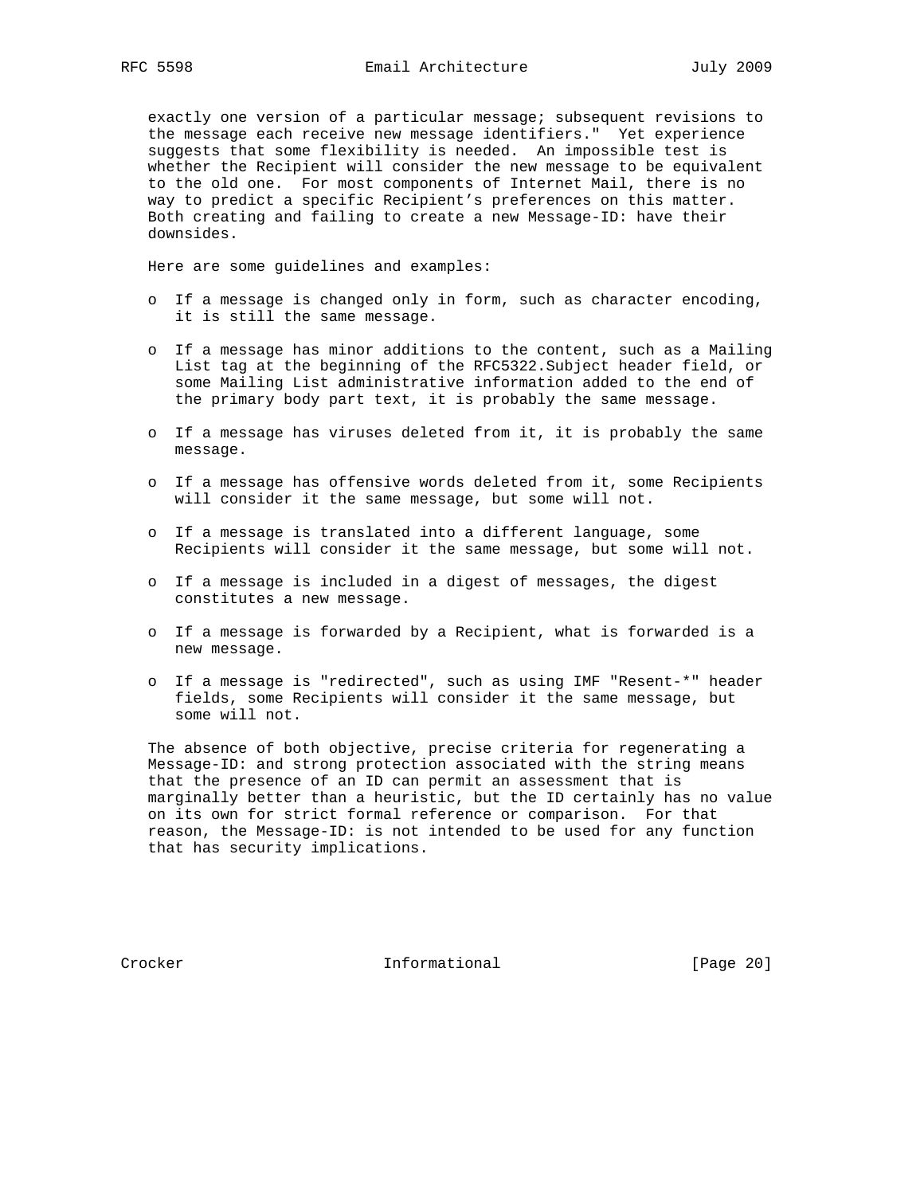exactly one version of a particular message; subsequent revisions to the message each receive new message identifiers." Yet experience suggests that some flexibility is needed. An impossible test is whether the Recipient will consider the new message to be equivalent to the old one. For most components of Internet Mail, there is no way to predict a specific Recipient's preferences on this matter. Both creating and failing to create a new Message-ID: have their downsides.

Here are some guidelines and examples:

- If a message is changed only in form, such as character encoding, it is still the same message.

- If a message has minor additions to the content, such as a Mailing List tag at the beginning of the RFC5322.Subject header field, or some Mailing List administrative information added to the end of the primary body part text, it is probably the same message.

- If a message has viruses deleted from it, it is probably the same message.

- If a message has offensive words deleted from it, some Recipients will consider it the same message, but some will not.

- If a message is translated into a different language, some Recipients will consider it the same message, but some will not.

- If a message is included in a digest of messages, the digest constitutes a new message.

- If a message is forwarded by a Recipient, what is forwarded is a new message.

- If a message is "redirected", such as using IMF "Resent-*" header fields, some Recipients will consider it the same message, but some will not.

The absence of both objective, precise criteria for regenerating a Message-ID: and strong protection associated with the string means that the presence of an ID can permit an assessment that is marginally better than a heuristic, but the ID certainly has no value on its own for strict formal reference or comparison. For that reason, the Message-ID: is not intended to be used for any function that has security implications.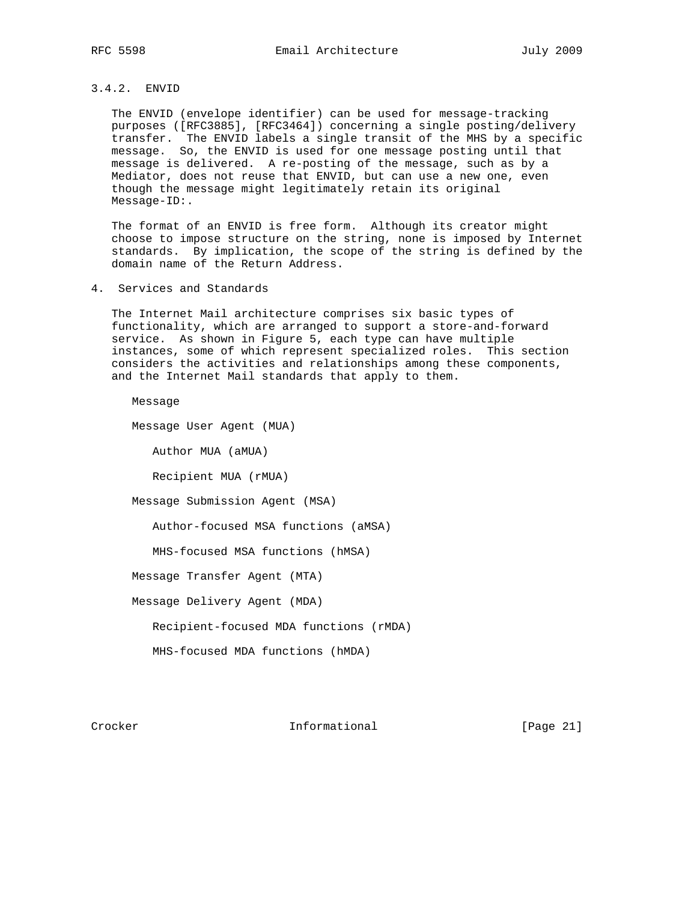### 3.4.2. ENVID

The ENVID (envelope identifier) can be used for message-tracking purposes ([RFC3885], [RFC3464]) concerning a single posting/delivery transfer. The ENVID labels a single transit of the MHS by a specific message. So, the ENVID is used for one message posting until that message is delivered. A re-posting of the message, such as by a Mediator, does not reuse that ENVID, but can use a new one, even though the message might legitimately retain its original Message-ID:.

The format of an ENVID is free form. Although its creator might choose to impose structure on the string, none is imposed by Internet standards. By implication, the scope of the string is defined by the domain name of the Return Address.

## 4. Services and Standards

The Internet Mail architecture comprises six basic types of functionality, which are arranged to support a store-and-forward service. As shown in Figure 5, each type can have multiple instances, some of which represent specialized roles. This section considers the activities and relationships among these components, and the Internet Mail standards that apply to them.

- Message
- Message User Agent (MUA)
  - Author MUA (aMUA)
  - Recipient MUA (rMUA)
- Message Submission Agent (MSA)
  - Author-focused MSA functions (aMSA)
  - MHS-focused MSA functions (hMSA)
- Message Transfer Agent (MTA)
- Message Delivery Agent (MDA)
  - Recipient-focused MDA functions (rMDA)
  - MHS-focused MDA functions (hMDA)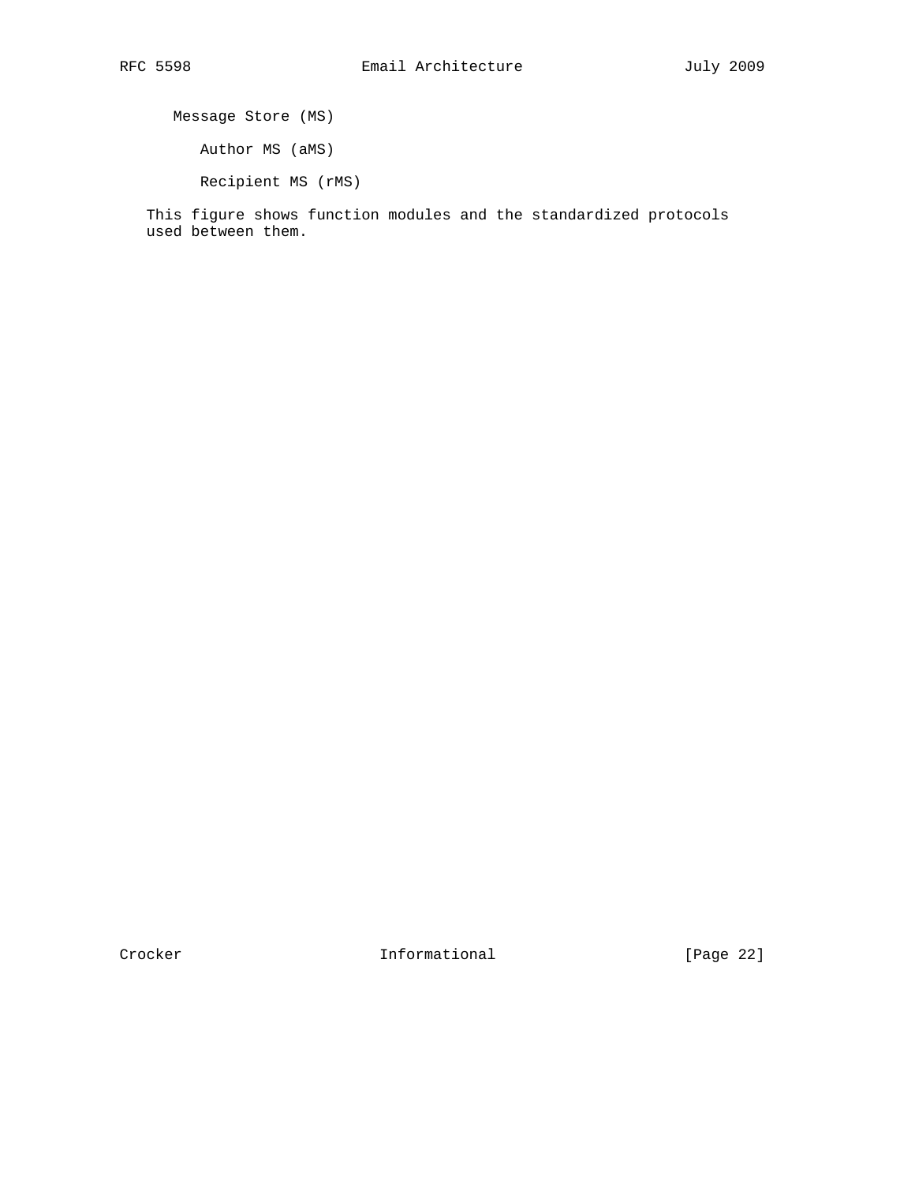Message Store (MS)

Author MS (aMS)

Recipient MS (rMS)

This figure shows function modules and the standardized protocols used between them.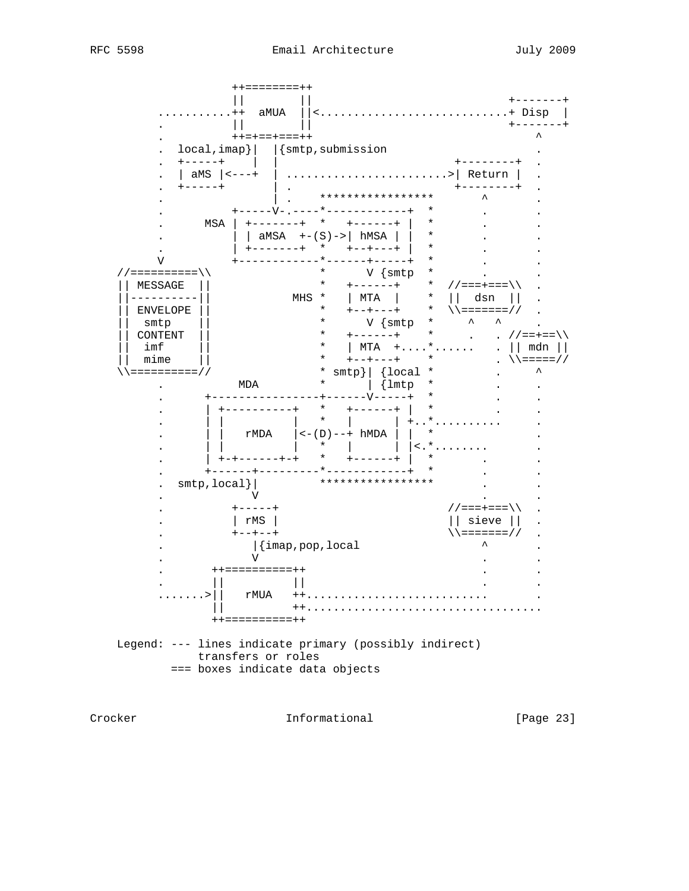```
               ++========++
               ||        ||                          +-------+
    ...........++  aMUA  ||<.........................+ Disp  |
    .          ||        ||                          +-------+
    .          ++=+==+===++                                 ^
    .  local,imap}|  |{smtp,submission                      .
    .  +-----+    |  |                          +--------+  .
    .  | aMS |<---+  | .......................>| Return |  .
    .  +-----+       | .                        +--------+  .
    .                | .    *****************        ^      .
    .          +-----V-.----*------------+  *        .      .
    .      MSA | +-------+  *   +------+ |  *        .      .
    .          | | aMSA  +-(S)->| hMSA | |  *        .      .
    .          | +-------+  *   +--+---+ |  *        .      .
    V          +------------*------+-----+  *        .      .
//==========\\              *      V {smtp  *        .      .
|| MESSAGE  ||              *   +------+    *  //===+===\\  .
||----------||          MHS *   | MTA  |    *  ||  dsn  ||  .
|| ENVELOPE ||              *   +--+---+    *  \\=======//  .
||  smtp    ||              *      V {smtp  *     ^   ^     .
|| CONTENT  ||              *   +------+    *     .   . //==+==\\
||  imf     ||              *   | MTA  +....*......   . || mdn ||
||  mime    ||              *   +--+---+    *         . \\=====//
\\==========//              * smtp}| {local *         .     ^
    .           MDA         *      | {lmtp  *         .     .
    .      +----------------+------V-----+  *         .     .
    .      | +----------+   *   +------+ |  *         .     .
    .      | |          |   *   |      | +..*..........     .
    .      | |   rMDA   |<-(D)--+ hMDA | |  *               .
    .      | |          |   *   |      | |<.*........       .
    .      | +-+------+-+   *   +------+ |  *        .      .
    .      +------+---------*------------+  *        .      .
    .  smtp,local}|         *****************        .      .
    .             V                                  .      .
    .          +-----+                         //===+===\\  .
    .          | rMS |                         || sieve ||  .
    .          +--+--+                         \\=======//  .
    .             |{imap,pop,local                  ^       .
    .             V                                 .       .
    .       ++==========++                          .       .
    .       ||          ||                          .       .
    .......>||   rMUA   ++..........................        .
            ||          ++..................................
            ++==========++

  Legend: --- lines indicate primary (possibly indirect)
              transfers or roles
          === boxes indicate data objects
```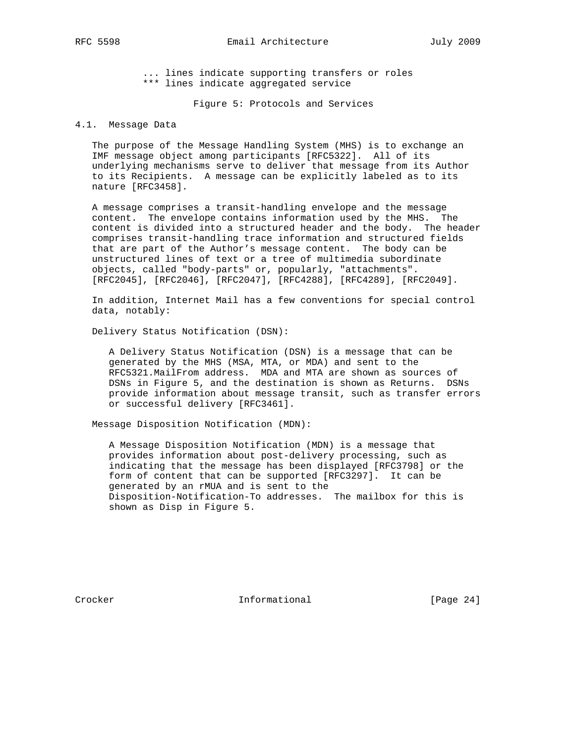... lines indicate supporting transfers or roles
*** lines indicate aggregated service

Figure 5: Protocols and Services

### 4.1. Message Data

The purpose of the Message Handling System (MHS) is to exchange an IMF message object among participants [RFC5322]. All of its underlying mechanisms serve to deliver that message from its Author to its Recipients. A message can be explicitly labeled as to its nature [RFC3458].

A message comprises a transit-handling envelope and the message content. The envelope contains information used by the MHS. The content is divided into a structured header and the body. The header comprises transit-handling trace information and structured fields that are part of the Author's message content. The body can be unstructured lines of text or a tree of multimedia subordinate objects, called "body-parts" or, popularly, "attachments". [RFC2045], [RFC2046], [RFC2047], [RFC4288], [RFC4289], [RFC2049].

In addition, Internet Mail has a few conventions for special control data, notably:

Delivery Status Notification (DSN):

> A Delivery Status Notification (DSN) is a message that can be generated by the MHS (MSA, MTA, or MDA) and sent to the RFC5321.MailFrom address. MDA and MTA are shown as sources of DSNs in Figure 5, and the destination is shown as Returns. DSNs provide information about message transit, such as transfer errors or successful delivery [RFC3461].

Message Disposition Notification (MDN):

> A Message Disposition Notification (MDN) is a message that provides information about post-delivery processing, such as indicating that the message has been displayed [RFC3798] or the form of content that can be supported [RFC3297]. It can be generated by an rMUA and is sent to the Disposition-Notification-To addresses. The mailbox for this is shown as Disp in Figure 5.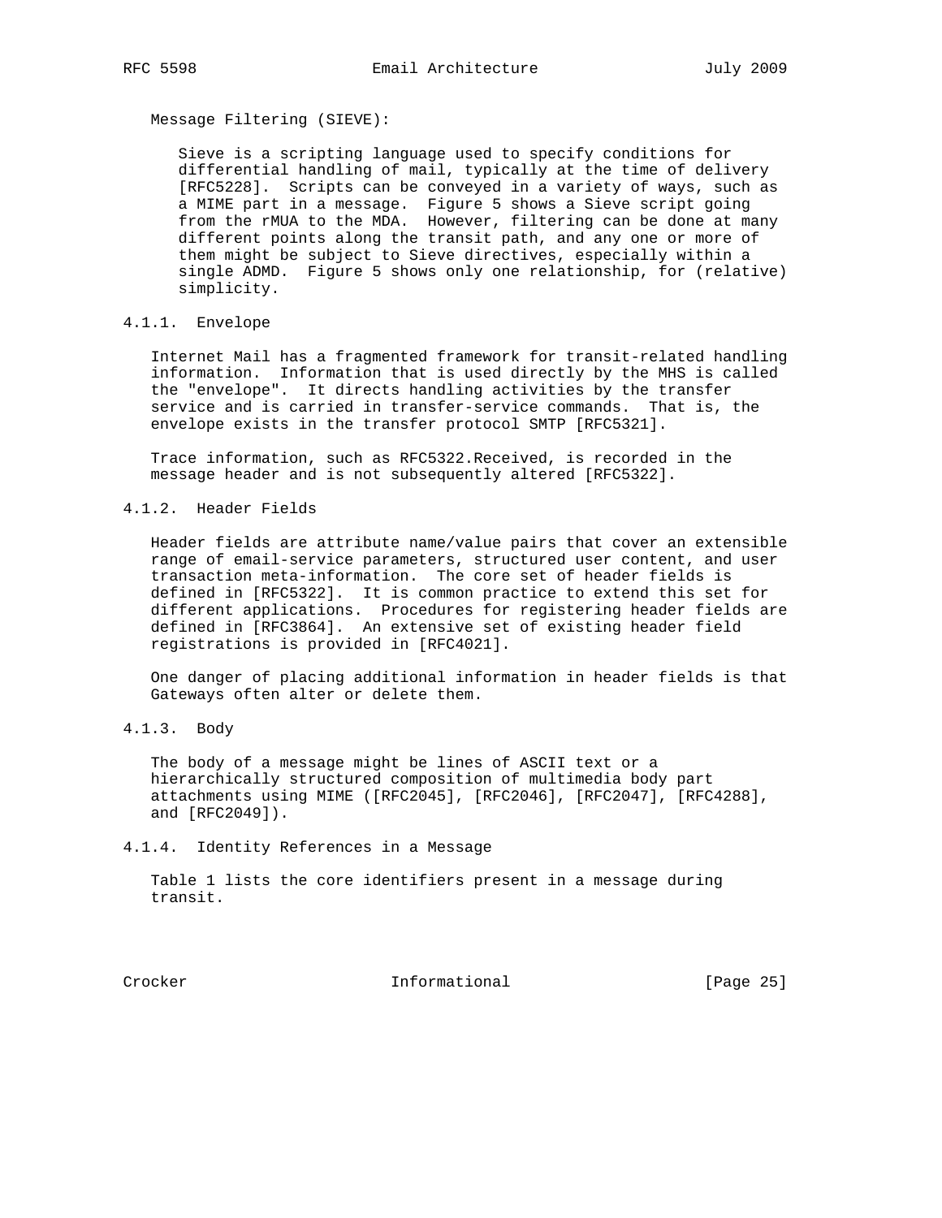Message Filtering (SIEVE):

Sieve is a scripting language used to specify conditions for differential handling of mail, typically at the time of delivery [RFC5228]. Scripts can be conveyed in a variety of ways, such as a MIME part in a message. Figure 5 shows a Sieve script going from the rMUA to the MDA. However, filtering can be done at many different points along the transit path, and any one or more of them might be subject to Sieve directives, especially within a single ADMD. Figure 5 shows only one relationship, for (relative) simplicity.

#### 4.1.1. Envelope

Internet Mail has a fragmented framework for transit-related handling information. Information that is used directly by the MHS is called the "envelope". It directs handling activities by the transfer service and is carried in transfer-service commands. That is, the envelope exists in the transfer protocol SMTP [RFC5321].

Trace information, such as RFC5322.Received, is recorded in the message header and is not subsequently altered [RFC5322].

#### 4.1.2. Header Fields

Header fields are attribute name/value pairs that cover an extensible range of email-service parameters, structured user content, and user transaction meta-information. The core set of header fields is defined in [RFC5322]. It is common practice to extend this set for different applications. Procedures for registering header fields are defined in [RFC3864]. An extensive set of existing header field registrations is provided in [RFC4021].

One danger of placing additional information in header fields is that Gateways often alter or delete them.

#### 4.1.3. Body

The body of a message might be lines of ASCII text or a hierarchically structured composition of multimedia body part attachments using MIME ([RFC2045], [RFC2046], [RFC2047], [RFC4288], and [RFC2049]).

#### 4.1.4. Identity References in a Message

Table 1 lists the core identifiers present in a message during transit.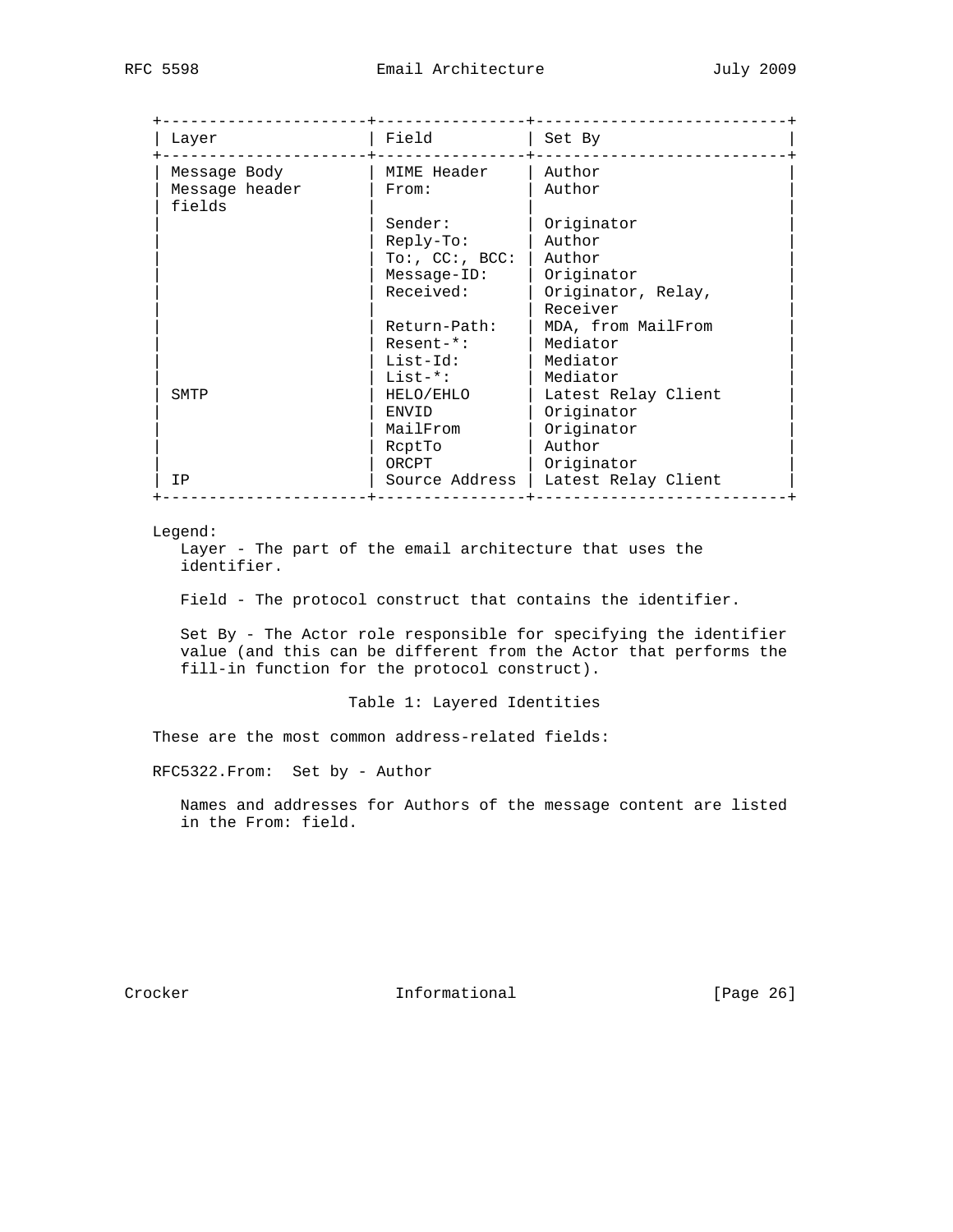| Layer | Field | Set By |
|---|---|---|
| Message Body | MIME Header | Author |
| Message header fields | From: | Author |
| | Sender: | Originator |
| | Reply-To: | Author |
| | To:, CC:, BCC: | Author |
| | Message-ID: | Originator |
| | Received: | Originator, Relay, Receiver |
| | Return-Path: | MDA, from MailFrom |
| | Resent-*: | Mediator |
| | List-Id: | Mediator |
| | List-*: | Mediator |
| SMTP | HELO/EHLO | Latest Relay Client |
| | ENVID | Originator |
| | MailFrom | Originator |
| | RcptTo | Author |
| | ORCPT | Originator |
| IP | Source Address | Latest Relay Client |

Legend:

Layer - The part of the email architecture that uses the identifier.

Field - The protocol construct that contains the identifier.

Set By - The Actor role responsible for specifying the identifier value (and this can be different from the Actor that performs the fill-in function for the protocol construct).

Table 1: Layered Identities

These are the most common address-related fields:

RFC5322.From: Set by - Author

Names and addresses for Authors of the message content are listed in the From: field.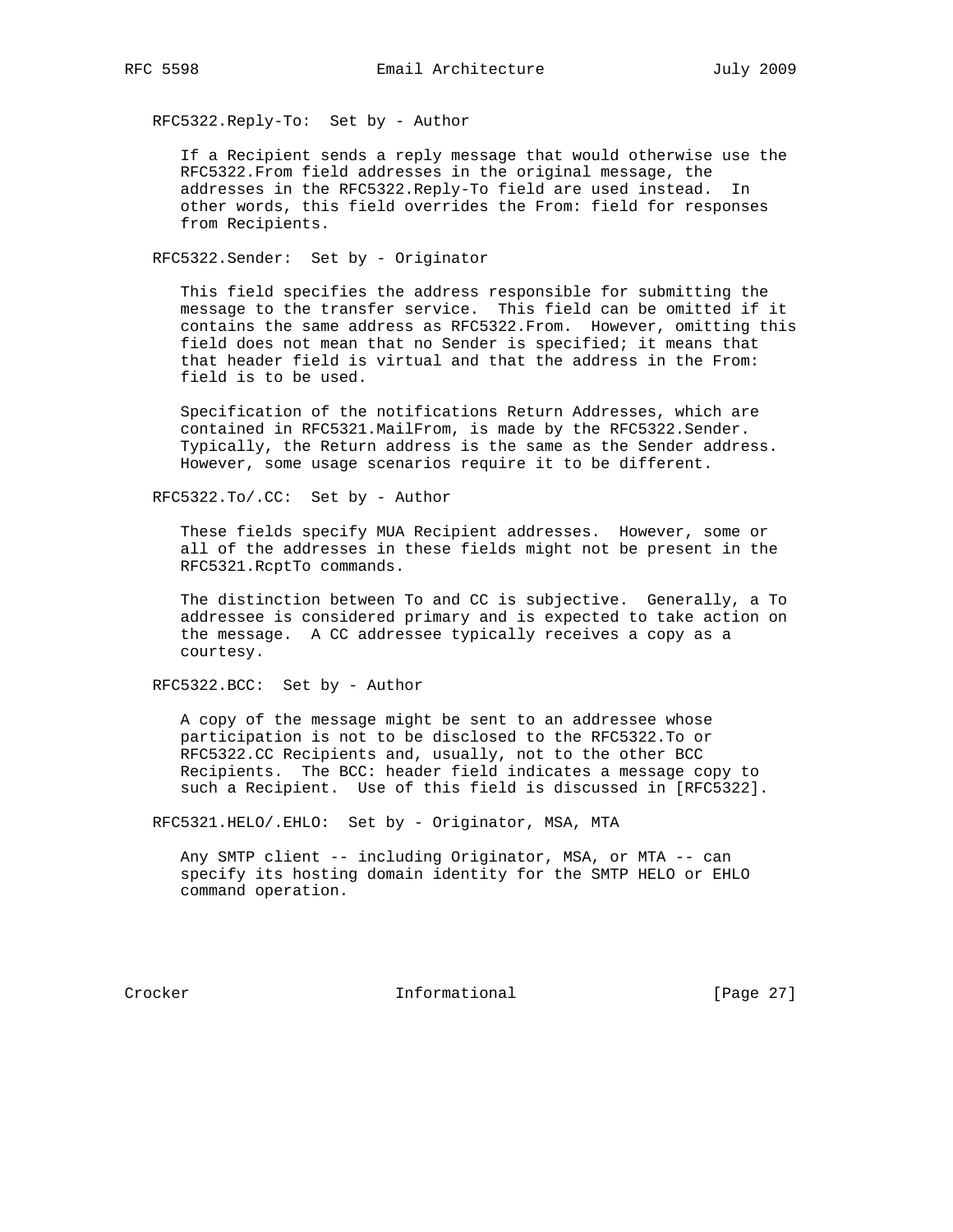RFC5322.Reply-To: Set by - Author

If a Recipient sends a reply message that would otherwise use the RFC5322.From field addresses in the original message, the addresses in the RFC5322.Reply-To field are used instead. In other words, this field overrides the From: field for responses from Recipients.

RFC5322.Sender: Set by - Originator

This field specifies the address responsible for submitting the message to the transfer service. This field can be omitted if it contains the same address as RFC5322.From. However, omitting this field does not mean that no Sender is specified; it means that that header field is virtual and that the address in the From: field is to be used.

Specification of the notifications Return Addresses, which are contained in RFC5321.MailFrom, is made by the RFC5322.Sender. Typically, the Return address is the same as the Sender address. However, some usage scenarios require it to be different.

RFC5322.To/.CC: Set by - Author

These fields specify MUA Recipient addresses. However, some or all of the addresses in these fields might not be present in the RFC5321.RcptTo commands.

The distinction between To and CC is subjective. Generally, a To addressee is considered primary and is expected to take action on the message. A CC addressee typically receives a copy as a courtesy.

RFC5322.BCC: Set by - Author

A copy of the message might be sent to an addressee whose participation is not to be disclosed to the RFC5322.To or RFC5322.CC Recipients and, usually, not to the other BCC Recipients. The BCC: header field indicates a message copy to such a Recipient. Use of this field is discussed in [RFC5322].

RFC5321.HELO/.EHLO: Set by - Originator, MSA, MTA

Any SMTP client -- including Originator, MSA, or MTA -- can specify its hosting domain identity for the SMTP HELO or EHLO command operation.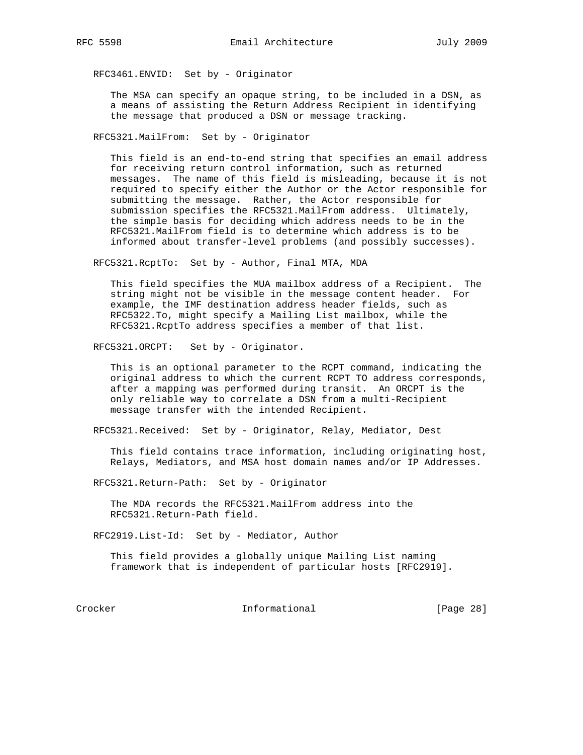RFC3461.ENVID:  Set by - Originator

The MSA can specify an opaque string, to be included in a DSN, as a means of assisting the Return Address Recipient in identifying the message that produced a DSN or message tracking.

RFC5321.MailFrom:  Set by - Originator

This field is an end-to-end string that specifies an email address for receiving return control information, such as returned messages.  The name of this field is misleading, because it is not required to specify either the Author or the Actor responsible for submitting the message.  Rather, the Actor responsible for submission specifies the RFC5321.MailFrom address.  Ultimately, the simple basis for deciding which address needs to be in the RFC5321.MailFrom field is to determine which address is to be informed about transfer-level problems (and possibly successes).

RFC5321.RcptTo:  Set by - Author, Final MTA, MDA

This field specifies the MUA mailbox address of a Recipient.  The string might not be visible in the message content header.  For example, the IMF destination address header fields, such as RFC5322.To, might specify a Mailing List mailbox, while the RFC5321.RcptTo address specifies a member of that list.

RFC5321.ORCPT:   Set by - Originator.

This is an optional parameter to the RCPT command, indicating the original address to which the current RCPT TO address corresponds, after a mapping was performed during transit.  An ORCPT is the only reliable way to correlate a DSN from a multi-Recipient message transfer with the intended Recipient.

RFC5321.Received:  Set by - Originator, Relay, Mediator, Dest

This field contains trace information, including originating host, Relays, Mediators, and MSA host domain names and/or IP Addresses.

RFC5321.Return-Path:  Set by - Originator

The MDA records the RFC5321.MailFrom address into the RFC5321.Return-Path field.

RFC2919.List-Id:  Set by - Mediator, Author

This field provides a globally unique Mailing List naming framework that is independent of particular hosts [RFC2919].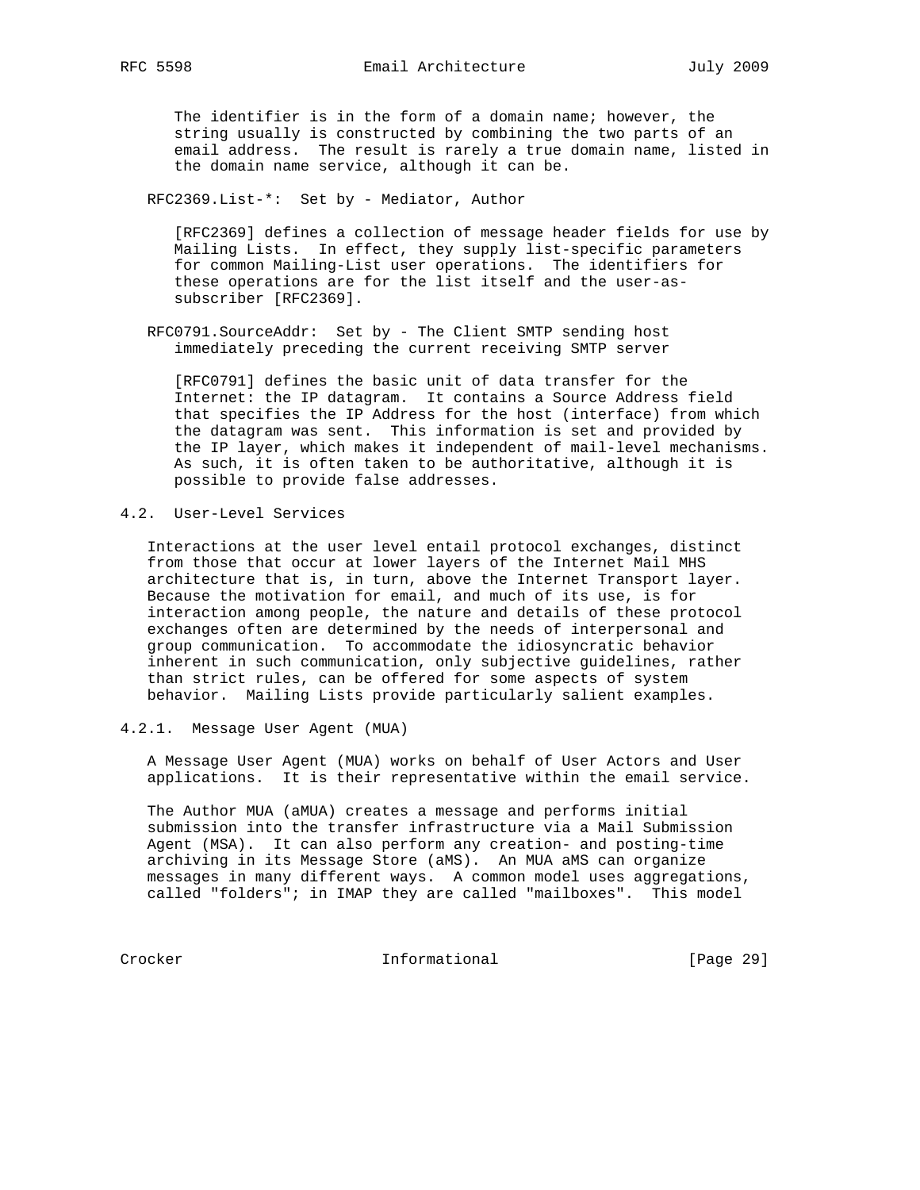The identifier is in the form of a domain name; however, the string usually is constructed by combining the two parts of an email address. The result is rarely a true domain name, listed in the domain name service, although it can be.

RFC2369.List-*: Set by - Mediator, Author

[RFC2369] defines a collection of message header fields for use by Mailing Lists. In effect, they supply list-specific parameters for common Mailing-List user operations. The identifiers for these operations are for the list itself and the user-as-subscriber [RFC2369].

RFC0791.SourceAddr: Set by - The Client SMTP sending host immediately preceding the current receiving SMTP server

[RFC0791] defines the basic unit of data transfer for the Internet: the IP datagram. It contains a Source Address field that specifies the IP Address for the host (interface) from which the datagram was sent. This information is set and provided by the IP layer, which makes it independent of mail-level mechanisms. As such, it is often taken to be authoritative, although it is possible to provide false addresses.

### 4.2. User-Level Services

Interactions at the user level entail protocol exchanges, distinct from those that occur at lower layers of the Internet Mail MHS architecture that is, in turn, above the Internet Transport layer. Because the motivation for email, and much of its use, is for interaction among people, the nature and details of these protocol exchanges often are determined by the needs of interpersonal and group communication. To accommodate the idiosyncratic behavior inherent in such communication, only subjective guidelines, rather than strict rules, can be offered for some aspects of system behavior. Mailing Lists provide particularly salient examples.

#### 4.2.1. Message User Agent (MUA)

A Message User Agent (MUA) works on behalf of User Actors and User applications. It is their representative within the email service.

The Author MUA (aMUA) creates a message and performs initial submission into the transfer infrastructure via a Mail Submission Agent (MSA). It can also perform any creation- and posting-time archiving in its Message Store (aMS). An MUA aMS can organize messages in many different ways. A common model uses aggregations, called "folders"; in IMAP they are called "mailboxes". This model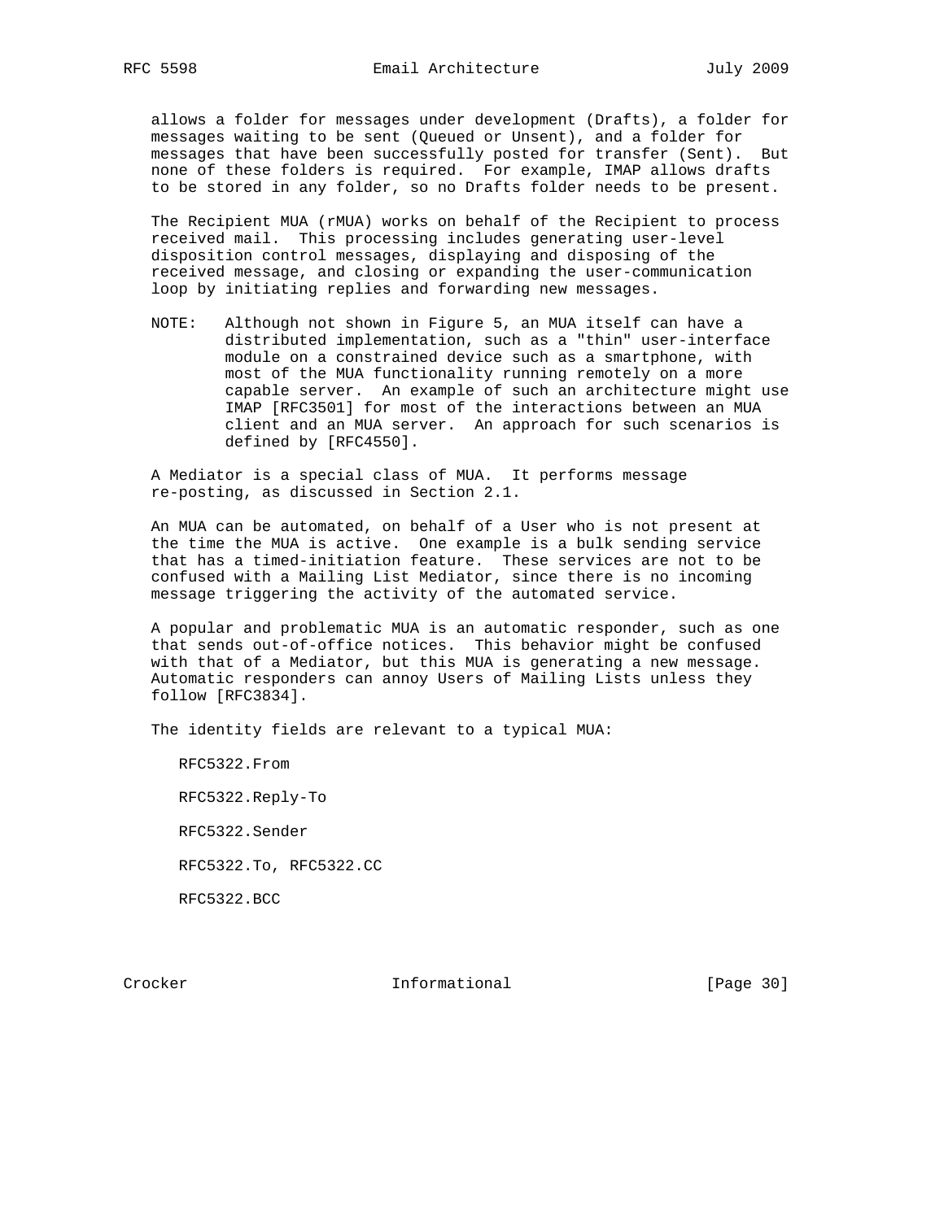allows a folder for messages under development (Drafts), a folder for messages waiting to be sent (Queued or Unsent), and a folder for messages that have been successfully posted for transfer (Sent). But none of these folders is required. For example, IMAP allows drafts to be stored in any folder, so no Drafts folder needs to be present.

The Recipient MUA (rMUA) works on behalf of the Recipient to process received mail. This processing includes generating user-level disposition control messages, displaying and disposing of the received message, and closing or expanding the user-communication loop by initiating replies and forwarding new messages.

NOTE: Although not shown in Figure 5, an MUA itself can have a distributed implementation, such as a "thin" user-interface module on a constrained device such as a smartphone, with most of the MUA functionality running remotely on a more capable server. An example of such an architecture might use IMAP [RFC3501] for most of the interactions between an MUA client and an MUA server. An approach for such scenarios is defined by [RFC4550].

A Mediator is a special class of MUA. It performs message re-posting, as discussed in Section 2.1.

An MUA can be automated, on behalf of a User who is not present at the time the MUA is active. One example is a bulk sending service that has a timed-initiation feature. These services are not to be confused with a Mailing List Mediator, since there is no incoming message triggering the activity of the automated service.

A popular and problematic MUA is an automatic responder, such as one that sends out-of-office notices. This behavior might be confused with that of a Mediator, but this MUA is generating a new message. Automatic responders can annoy Users of Mailing Lists unless they follow [RFC3834].

The identity fields are relevant to a typical MUA:

RFC5322.From

RFC5322.Reply-To

RFC5322.Sender

RFC5322.To, RFC5322.CC

RFC5322.BCC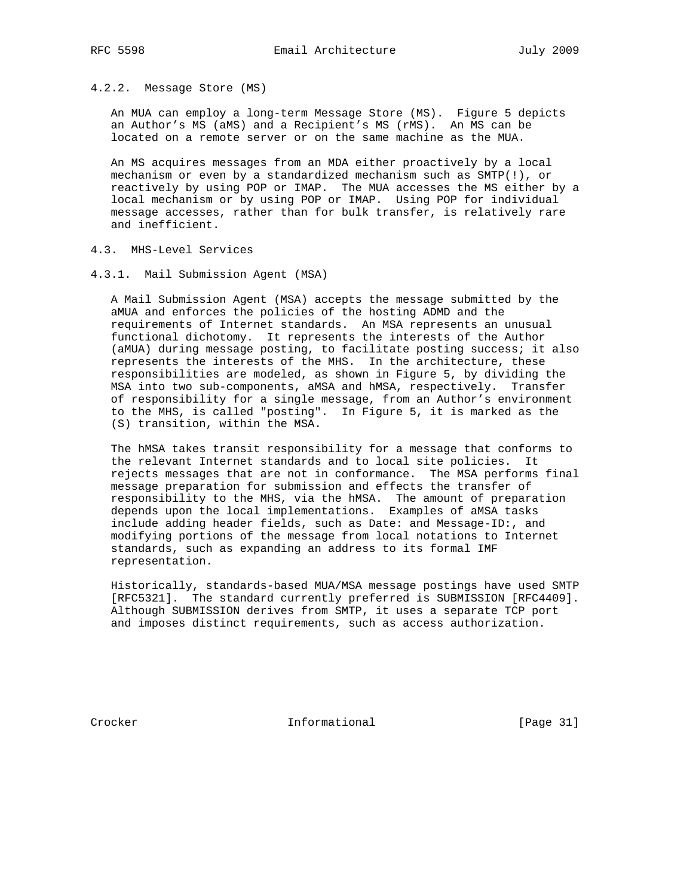#### 4.2.2. Message Store (MS)

An MUA can employ a long-term Message Store (MS). Figure 5 depicts an Author's MS (aMS) and a Recipient's MS (rMS). An MS can be located on a remote server or on the same machine as the MUA.

An MS acquires messages from an MDA either proactively by a local mechanism or even by a standardized mechanism such as SMTP(!), or reactively by using POP or IMAP. The MUA accesses the MS either by a local mechanism or by using POP or IMAP. Using POP for individual message accesses, rather than for bulk transfer, is relatively rare and inefficient.

### 4.3. MHS-Level Services

#### 4.3.1. Mail Submission Agent (MSA)

A Mail Submission Agent (MSA) accepts the message submitted by the aMUA and enforces the policies of the hosting ADMD and the requirements of Internet standards. An MSA represents an unusual functional dichotomy. It represents the interests of the Author (aMUA) during message posting, to facilitate posting success; it also represents the interests of the MHS. In the architecture, these responsibilities are modeled, as shown in Figure 5, by dividing the MSA into two sub-components, aMSA and hMSA, respectively. Transfer of responsibility for a single message, from an Author's environment to the MHS, is called "posting". In Figure 5, it is marked as the (S) transition, within the MSA.

The hMSA takes transit responsibility for a message that conforms to the relevant Internet standards and to local site policies. It rejects messages that are not in conformance. The MSA performs final message preparation for submission and effects the transfer of responsibility to the MHS, via the hMSA. The amount of preparation depends upon the local implementations. Examples of aMSA tasks include adding header fields, such as Date: and Message-ID:, and modifying portions of the message from local notations to Internet standards, such as expanding an address to its formal IMF representation.

Historically, standards-based MUA/MSA message postings have used SMTP [RFC5321]. The standard currently preferred is SUBMISSION [RFC4409]. Although SUBMISSION derives from SMTP, it uses a separate TCP port and imposes distinct requirements, such as access authorization.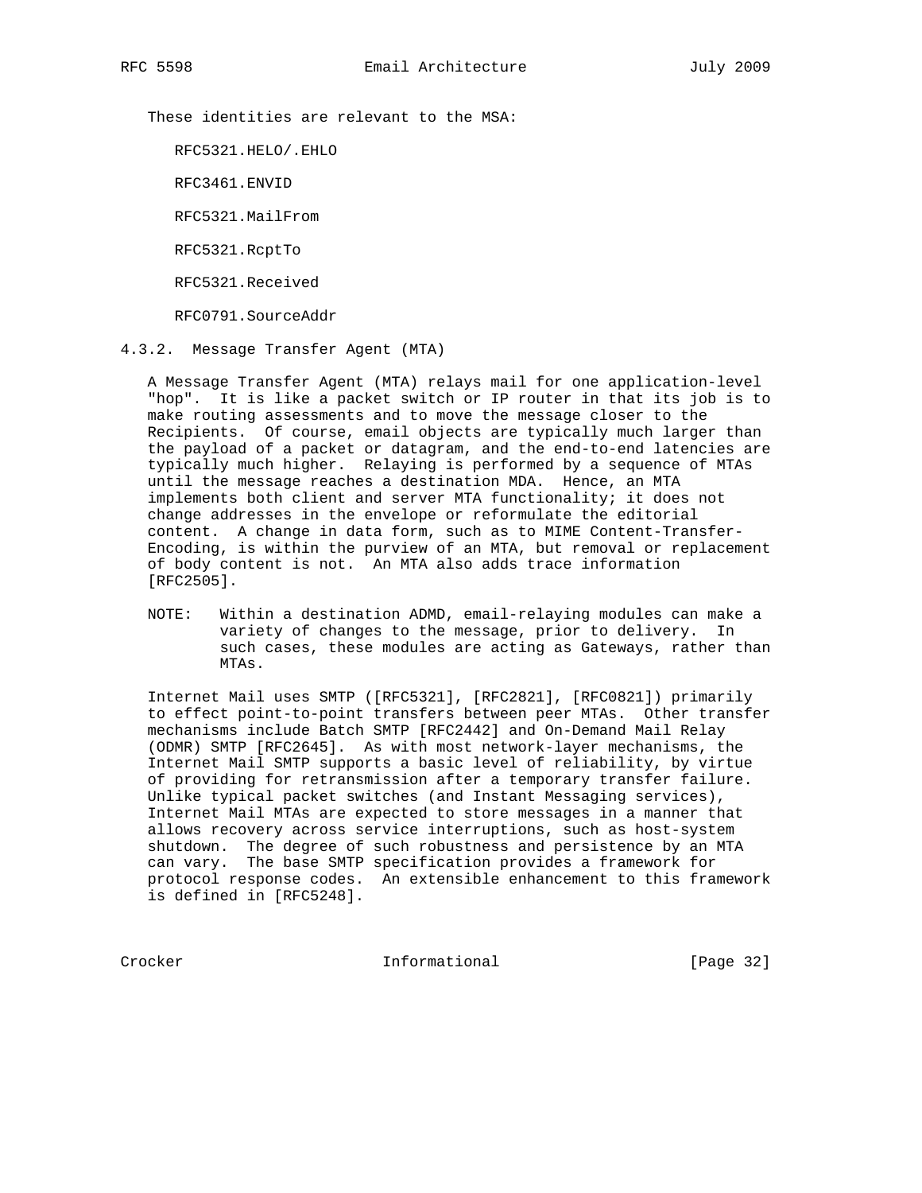These identities are relevant to the MSA:

RFC5321.HELO/.EHLO

RFC3461.ENVID

RFC5321.MailFrom

RFC5321.RcptTo

RFC5321.Received

RFC0791.SourceAddr

#### 4.3.2. Message Transfer Agent (MTA)

A Message Transfer Agent (MTA) relays mail for one application-level "hop". It is like a packet switch or IP router in that its job is to make routing assessments and to move the message closer to the Recipients. Of course, email objects are typically much larger than the payload of a packet or datagram, and the end-to-end latencies are typically much higher. Relaying is performed by a sequence of MTAs until the message reaches a destination MDA. Hence, an MTA implements both client and server MTA functionality; it does not change addresses in the envelope or reformulate the editorial content. A change in data form, such as to MIME Content-Transfer-Encoding, is within the purview of an MTA, but removal or replacement of body content is not. An MTA also adds trace information [RFC2505].

NOTE: Within a destination ADMD, email-relaying modules can make a variety of changes to the message, prior to delivery. In such cases, these modules are acting as Gateways, rather than MTAs.

Internet Mail uses SMTP ([RFC5321], [RFC2821], [RFC0821]) primarily to effect point-to-point transfers between peer MTAs. Other transfer mechanisms include Batch SMTP [RFC2442] and On-Demand Mail Relay (ODMR) SMTP [RFC2645]. As with most network-layer mechanisms, the Internet Mail SMTP supports a basic level of reliability, by virtue of providing for retransmission after a temporary transfer failure. Unlike typical packet switches (and Instant Messaging services), Internet Mail MTAs are expected to store messages in a manner that allows recovery across service interruptions, such as host-system shutdown. The degree of such robustness and persistence by an MTA can vary. The base SMTP specification provides a framework for protocol response codes. An extensible enhancement to this framework is defined in [RFC5248].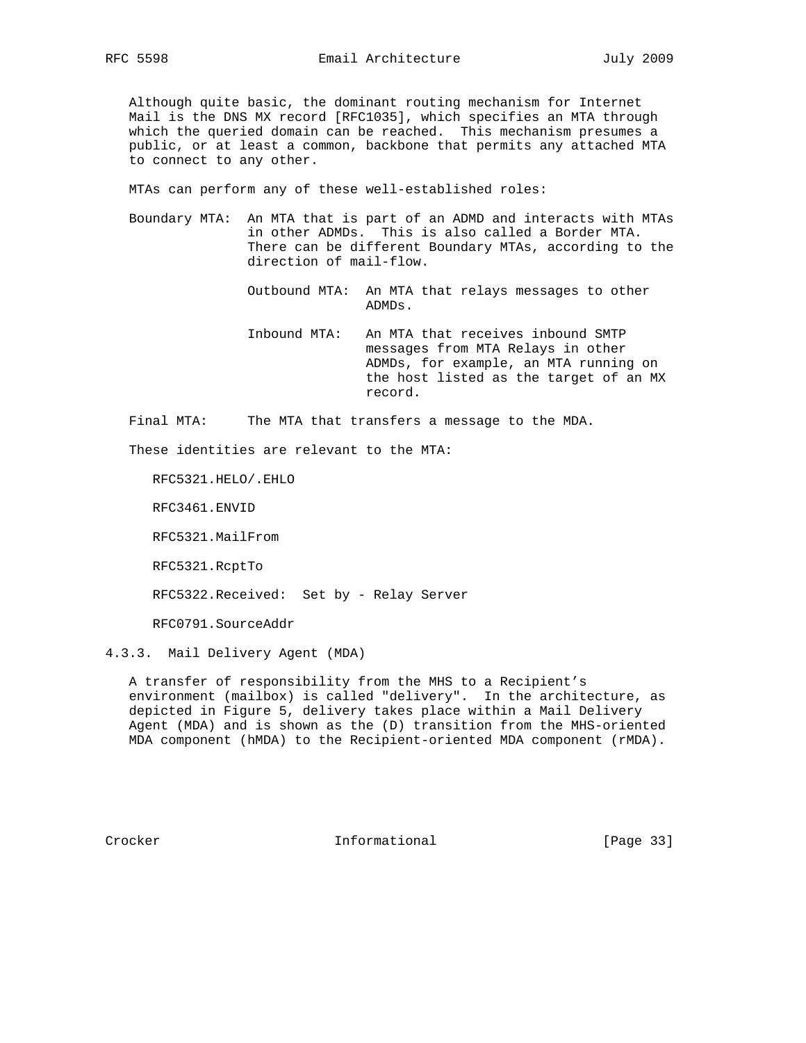Although quite basic, the dominant routing mechanism for Internet Mail is the DNS MX record [RFC1035], which specifies an MTA through which the queried domain can be reached. This mechanism presumes a public, or at least a common, backbone that permits any attached MTA to connect to any other.

MTAs can perform any of these well-established roles:

Boundary MTA: An MTA that is part of an ADMD and interacts with MTAs in other ADMDs. This is also called a Border MTA. There can be different Boundary MTAs, according to the direction of mail-flow.

- Outbound MTA: An MTA that relays messages to other ADMDs.
- Inbound MTA: An MTA that receives inbound SMTP messages from MTA Relays in other ADMDs, for example, an MTA running on the host listed as the target of an MX record.

Final MTA: The MTA that transfers a message to the MDA.

These identities are relevant to the MTA:

- RFC5321.HELO/.EHLO
- RFC3461.ENVID
- RFC5321.MailFrom
- RFC5321.RcptTo
- RFC5322.Received: Set by - Relay Server
- RFC0791.SourceAddr

### 4.3.3. Mail Delivery Agent (MDA)

A transfer of responsibility from the MHS to a Recipient's environment (mailbox) is called "delivery". In the architecture, as depicted in Figure 5, delivery takes place within a Mail Delivery Agent (MDA) and is shown as the (D) transition from the MHS-oriented MDA component (hMDA) to the Recipient-oriented MDA component (rMDA).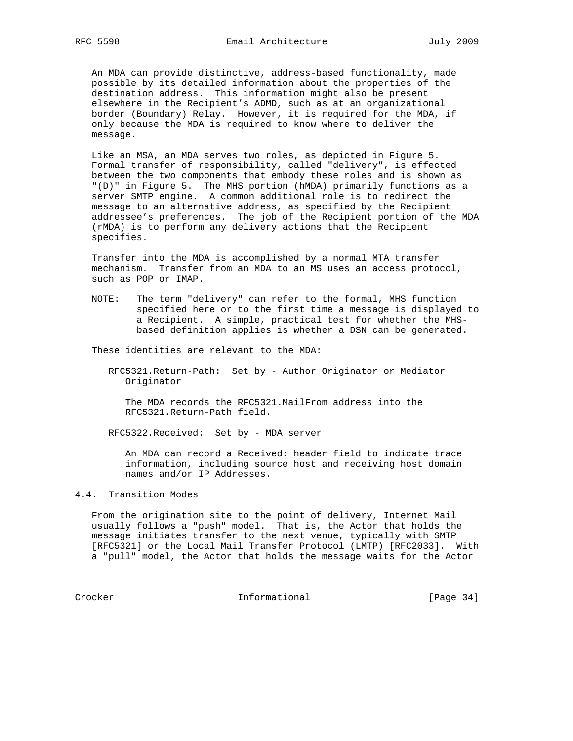An MDA can provide distinctive, address-based functionality, made possible by its detailed information about the properties of the destination address. This information might also be present elsewhere in the Recipient's ADMD, such as at an organizational border (Boundary) Relay. However, it is required for the MDA, if only because the MDA is required to know where to deliver the message.

Like an MSA, an MDA serves two roles, as depicted in Figure 5. Formal transfer of responsibility, called "delivery", is effected between the two components that embody these roles and is shown as "(D)" in Figure 5. The MHS portion (hMDA) primarily functions as a server SMTP engine. A common additional role is to redirect the message to an alternative address, as specified by the Recipient addressee's preferences. The job of the Recipient portion of the MDA (rMDA) is to perform any delivery actions that the Recipient specifies.

Transfer into the MDA is accomplished by a normal MTA transfer mechanism. Transfer from an MDA to an MS uses an access protocol, such as POP or IMAP.

NOTE: The term "delivery" can refer to the formal, MHS function specified here or to the first time a message is displayed to a Recipient. A simple, practical test for whether the MHS-based definition applies is whether a DSN can be generated.

These identities are relevant to the MDA:

RFC5321.Return-Path: Set by - Author Originator or Mediator Originator

> The MDA records the RFC5321.MailFrom address into the RFC5321.Return-Path field.

RFC5322.Received: Set by - MDA server

> An MDA can record a Received: header field to indicate trace information, including source host and receiving host domain names and/or IP Addresses.

## 4.4. Transition Modes

From the origination site to the point of delivery, Internet Mail usually follows a "push" model. That is, the Actor that holds the message initiates transfer to the next venue, typically with SMTP [RFC5321] or the Local Mail Transfer Protocol (LMTP) [RFC2033]. With a "pull" model, the Actor that holds the message waits for the Actor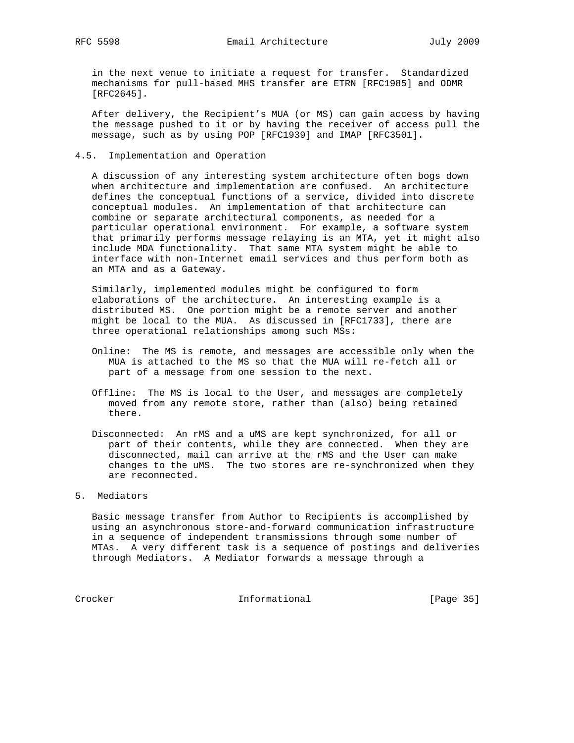in the next venue to initiate a request for transfer. Standardized mechanisms for pull-based MHS transfer are ETRN [RFC1985] and ODMR [RFC2645].

After delivery, the Recipient's MUA (or MS) can gain access by having the message pushed to it or by having the receiver of access pull the message, such as by using POP [RFC1939] and IMAP [RFC3501].

### 4.5. Implementation and Operation

A discussion of any interesting system architecture often bogs down when architecture and implementation are confused. An architecture defines the conceptual functions of a service, divided into discrete conceptual modules. An implementation of that architecture can combine or separate architectural components, as needed for a particular operational environment. For example, a software system that primarily performs message relaying is an MTA, yet it might also include MDA functionality. That same MTA system might be able to interface with non-Internet email services and thus perform both as an MTA and as a Gateway.

Similarly, implemented modules might be configured to form elaborations of the architecture. An interesting example is a distributed MS. One portion might be a remote server and another might be local to the MUA. As discussed in [RFC1733], there are three operational relationships among such MSs:

Online: The MS is remote, and messages are accessible only when the MUA is attached to the MS so that the MUA will re-fetch all or part of a message from one session to the next.

Offline: The MS is local to the User, and messages are completely moved from any remote store, rather than (also) being retained there.

Disconnected: An rMS and a uMS are kept synchronized, for all or part of their contents, while they are connected. When they are disconnected, mail can arrive at the rMS and the User can make changes to the uMS. The two stores are re-synchronized when they are reconnected.

## 5. Mediators

Basic message transfer from Author to Recipients is accomplished by using an asynchronous store-and-forward communication infrastructure in a sequence of independent transmissions through some number of MTAs. A very different task is a sequence of postings and deliveries through Mediators. A Mediator forwards a message through a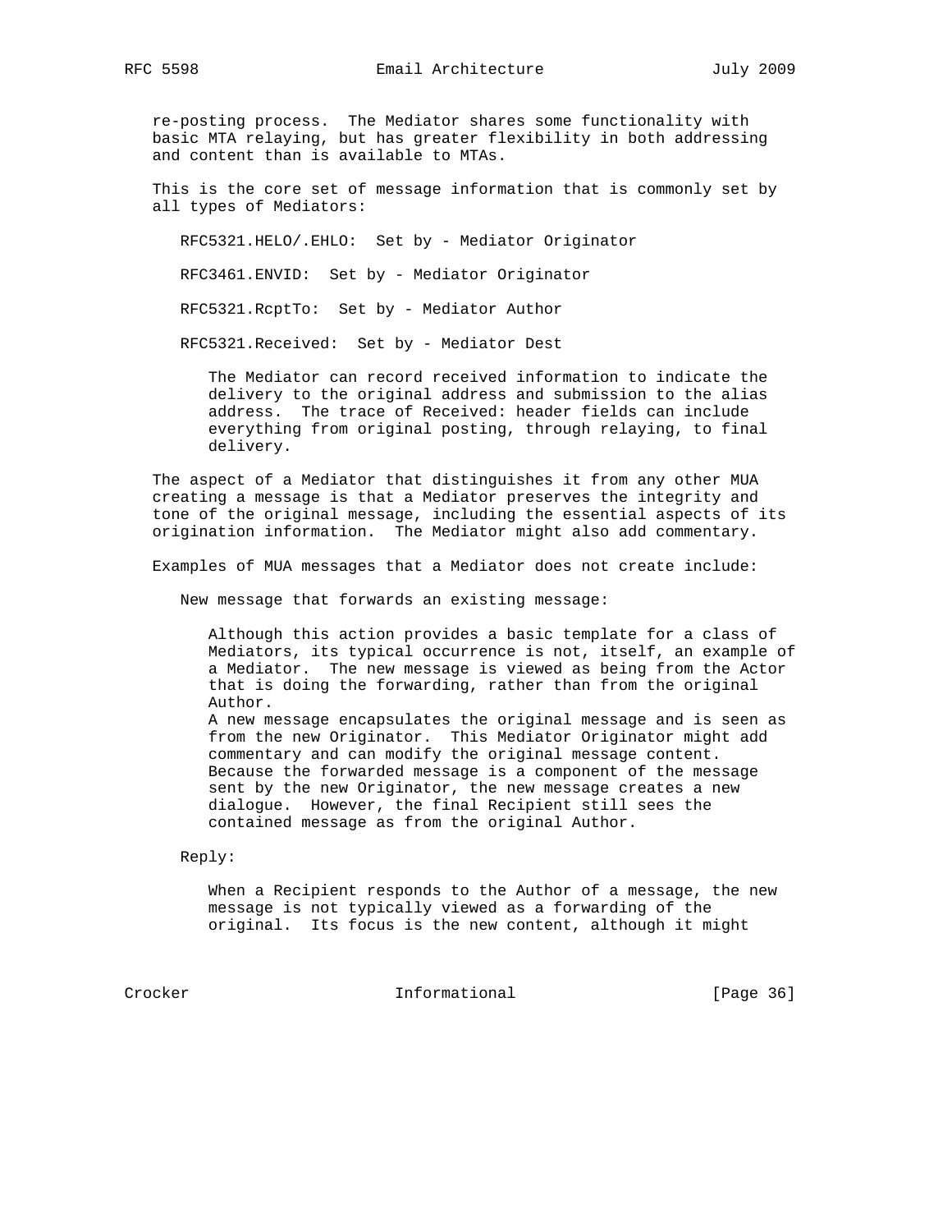re-posting process. The Mediator shares some functionality with basic MTA relaying, but has greater flexibility in both addressing and content than is available to MTAs.

This is the core set of message information that is commonly set by all types of Mediators:

RFC5321.HELO/.EHLO: Set by - Mediator Originator

RFC3461.ENVID: Set by - Mediator Originator

RFC5321.RcptTo: Set by - Mediator Author

RFC5321.Received: Set by - Mediator Dest

> The Mediator can record received information to indicate the delivery to the original address and submission to the alias address. The trace of Received: header fields can include everything from original posting, through relaying, to final delivery.

The aspect of a Mediator that distinguishes it from any other MUA creating a message is that a Mediator preserves the integrity and tone of the original message, including the essential aspects of its origination information. The Mediator might also add commentary.

Examples of MUA messages that a Mediator does not create include:

New message that forwards an existing message:

> Although this action provides a basic template for a class of Mediators, its typical occurrence is not, itself, an example of a Mediator. The new message is viewed as being from the Actor that is doing the forwarding, rather than from the original Author.
> A new message encapsulates the original message and is seen as from the new Originator. This Mediator Originator might add commentary and can modify the original message content. Because the forwarded message is a component of the message sent by the new Originator, the new message creates a new dialogue. However, the final Recipient still sees the contained message as from the original Author.

Reply:

> When a Recipient responds to the Author of a message, the new message is not typically viewed as a forwarding of the original. Its focus is the new content, although it might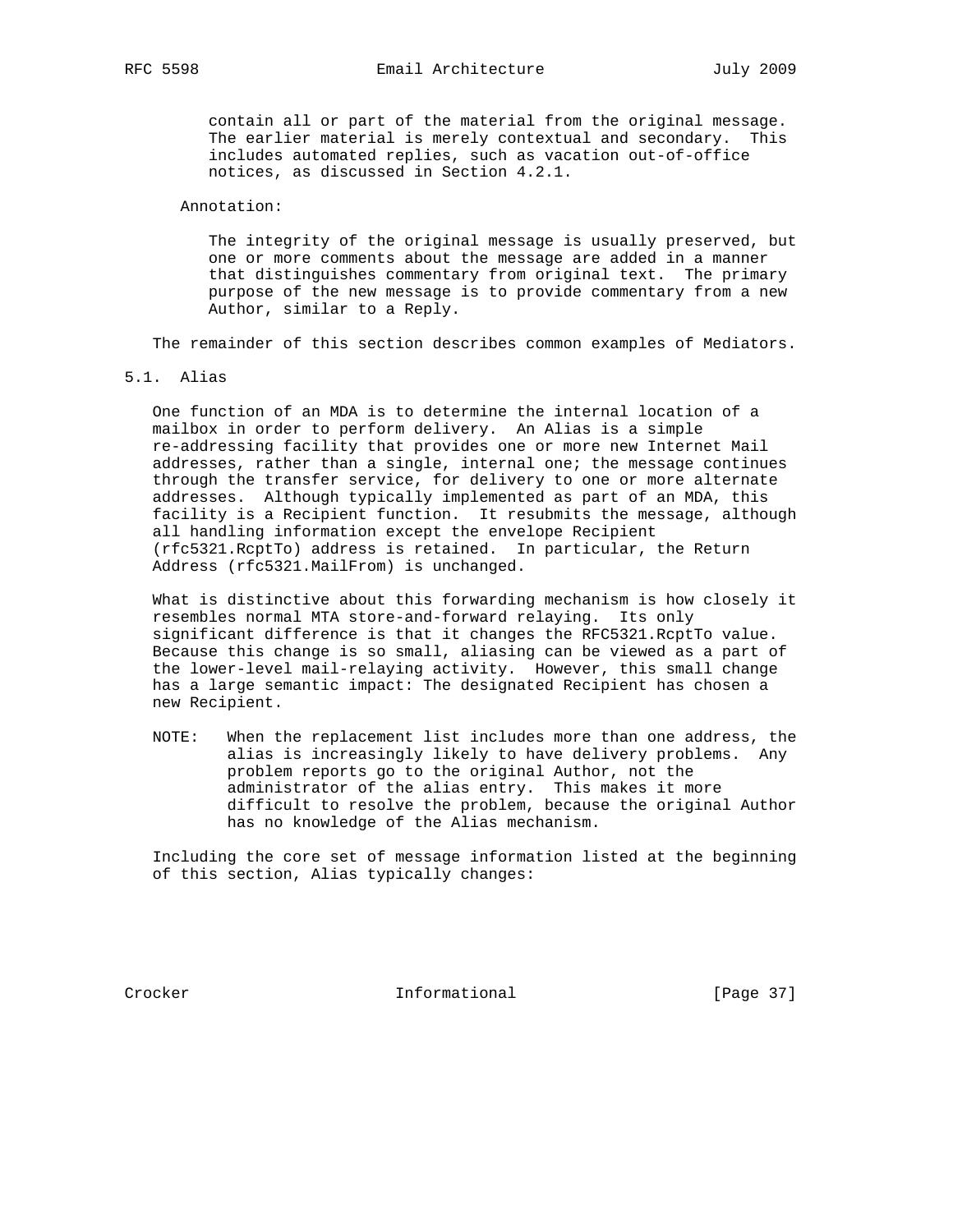contain all or part of the material from the original message. The earlier material is merely contextual and secondary. This includes automated replies, such as vacation out-of-office notices, as discussed in Section 4.2.1.

Annotation:

The integrity of the original message is usually preserved, but one or more comments about the message are added in a manner that distinguishes commentary from original text. The primary purpose of the new message is to provide commentary from a new Author, similar to a Reply.

The remainder of this section describes common examples of Mediators.

## 5.1. Alias

One function of an MDA is to determine the internal location of a mailbox in order to perform delivery. An Alias is a simple re-addressing facility that provides one or more new Internet Mail addresses, rather than a single, internal one; the message continues through the transfer service, for delivery to one or more alternate addresses. Although typically implemented as part of an MDA, this facility is a Recipient function. It resubmits the message, although all handling information except the envelope Recipient (rfc5321.RcptTo) address is retained. In particular, the Return Address (rfc5321.MailFrom) is unchanged.

What is distinctive about this forwarding mechanism is how closely it resembles normal MTA store-and-forward relaying. Its only significant difference is that it changes the RFC5321.RcptTo value. Because this change is so small, aliasing can be viewed as a part of the lower-level mail-relaying activity. However, this small change has a large semantic impact: The designated Recipient has chosen a new Recipient.

NOTE: When the replacement list includes more than one address, the alias is increasingly likely to have delivery problems. Any problem reports go to the original Author, not the administrator of the alias entry. This makes it more difficult to resolve the problem, because the original Author has no knowledge of the Alias mechanism.

Including the core set of message information listed at the beginning of this section, Alias typically changes: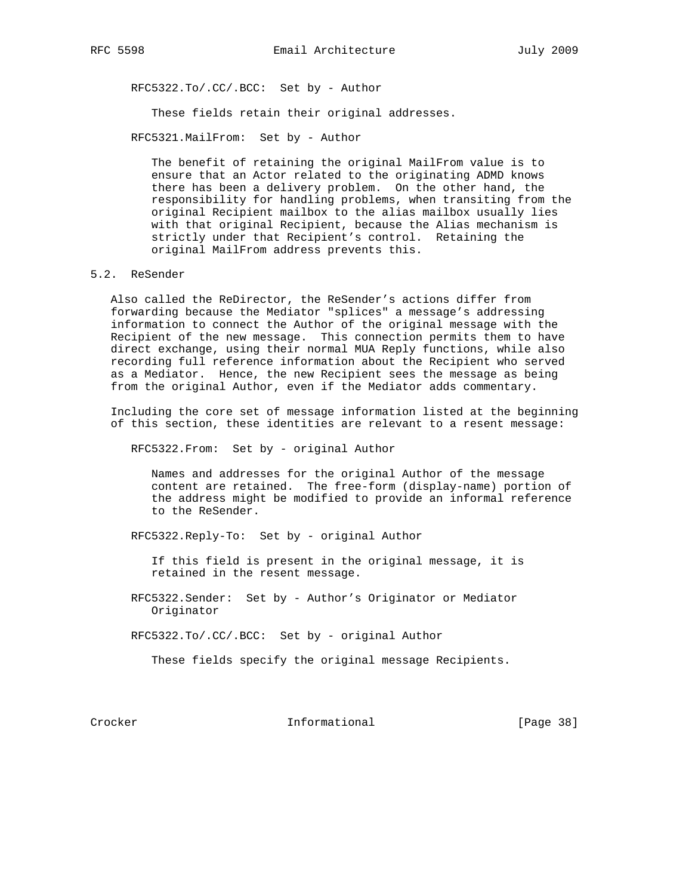RFC5322.To/.CC/.BCC:  Set by - Author

These fields retain their original addresses.

RFC5321.MailFrom:  Set by - Author

The benefit of retaining the original MailFrom value is to ensure that an Actor related to the originating ADMD knows there has been a delivery problem.  On the other hand, the responsibility for handling problems, when transiting from the original Recipient mailbox to the alias mailbox usually lies with that original Recipient, because the Alias mechanism is strictly under that Recipient's control.  Retaining the original MailFrom address prevents this.

## 5.2. ReSender

Also called the ReDirector, the ReSender's actions differ from forwarding because the Mediator "splices" a message's addressing information to connect the Author of the original message with the Recipient of the new message.  This connection permits them to have direct exchange, using their normal MUA Reply functions, while also recording full reference information about the Recipient who served as a Mediator.  Hence, the new Recipient sees the message as being from the original Author, even if the Mediator adds commentary.

Including the core set of message information listed at the beginning of this section, these identities are relevant to a resent message:

RFC5322.From:  Set by - original Author

Names and addresses for the original Author of the message content are retained.  The free-form (display-name) portion of the address might be modified to provide an informal reference to the ReSender.

RFC5322.Reply-To:  Set by - original Author

If this field is present in the original message, it is retained in the resent message.

RFC5322.Sender:  Set by - Author's Originator or Mediator Originator

RFC5322.To/.CC/.BCC:  Set by - original Author

These fields specify the original message Recipients.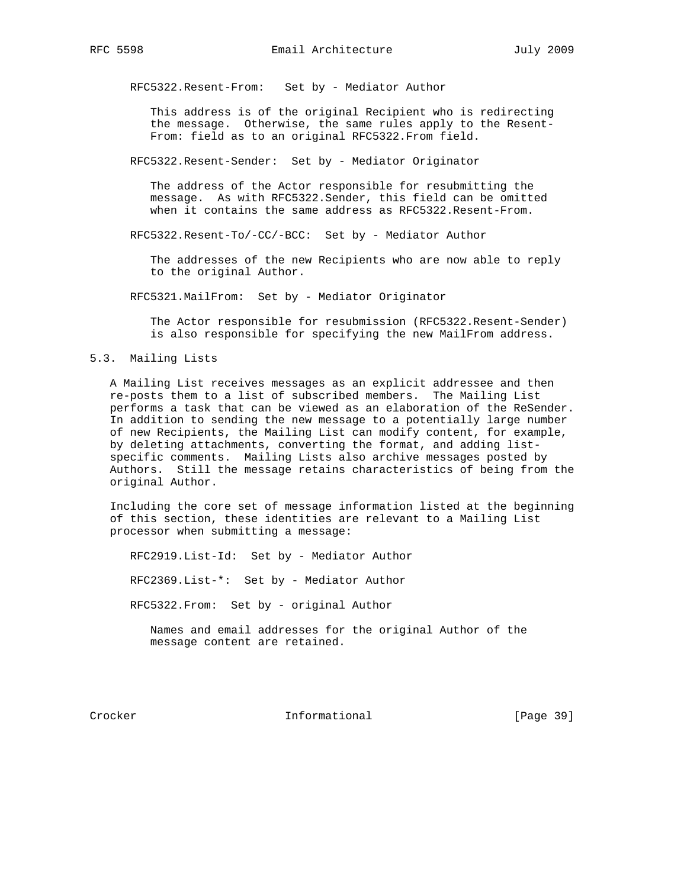RFC5322.Resent-From:   Set by - Mediator Author

This address is of the original Recipient who is redirecting the message. Otherwise, the same rules apply to the Resent-From: field as to an original RFC5322.From field.

RFC5322.Resent-Sender:  Set by - Mediator Originator

The address of the Actor responsible for resubmitting the message. As with RFC5322.Sender, this field can be omitted when it contains the same address as RFC5322.Resent-From.

RFC5322.Resent-To/-CC/-BCC:  Set by - Mediator Author

The addresses of the new Recipients who are now able to reply to the original Author.

RFC5321.MailFrom:  Set by - Mediator Originator

The Actor responsible for resubmission (RFC5322.Resent-Sender) is also responsible for specifying the new MailFrom address.

## 5.3. Mailing Lists

A Mailing List receives messages as an explicit addressee and then re-posts them to a list of subscribed members. The Mailing List performs a task that can be viewed as an elaboration of the ReSender. In addition to sending the new message to a potentially large number of new Recipients, the Mailing List can modify content, for example, by deleting attachments, converting the format, and adding list-specific comments. Mailing Lists also archive messages posted by Authors. Still the message retains characteristics of being from the original Author.

Including the core set of message information listed at the beginning of this section, these identities are relevant to a Mailing List processor when submitting a message:

RFC2919.List-Id:  Set by - Mediator Author

RFC2369.List-*:  Set by - Mediator Author

RFC5322.From:  Set by - original Author

Names and email addresses for the original Author of the message content are retained.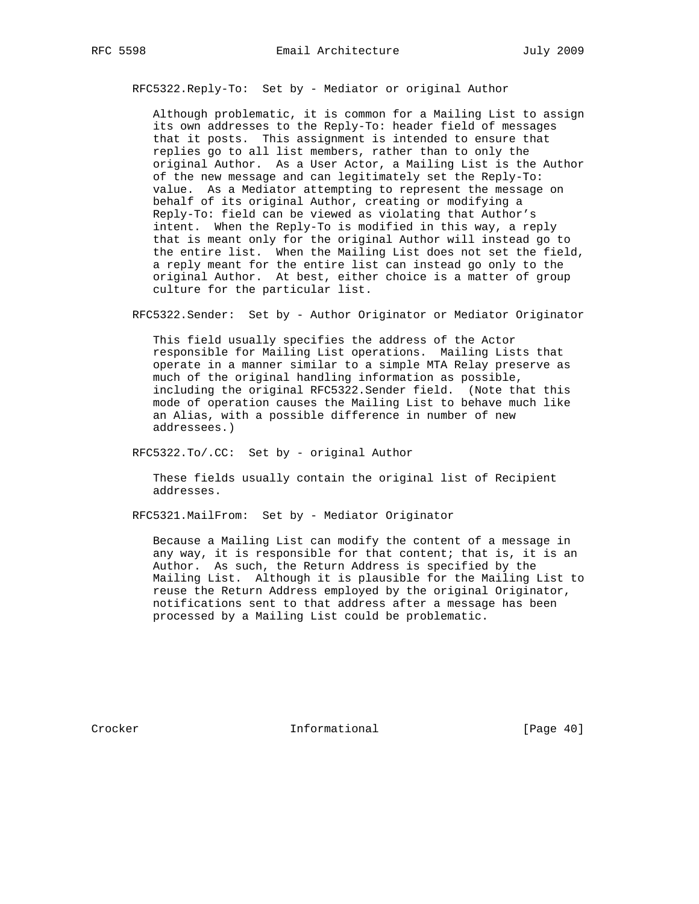RFC5322.Reply-To: Set by - Mediator or original Author

Although problematic, it is common for a Mailing List to assign its own addresses to the Reply-To: header field of messages that it posts. This assignment is intended to ensure that replies go to all list members, rather than to only the original Author. As a User Actor, a Mailing List is the Author of the new message and can legitimately set the Reply-To: value. As a Mediator attempting to represent the message on behalf of its original Author, creating or modifying a Reply-To: field can be viewed as violating that Author's intent. When the Reply-To is modified in this way, a reply that is meant only for the original Author will instead go to the entire list. When the Mailing List does not set the field, a reply meant for the entire list can instead go only to the original Author. At best, either choice is a matter of group culture for the particular list.

RFC5322.Sender: Set by - Author Originator or Mediator Originator

This field usually specifies the address of the Actor responsible for Mailing List operations. Mailing Lists that operate in a manner similar to a simple MTA Relay preserve as much of the original handling information as possible, including the original RFC5322.Sender field. (Note that this mode of operation causes the Mailing List to behave much like an Alias, with a possible difference in number of new addressees.)

RFC5322.To/.CC: Set by - original Author

These fields usually contain the original list of Recipient addresses.

RFC5321.MailFrom: Set by - Mediator Originator

Because a Mailing List can modify the content of a message in any way, it is responsible for that content; that is, it is an Author. As such, the Return Address is specified by the Mailing List. Although it is plausible for the Mailing List to reuse the Return Address employed by the original Originator, notifications sent to that address after a message has been processed by a Mailing List could be problematic.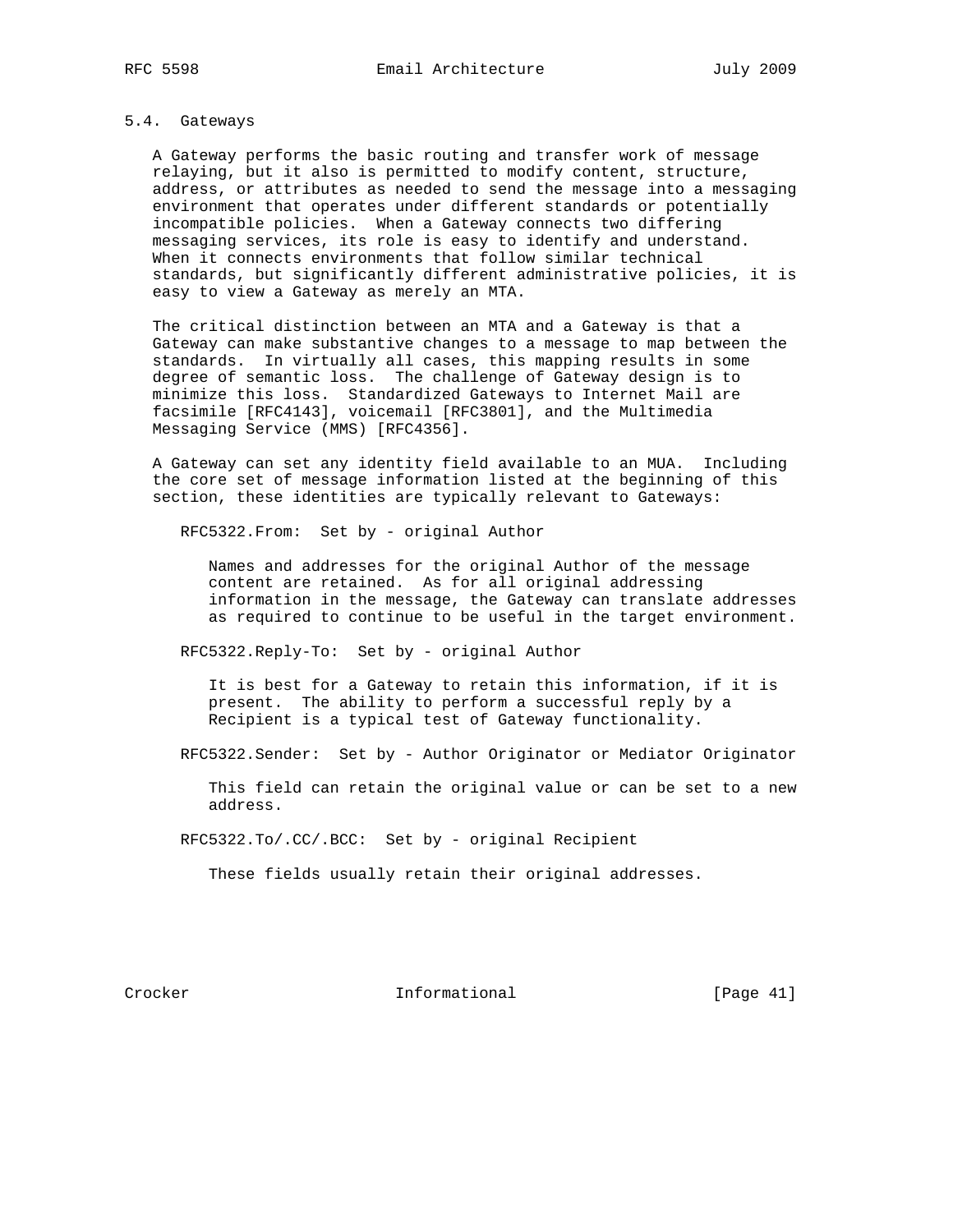### 5.4. Gateways

A Gateway performs the basic routing and transfer work of message relaying, but it also is permitted to modify content, structure, address, or attributes as needed to send the message into a messaging environment that operates under different standards or potentially incompatible policies. When a Gateway connects two differing messaging services, its role is easy to identify and understand. When it connects environments that follow similar technical standards, but significantly different administrative policies, it is easy to view a Gateway as merely an MTA.

The critical distinction between an MTA and a Gateway is that a Gateway can make substantive changes to a message to map between the standards. In virtually all cases, this mapping results in some degree of semantic loss. The challenge of Gateway design is to minimize this loss. Standardized Gateways to Internet Mail are facsimile [RFC4143], voicemail [RFC3801], and the Multimedia Messaging Service (MMS) [RFC4356].

A Gateway can set any identity field available to an MUA. Including the core set of message information listed at the beginning of this section, these identities are typically relevant to Gateways:

RFC5322.From: Set by - original Author

> Names and addresses for the original Author of the message content are retained. As for all original addressing information in the message, the Gateway can translate addresses as required to continue to be useful in the target environment.

RFC5322.Reply-To: Set by - original Author

> It is best for a Gateway to retain this information, if it is present. The ability to perform a successful reply by a Recipient is a typical test of Gateway functionality.

RFC5322.Sender: Set by - Author Originator or Mediator Originator

> This field can retain the original value or can be set to a new address.

RFC5322.To/.CC/.BCC: Set by - original Recipient

> These fields usually retain their original addresses.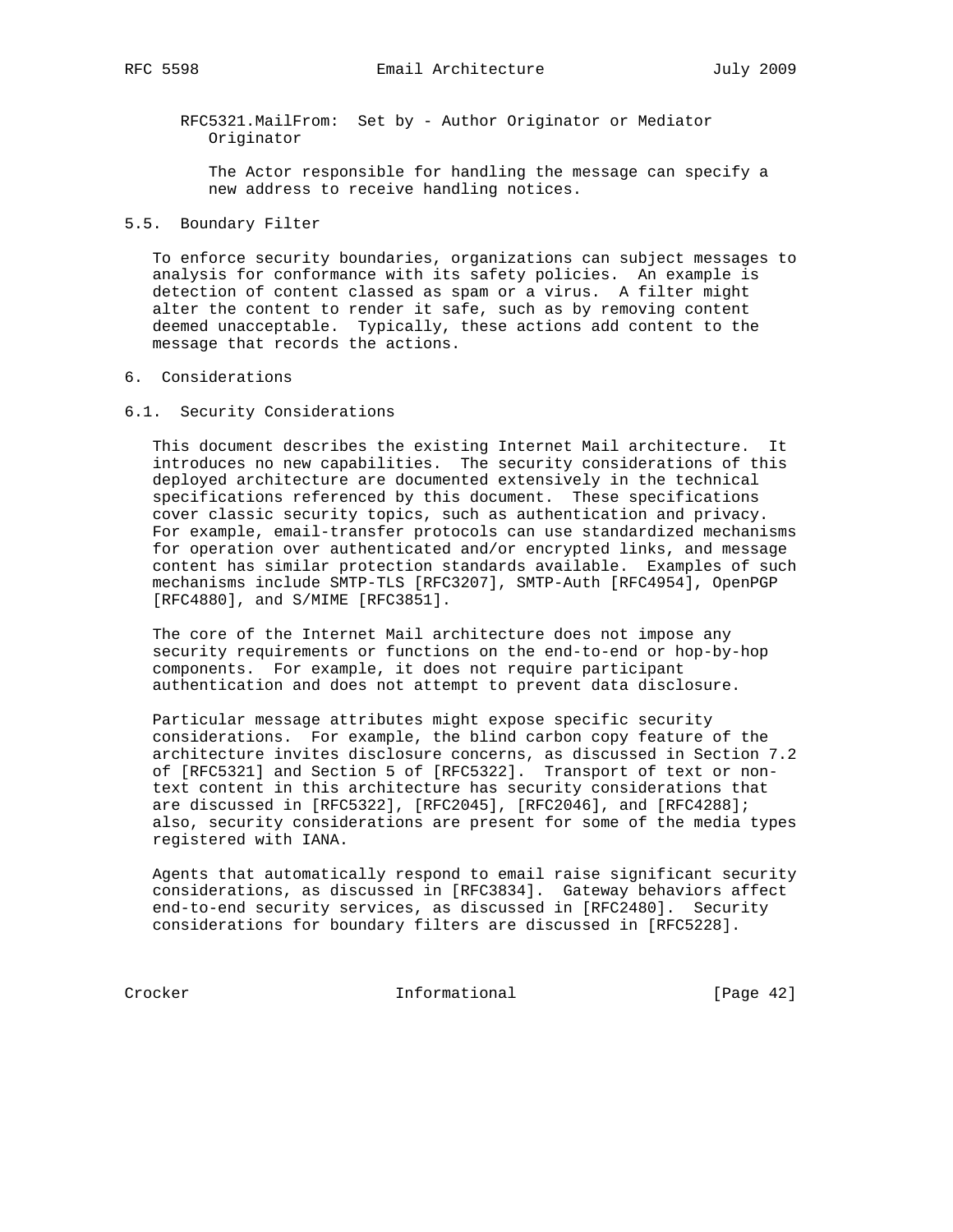RFC5321.MailFrom: Set by - Author Originator or Mediator Originator

The Actor responsible for handling the message can specify a new address to receive handling notices.

### 5.5. Boundary Filter

To enforce security boundaries, organizations can subject messages to analysis for conformance with its safety policies. An example is detection of content classed as spam or a virus. A filter might alter the content to render it safe, such as by removing content deemed unacceptable. Typically, these actions add content to the message that records the actions.

## 6. Considerations

### 6.1. Security Considerations

This document describes the existing Internet Mail architecture. It introduces no new capabilities. The security considerations of this deployed architecture are documented extensively in the technical specifications referenced by this document. These specifications cover classic security topics, such as authentication and privacy. For example, email-transfer protocols can use standardized mechanisms for operation over authenticated and/or encrypted links, and message content has similar protection standards available. Examples of such mechanisms include SMTP-TLS [RFC3207], SMTP-Auth [RFC4954], OpenPGP [RFC4880], and S/MIME [RFC3851].

The core of the Internet Mail architecture does not impose any security requirements or functions on the end-to-end or hop-by-hop components. For example, it does not require participant authentication and does not attempt to prevent data disclosure.

Particular message attributes might expose specific security considerations. For example, the blind carbon copy feature of the architecture invites disclosure concerns, as discussed in Section 7.2 of [RFC5321] and Section 5 of [RFC5322]. Transport of text or non-text content in this architecture has security considerations that are discussed in [RFC5322], [RFC2045], [RFC2046], and [RFC4288]; also, security considerations are present for some of the media types registered with IANA.

Agents that automatically respond to email raise significant security considerations, as discussed in [RFC3834]. Gateway behaviors affect end-to-end security services, as discussed in [RFC2480]. Security considerations for boundary filters are discussed in [RFC5228].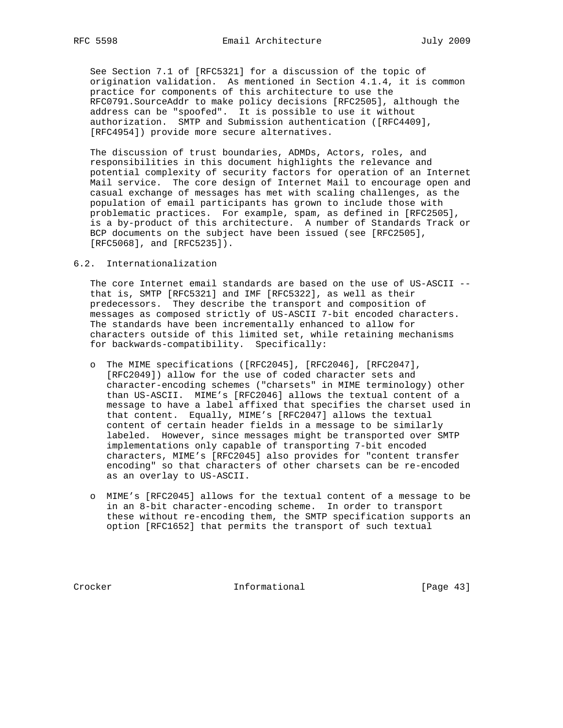See Section 7.1 of [RFC5321] for a discussion of the topic of origination validation. As mentioned in Section 4.1.4, it is common practice for components of this architecture to use the RFC0791.SourceAddr to make policy decisions [RFC2505], although the address can be "spoofed". It is possible to use it without authorization. SMTP and Submission authentication ([RFC4409], [RFC4954]) provide more secure alternatives.

The discussion of trust boundaries, ADMDs, Actors, roles, and responsibilities in this document highlights the relevance and potential complexity of security factors for operation of an Internet Mail service. The core design of Internet Mail to encourage open and casual exchange of messages has met with scaling challenges, as the population of email participants has grown to include those with problematic practices. For example, spam, as defined in [RFC2505], is a by-product of this architecture. A number of Standards Track or BCP documents on the subject have been issued (see [RFC2505], [RFC5068], and [RFC5235]).

## 6.2. Internationalization

The core Internet email standards are based on the use of US-ASCII -- that is, SMTP [RFC5321] and IMF [RFC5322], as well as their predecessors. They describe the transport and composition of messages as composed strictly of US-ASCII 7-bit encoded characters. The standards have been incrementally enhanced to allow for characters outside of this limited set, while retaining mechanisms for backwards-compatibility. Specifically:

- The MIME specifications ([RFC2045], [RFC2046], [RFC2047], [RFC2049]) allow for the use of coded character sets and character-encoding schemes ("charsets" in MIME terminology) other than US-ASCII. MIME's [RFC2046] allows the textual content of a message to have a label affixed that specifies the charset used in that content. Equally, MIME's [RFC2047] allows the textual content of certain header fields in a message to be similarly labeled. However, since messages might be transported over SMTP implementations only capable of transporting 7-bit encoded characters, MIME's [RFC2045] also provides for "content transfer encoding" so that characters of other charsets can be re-encoded as an overlay to US-ASCII.

- MIME's [RFC2045] allows for the textual content of a message to be in an 8-bit character-encoding scheme. In order to transport these without re-encoding them, the SMTP specification supports an option [RFC1652] that permits the transport of such textual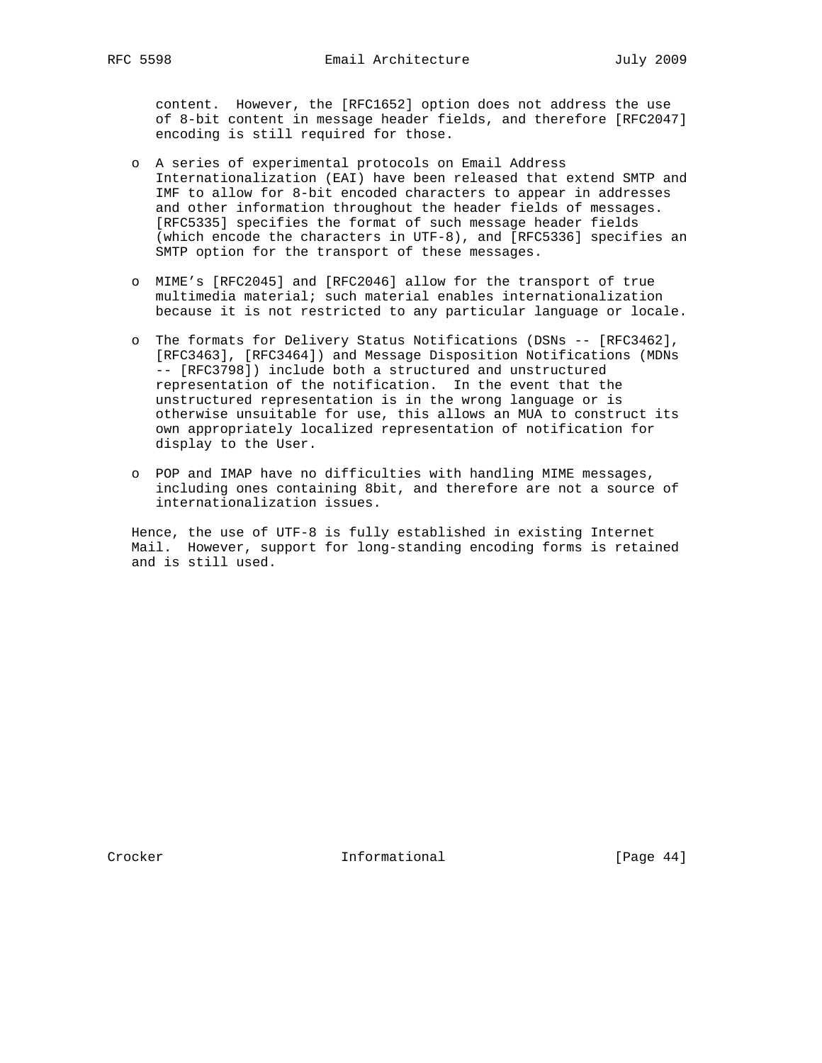content. However, the [RFC1652] option does not address the use of 8-bit content in message header fields, and therefore [RFC2047] encoding is still required for those.

- A series of experimental protocols on Email Address Internationalization (EAI) have been released that extend SMTP and IMF to allow for 8-bit encoded characters to appear in addresses and other information throughout the header fields of messages. [RFC5335] specifies the format of such message header fields (which encode the characters in UTF-8), and [RFC5336] specifies an SMTP option for the transport of these messages.

- MIME's [RFC2045] and [RFC2046] allow for the transport of true multimedia material; such material enables internationalization because it is not restricted to any particular language or locale.

- The formats for Delivery Status Notifications (DSNs -- [RFC3462], [RFC3463], [RFC3464]) and Message Disposition Notifications (MDNs -- [RFC3798]) include both a structured and unstructured representation of the notification. In the event that the unstructured representation is in the wrong language or is otherwise unsuitable for use, this allows an MUA to construct its own appropriately localized representation of notification for display to the User.

- POP and IMAP have no difficulties with handling MIME messages, including ones containing 8bit, and therefore are not a source of internationalization issues.

Hence, the use of UTF-8 is fully established in existing Internet Mail. However, support for long-standing encoding forms is retained and is still used.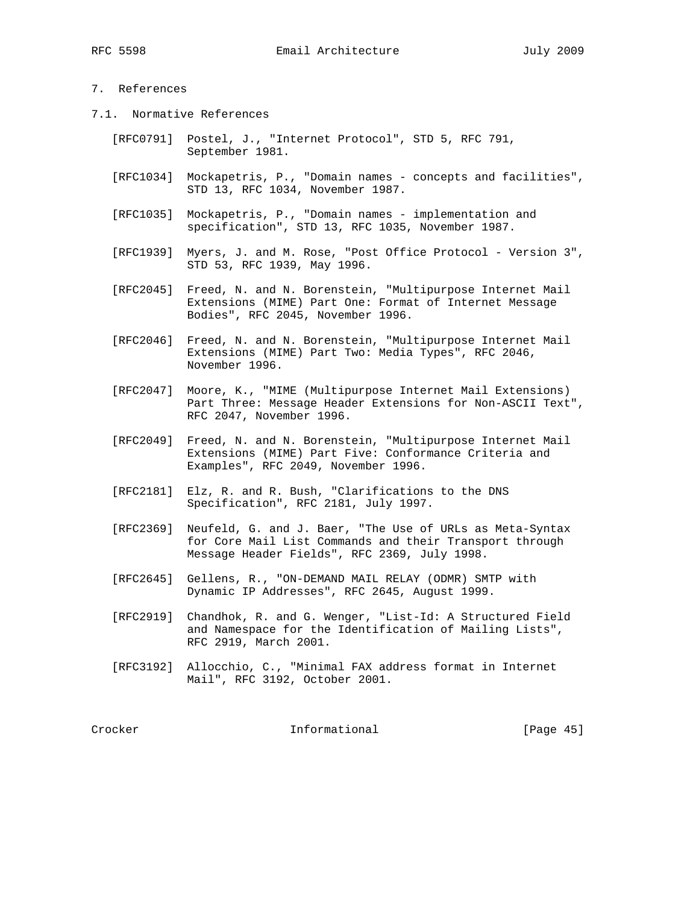## 7. References

### 7.1. Normative References

[RFC0791] Postel, J., "Internet Protocol", STD 5, RFC 791, September 1981.

[RFC1034] Mockapetris, P., "Domain names - concepts and facilities", STD 13, RFC 1034, November 1987.

[RFC1035] Mockapetris, P., "Domain names - implementation and specification", STD 13, RFC 1035, November 1987.

[RFC1939] Myers, J. and M. Rose, "Post Office Protocol - Version 3", STD 53, RFC 1939, May 1996.

[RFC2045] Freed, N. and N. Borenstein, "Multipurpose Internet Mail Extensions (MIME) Part One: Format of Internet Message Bodies", RFC 2045, November 1996.

[RFC2046] Freed, N. and N. Borenstein, "Multipurpose Internet Mail Extensions (MIME) Part Two: Media Types", RFC 2046, November 1996.

[RFC2047] Moore, K., "MIME (Multipurpose Internet Mail Extensions) Part Three: Message Header Extensions for Non-ASCII Text", RFC 2047, November 1996.

[RFC2049] Freed, N. and N. Borenstein, "Multipurpose Internet Mail Extensions (MIME) Part Five: Conformance Criteria and Examples", RFC 2049, November 1996.

[RFC2181] Elz, R. and R. Bush, "Clarifications to the DNS Specification", RFC 2181, July 1997.

[RFC2369] Neufeld, G. and J. Baer, "The Use of URLs as Meta-Syntax for Core Mail List Commands and their Transport through Message Header Fields", RFC 2369, July 1998.

[RFC2645] Gellens, R., "ON-DEMAND MAIL RELAY (ODMR) SMTP with Dynamic IP Addresses", RFC 2645, August 1999.

[RFC2919] Chandhok, R. and G. Wenger, "List-Id: A Structured Field and Namespace for the Identification of Mailing Lists", RFC 2919, March 2001.

[RFC3192] Allocchio, C., "Minimal FAX address format in Internet Mail", RFC 3192, October 2001.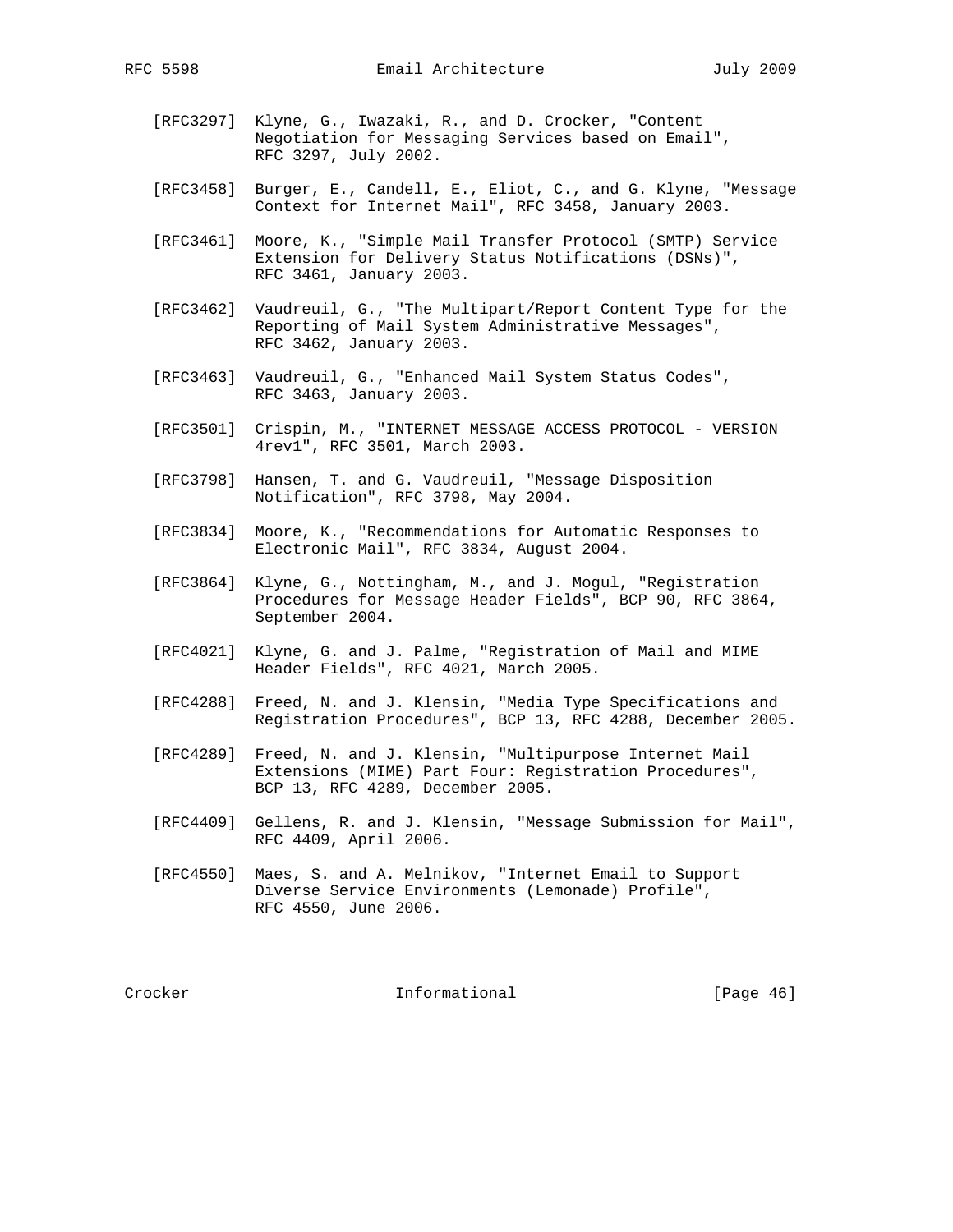[RFC3297] Klyne, G., Iwazaki, R., and D. Crocker, "Content Negotiation for Messaging Services based on Email", RFC 3297, July 2002.

[RFC3458] Burger, E., Candell, E., Eliot, C., and G. Klyne, "Message Context for Internet Mail", RFC 3458, January 2003.

[RFC3461] Moore, K., "Simple Mail Transfer Protocol (SMTP) Service Extension for Delivery Status Notifications (DSNs)", RFC 3461, January 2003.

[RFC3462] Vaudreuil, G., "The Multipart/Report Content Type for the Reporting of Mail System Administrative Messages", RFC 3462, January 2003.

[RFC3463] Vaudreuil, G., "Enhanced Mail System Status Codes", RFC 3463, January 2003.

[RFC3501] Crispin, M., "INTERNET MESSAGE ACCESS PROTOCOL - VERSION 4rev1", RFC 3501, March 2003.

[RFC3798] Hansen, T. and G. Vaudreuil, "Message Disposition Notification", RFC 3798, May 2004.

[RFC3834] Moore, K., "Recommendations for Automatic Responses to Electronic Mail", RFC 3834, August 2004.

[RFC3864] Klyne, G., Nottingham, M., and J. Mogul, "Registration Procedures for Message Header Fields", BCP 90, RFC 3864, September 2004.

[RFC4021] Klyne, G. and J. Palme, "Registration of Mail and MIME Header Fields", RFC 4021, March 2005.

[RFC4288] Freed, N. and J. Klensin, "Media Type Specifications and Registration Procedures", BCP 13, RFC 4288, December 2005.

[RFC4289] Freed, N. and J. Klensin, "Multipurpose Internet Mail Extensions (MIME) Part Four: Registration Procedures", BCP 13, RFC 4289, December 2005.

[RFC4409] Gellens, R. and J. Klensin, "Message Submission for Mail", RFC 4409, April 2006.

[RFC4550] Maes, S. and A. Melnikov, "Internet Email to Support Diverse Service Environments (Lemonade) Profile", RFC 4550, June 2006.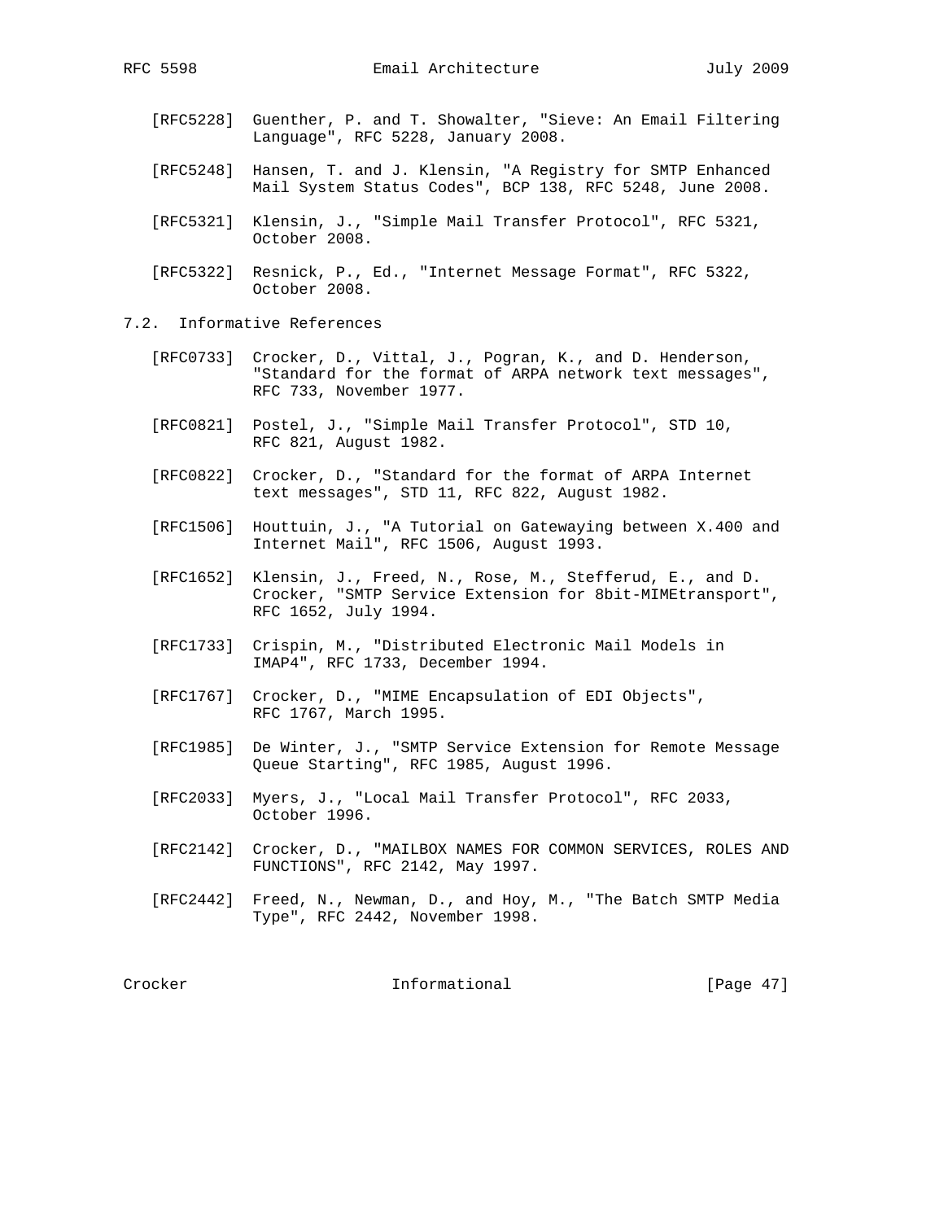[RFC5228] Guenther, P. and T. Showalter, "Sieve: An Email Filtering Language", RFC 5228, January 2008.

[RFC5248] Hansen, T. and J. Klensin, "A Registry for SMTP Enhanced Mail System Status Codes", BCP 138, RFC 5248, June 2008.

[RFC5321] Klensin, J., "Simple Mail Transfer Protocol", RFC 5321, October 2008.

[RFC5322] Resnick, P., Ed., "Internet Message Format", RFC 5322, October 2008.

## 7.2. Informative References

[RFC0733] Crocker, D., Vittal, J., Pogran, K., and D. Henderson, "Standard for the format of ARPA network text messages", RFC 733, November 1977.

[RFC0821] Postel, J., "Simple Mail Transfer Protocol", STD 10, RFC 821, August 1982.

[RFC0822] Crocker, D., "Standard for the format of ARPA Internet text messages", STD 11, RFC 822, August 1982.

[RFC1506] Houttuin, J., "A Tutorial on Gatewaying between X.400 and Internet Mail", RFC 1506, August 1993.

[RFC1652] Klensin, J., Freed, N., Rose, M., Stefferud, E., and D. Crocker, "SMTP Service Extension for 8bit-MIMEtransport", RFC 1652, July 1994.

[RFC1733] Crispin, M., "Distributed Electronic Mail Models in IMAP4", RFC 1733, December 1994.

[RFC1767] Crocker, D., "MIME Encapsulation of EDI Objects", RFC 1767, March 1995.

[RFC1985] De Winter, J., "SMTP Service Extension for Remote Message Queue Starting", RFC 1985, August 1996.

[RFC2033] Myers, J., "Local Mail Transfer Protocol", RFC 2033, October 1996.

[RFC2142] Crocker, D., "MAILBOX NAMES FOR COMMON SERVICES, ROLES AND FUNCTIONS", RFC 2142, May 1997.

[RFC2442] Freed, N., Newman, D., and Hoy, M., "The Batch SMTP Media Type", RFC 2442, November 1998.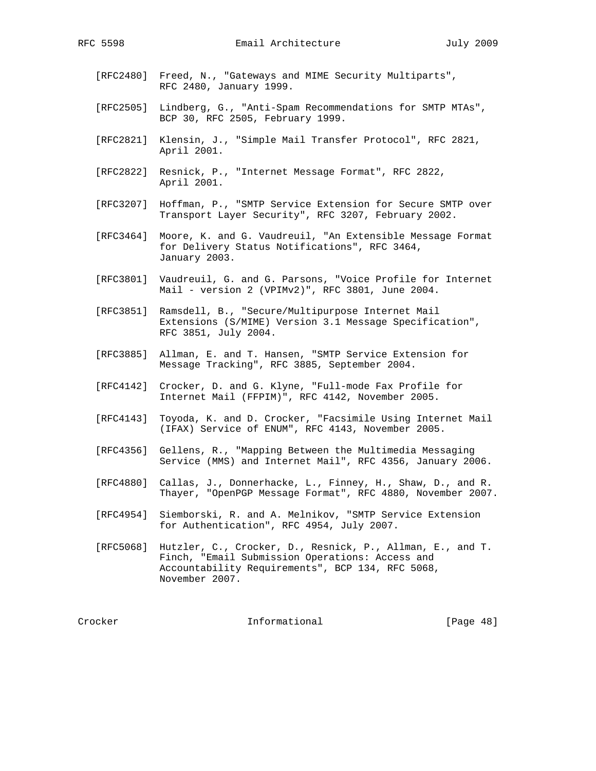[RFC2480] Freed, N., "Gateways and MIME Security Multiparts", RFC 2480, January 1999.

[RFC2505] Lindberg, G., "Anti-Spam Recommendations for SMTP MTAs", BCP 30, RFC 2505, February 1999.

[RFC2821] Klensin, J., "Simple Mail Transfer Protocol", RFC 2821, April 2001.

[RFC2822] Resnick, P., "Internet Message Format", RFC 2822, April 2001.

[RFC3207] Hoffman, P., "SMTP Service Extension for Secure SMTP over Transport Layer Security", RFC 3207, February 2002.

[RFC3464] Moore, K. and G. Vaudreuil, "An Extensible Message Format for Delivery Status Notifications", RFC 3464, January 2003.

[RFC3801] Vaudreuil, G. and G. Parsons, "Voice Profile for Internet Mail - version 2 (VPIMv2)", RFC 3801, June 2004.

[RFC3851] Ramsdell, B., "Secure/Multipurpose Internet Mail Extensions (S/MIME) Version 3.1 Message Specification", RFC 3851, July 2004.

[RFC3885] Allman, E. and T. Hansen, "SMTP Service Extension for Message Tracking", RFC 3885, September 2004.

[RFC4142] Crocker, D. and G. Klyne, "Full-mode Fax Profile for Internet Mail (FFPIM)", RFC 4142, November 2005.

[RFC4143] Toyoda, K. and D. Crocker, "Facsimile Using Internet Mail (IFAX) Service of ENUM", RFC 4143, November 2005.

[RFC4356] Gellens, R., "Mapping Between the Multimedia Messaging Service (MMS) and Internet Mail", RFC 4356, January 2006.

[RFC4880] Callas, J., Donnerhacke, L., Finney, H., Shaw, D., and R. Thayer, "OpenPGP Message Format", RFC 4880, November 2007.

[RFC4954] Siemborski, R. and A. Melnikov, "SMTP Service Extension for Authentication", RFC 4954, July 2007.

[RFC5068] Hutzler, C., Crocker, D., Resnick, P., Allman, E., and T. Finch, "Email Submission Operations: Access and Accountability Requirements", BCP 134, RFC 5068, November 2007.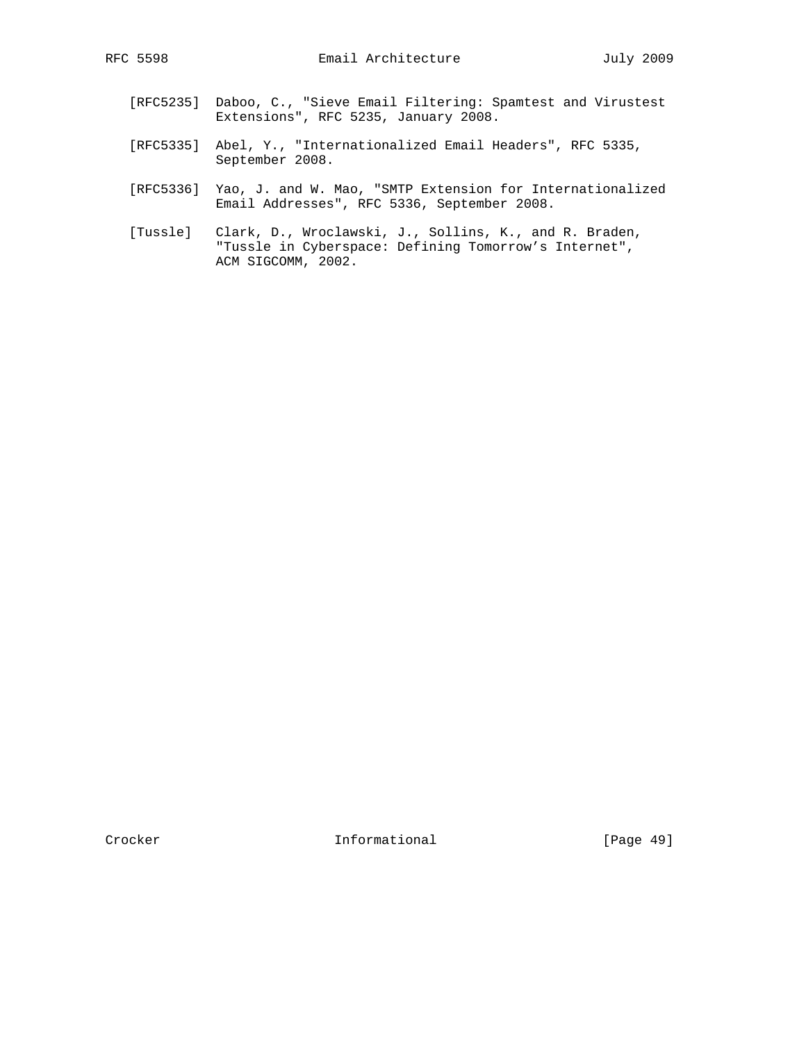[RFC5235] Daboo, C., "Sieve Email Filtering: Spamtest and Virustest Extensions", RFC 5235, January 2008.

[RFC5335] Abel, Y., "Internationalized Email Headers", RFC 5335, September 2008.

[RFC5336] Yao, J. and W. Mao, "SMTP Extension for Internationalized Email Addresses", RFC 5336, September 2008.

[Tussle] Clark, D., Wroclawski, J., Sollins, K., and R. Braden, "Tussle in Cyberspace: Defining Tomorrow's Internet", ACM SIGCOMM, 2002.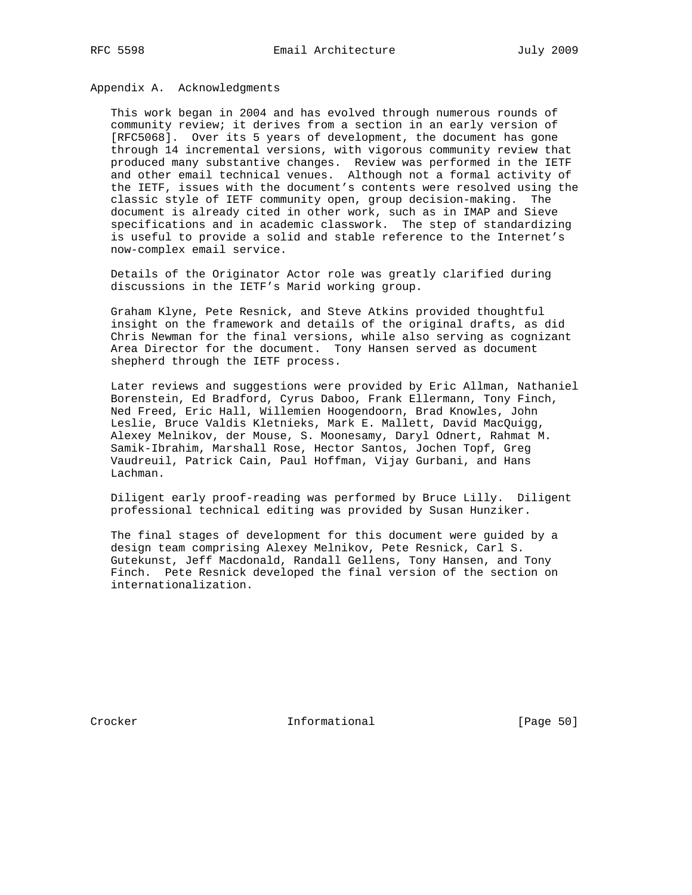## Appendix A. Acknowledgments

This work began in 2004 and has evolved through numerous rounds of community review; it derives from a section in an early version of [RFC5068]. Over its 5 years of development, the document has gone through 14 incremental versions, with vigorous community review that produced many substantive changes. Review was performed in the IETF and other email technical venues. Although not a formal activity of the IETF, issues with the document's contents were resolved using the classic style of IETF community open, group decision-making. The document is already cited in other work, such as in IMAP and Sieve specifications and in academic classwork. The step of standardizing is useful to provide a solid and stable reference to the Internet's now-complex email service.

Details of the Originator Actor role was greatly clarified during discussions in the IETF's Marid working group.

Graham Klyne, Pete Resnick, and Steve Atkins provided thoughtful insight on the framework and details of the original drafts, as did Chris Newman for the final versions, while also serving as cognizant Area Director for the document. Tony Hansen served as document shepherd through the IETF process.

Later reviews and suggestions were provided by Eric Allman, Nathaniel Borenstein, Ed Bradford, Cyrus Daboo, Frank Ellermann, Tony Finch, Ned Freed, Eric Hall, Willemien Hoogendoorn, Brad Knowles, John Leslie, Bruce Valdis Kletnieks, Mark E. Mallett, David MacQuigg, Alexey Melnikov, der Mouse, S. Moonesamy, Daryl Odnert, Rahmat M. Samik-Ibrahim, Marshall Rose, Hector Santos, Jochen Topf, Greg Vaudreuil, Patrick Cain, Paul Hoffman, Vijay Gurbani, and Hans Lachman.

Diligent early proof-reading was performed by Bruce Lilly. Diligent professional technical editing was provided by Susan Hunziker.

The final stages of development for this document were guided by a design team comprising Alexey Melnikov, Pete Resnick, Carl S. Gutekunst, Jeff Macdonald, Randall Gellens, Tony Hansen, and Tony Finch. Pete Resnick developed the final version of the section on internationalization.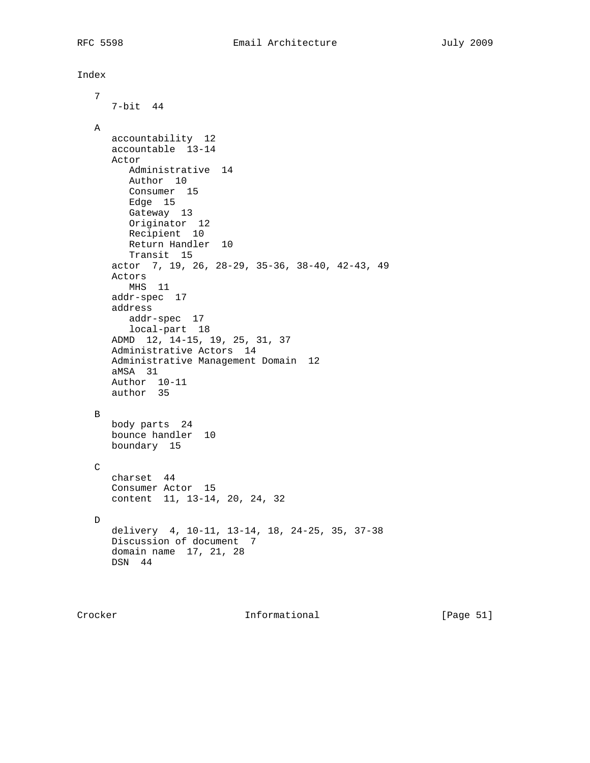# Index

## 7

- 7-bit 44

## A

- accountability 12
- accountable 13-14
- Actor
  - Administrative 14
  - Author 10
  - Consumer 15
  - Edge 15
  - Gateway 13
  - Originator 12
  - Recipient 10
  - Return Handler 10
  - Transit 15
- actor 7, 19, 26, 28-29, 35-36, 38-40, 42-43, 49
- Actors
  - MHS 11
- addr-spec 17
- address
  - addr-spec 17
  - local-part 18
- ADMD 12, 14-15, 19, 25, 31, 37
- Administrative Actors 14
- Administrative Management Domain 12
- aMSA 31
- Author 10-11
- author 35

## B

- body parts 24
- bounce handler 10
- boundary 15

## C

- charset 44
- Consumer Actor 15
- content 11, 13-14, 20, 24, 32

## D

- delivery 4, 10-11, 13-14, 18, 24-25, 35, 37-38
- Discussion of document 7
- domain name 17, 21, 28
- DSN 44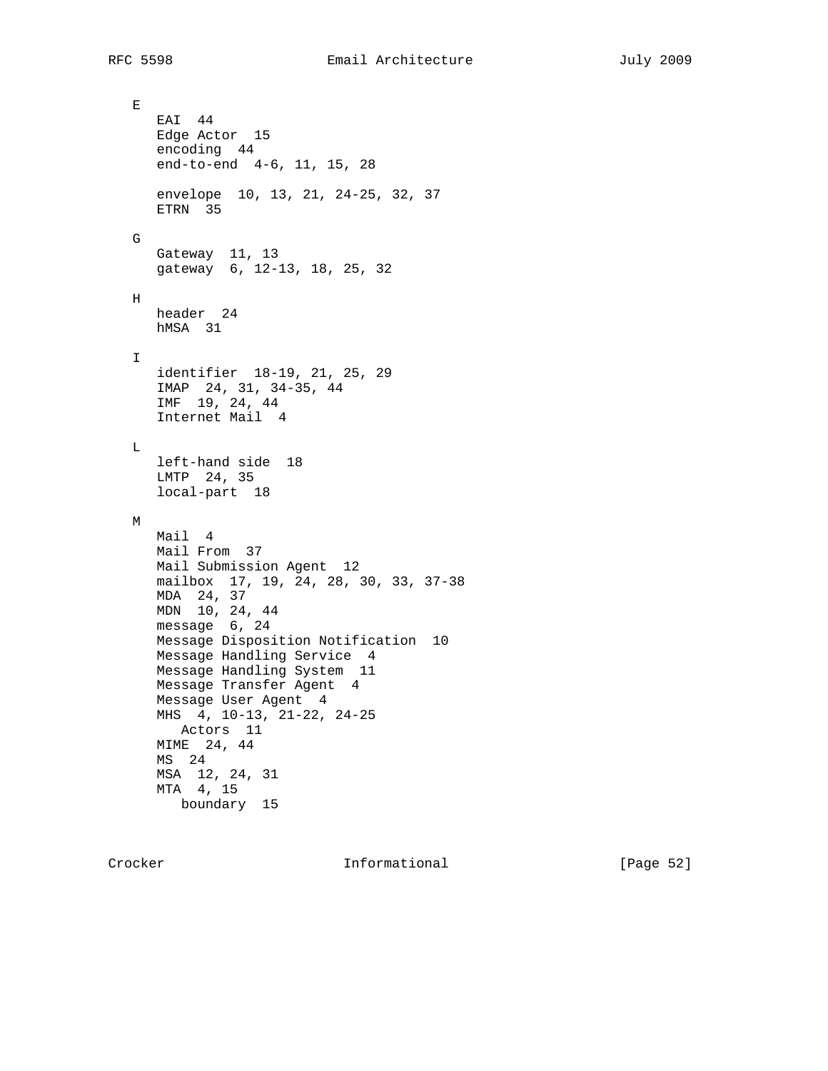E

- EAI 44
- Edge Actor 15
- encoding 44
- end-to-end 4-6, 11, 15, 28
- envelope 10, 13, 21, 24-25, 32, 37
- ETRN 35

G

- Gateway 11, 13
- gateway 6, 12-13, 18, 25, 32

H

- header 24
- hMSA 31

I

- identifier 18-19, 21, 25, 29
- IMAP 24, 31, 34-35, 44
- IMF 19, 24, 44
- Internet Mail 4

L

- left-hand side 18
- LMTP 24, 35
- local-part 18

M

- Mail 4
- Mail From 37
- Mail Submission Agent 12
- mailbox 17, 19, 24, 28, 30, 33, 37-38
- MDA 24, 37
- MDN 10, 24, 44
- message 6, 24
- Message Disposition Notification 10
- Message Handling Service 4
- Message Handling System 11
- Message Transfer Agent 4
- Message User Agent 4
- MHS 4, 10-13, 21-22, 24-25
  - Actors 11
- MIME 24, 44
- MS 24
- MSA 12, 24, 31
- MTA 4, 15
  - boundary 15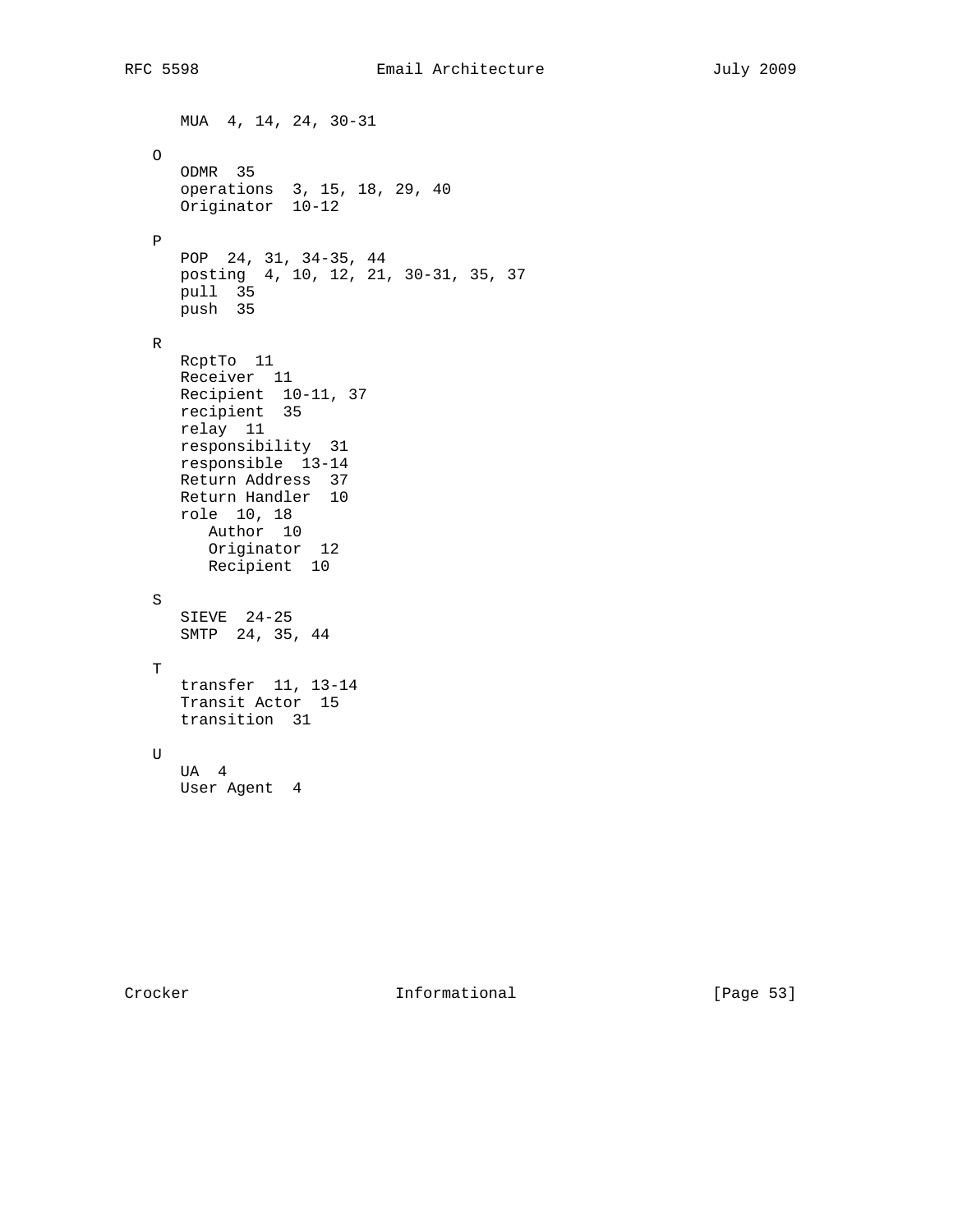MUA  4, 14, 24, 30-31

O
- ODMR  35
- operations  3, 15, 18, 29, 40
- Originator  10-12

P
- POP  24, 31, 34-35, 44
- posting  4, 10, 12, 21, 30-31, 35, 37
- pull  35
- push  35

R
- RcptTo  11
- Receiver  11
- Recipient  10-11, 37
- recipient  35
- relay  11
- responsibility  31
- responsible  13-14
- Return Address  37
- Return Handler  10
- role  10, 18
  - Author  10
  - Originator  12
  - Recipient  10

S
- SIEVE  24-25
- SMTP  24, 35, 44

T
- transfer  11, 13-14
- Transit Actor  15
- transition  31

U
- UA  4
- User Agent  4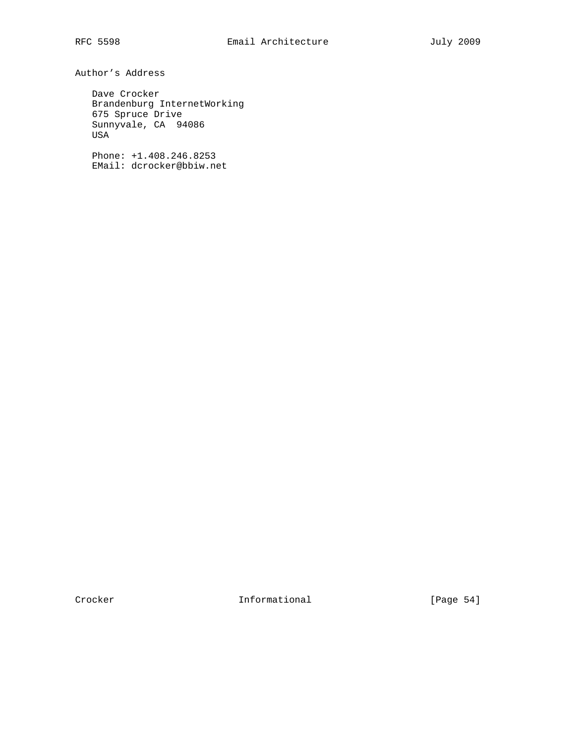# Author's Address

Dave Crocker
Brandenburg InternetWorking
675 Spruce Drive
Sunnyvale, CA  94086
USA

Phone: +1.408.246.8253
EMail: dcrocker@bbiw.net